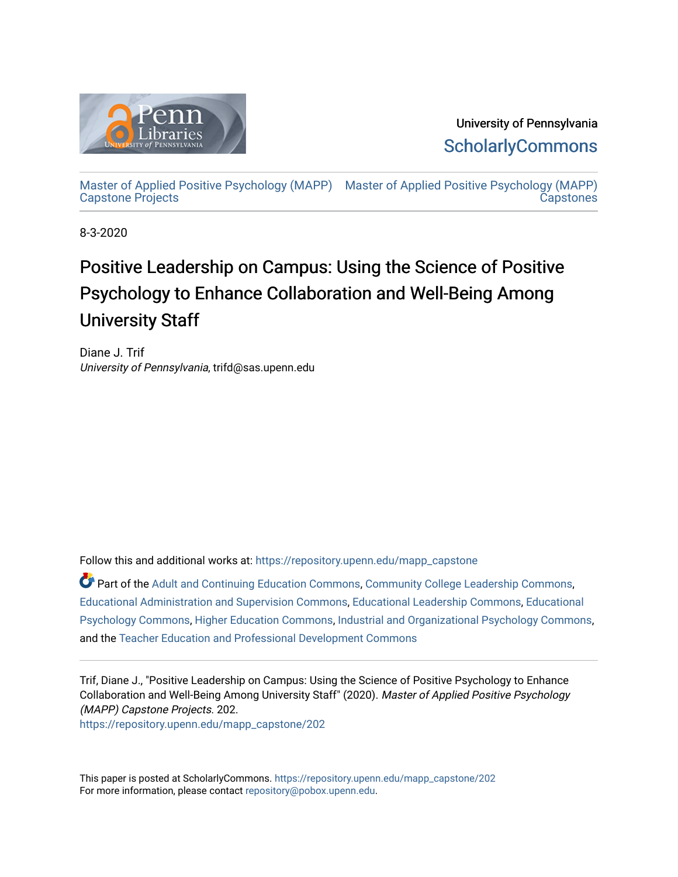University of Pennsylvania
ScholarlyCommons

Master of Applied Positive Psychology (MAPP) Capstone Projects | Master of Applied Positive Psychology (MAPP) Capstones

8-3-2020

# Positive Leadership on Campus: Using the Science of Positive Psychology to Enhance Collaboration and Well-Being Among University Staff

Diane J. Trif
*University of Pennsylvania*, trifd@sas.upenn.edu

Follow this and additional works at: https://repository.upenn.edu/mapp_capstone

Part of the Adult and Continuing Education Commons, Community College Leadership Commons, Educational Administration and Supervision Commons, Educational Leadership Commons, Educational Psychology Commons, Higher Education Commons, Industrial and Organizational Psychology Commons, and the Teacher Education and Professional Development Commons

Trif, Diane J., "Positive Leadership on Campus: Using the Science of Positive Psychology to Enhance Collaboration and Well-Being Among University Staff" (2020). *Master of Applied Positive Psychology (MAPP) Capstone Projects*. 202.
https://repository.upenn.edu/mapp_capstone/202

This paper is posted at ScholarlyCommons. https://repository.upenn.edu/mapp_capstone/202
For more information, please contact repository@pobox.upenn.edu.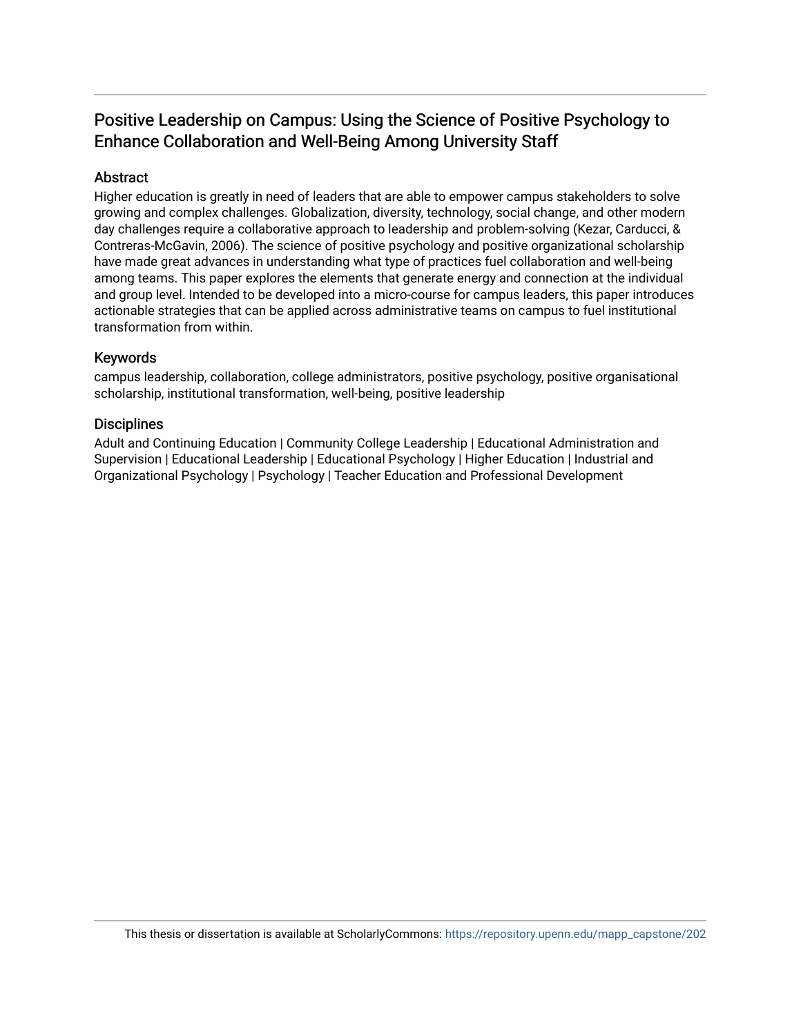# Positive Leadership on Campus: Using the Science of Positive Psychology to Enhance Collaboration and Well-Being Among University Staff

## Abstract

Higher education is greatly in need of leaders that are able to empower campus stakeholders to solve growing and complex challenges. Globalization, diversity, technology, social change, and other modern day challenges require a collaborative approach to leadership and problem-solving (Kezar, Carducci, & Contreras-McGavin, 2006). The science of positive psychology and positive organizational scholarship have made great advances in understanding what type of practices fuel collaboration and well-being among teams. This paper explores the elements that generate energy and connection at the individual and group level. Intended to be developed into a micro-course for campus leaders, this paper introduces actionable strategies that can be applied across administrative teams on campus to fuel institutional transformation from within.

## Keywords

campus leadership, collaboration, college administrators, positive psychology, positive organisational scholarship, institutional transformation, well-being, positive leadership

## Disciplines

Adult and Continuing Education | Community College Leadership | Educational Administration and Supervision | Educational Leadership | Educational Psychology | Higher Education | Industrial and Organizational Psychology | Psychology | Teacher Education and Professional Development

This thesis or dissertation is available at ScholarlyCommons: https://repository.upenn.edu/mapp_capstone/202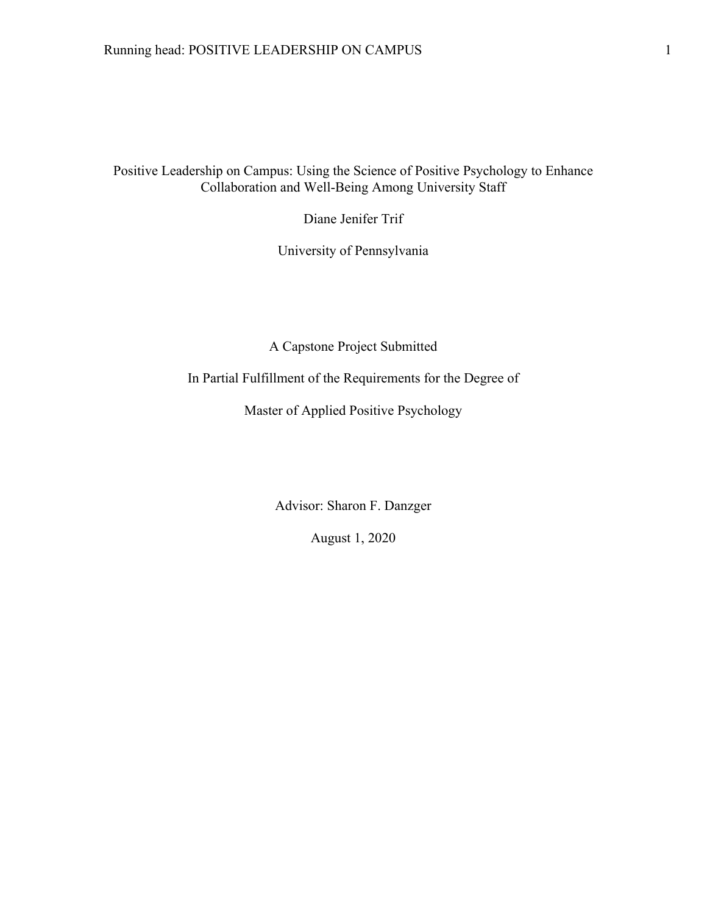# Positive Leadership on Campus: Using the Science of Positive Psychology to Enhance Collaboration and Well-Being Among University Staff

Diane Jenifer Trif

University of Pennsylvania

A Capstone Project Submitted

In Partial Fulfillment of the Requirements for the Degree of

Master of Applied Positive Psychology

Advisor: Sharon F. Danzger

August 1, 2020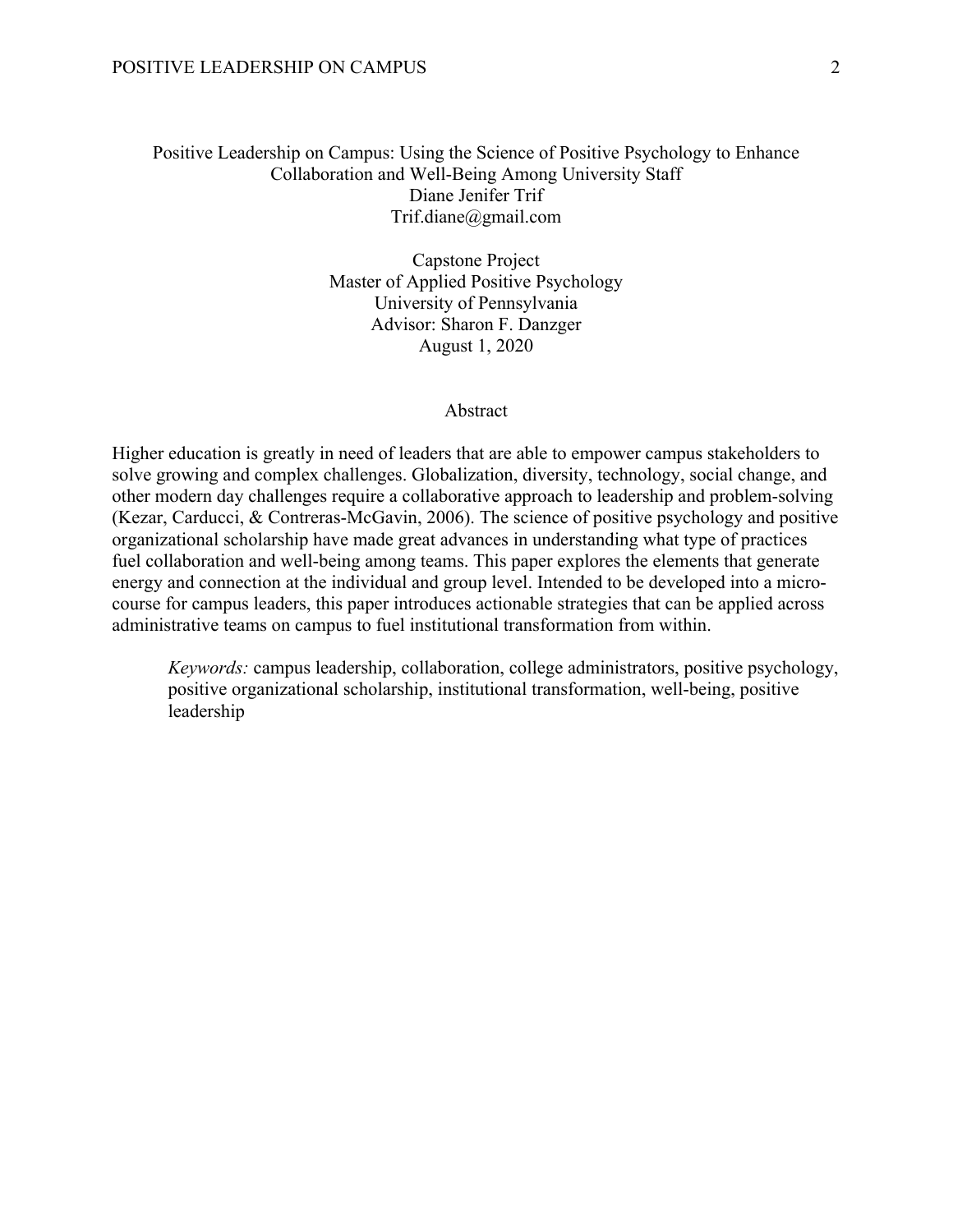Positive Leadership on Campus: Using the Science of Positive Psychology to Enhance Collaboration and Well-Being Among University Staff

Diane Jenifer Trif

Trif.diane@gmail.com

Capstone Project

Master of Applied Positive Psychology

University of Pennsylvania

Advisor: Sharon F. Danzger

August 1, 2020

## Abstract

Higher education is greatly in need of leaders that are able to empower campus stakeholders to solve growing and complex challenges. Globalization, diversity, technology, social change, and other modern day challenges require a collaborative approach to leadership and problem-solving (Kezar, Carducci, & Contreras-McGavin, 2006). The science of positive psychology and positive organizational scholarship have made great advances in understanding what type of practices fuel collaboration and well-being among teams. This paper explores the elements that generate energy and connection at the individual and group level. Intended to be developed into a micro-course for campus leaders, this paper introduces actionable strategies that can be applied across administrative teams on campus to fuel institutional transformation from within.

*Keywords:* campus leadership, collaboration, college administrators, positive psychology, positive organizational scholarship, institutional transformation, well-being, positive leadership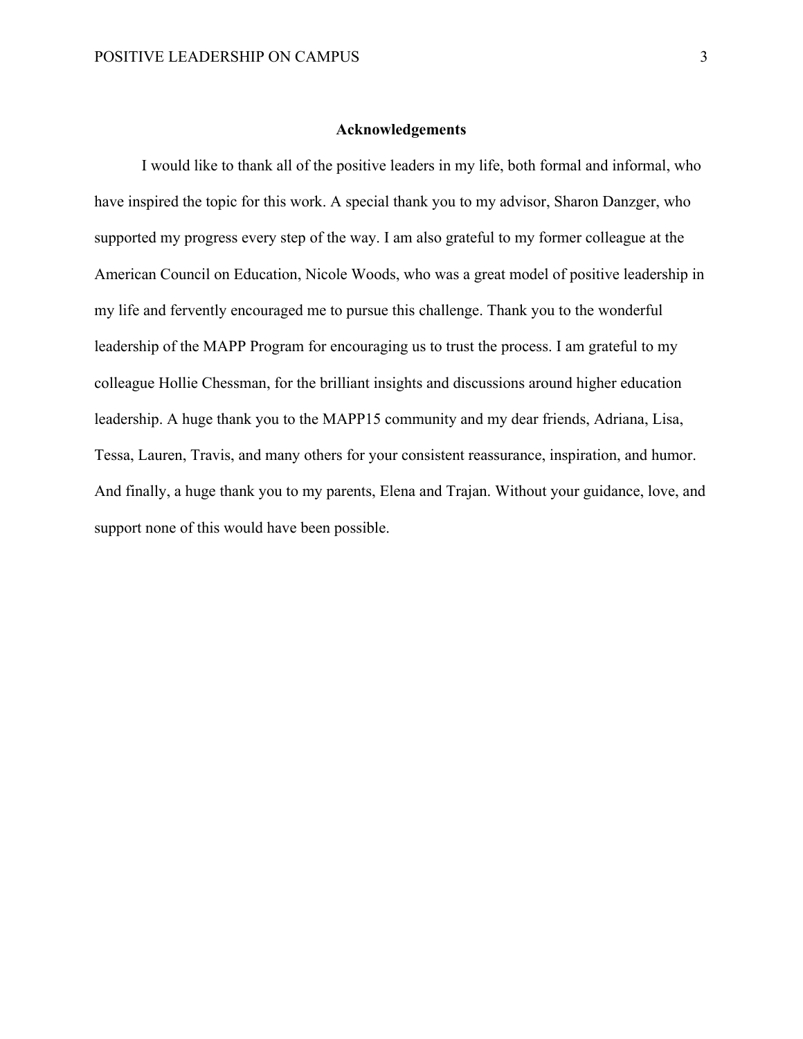## Acknowledgements

I would like to thank all of the positive leaders in my life, both formal and informal, who have inspired the topic for this work. A special thank you to my advisor, Sharon Danzger, who supported my progress every step of the way. I am also grateful to my former colleague at the American Council on Education, Nicole Woods, who was a great model of positive leadership in my life and fervently encouraged me to pursue this challenge. Thank you to the wonderful leadership of the MAPP Program for encouraging us to trust the process. I am grateful to my colleague Hollie Chessman, for the brilliant insights and discussions around higher education leadership. A huge thank you to the MAPP15 community and my dear friends, Adriana, Lisa, Tessa, Lauren, Travis, and many others for your consistent reassurance, inspiration, and humor. And finally, a huge thank you to my parents, Elena and Trajan. Without your guidance, love, and support none of this would have been possible.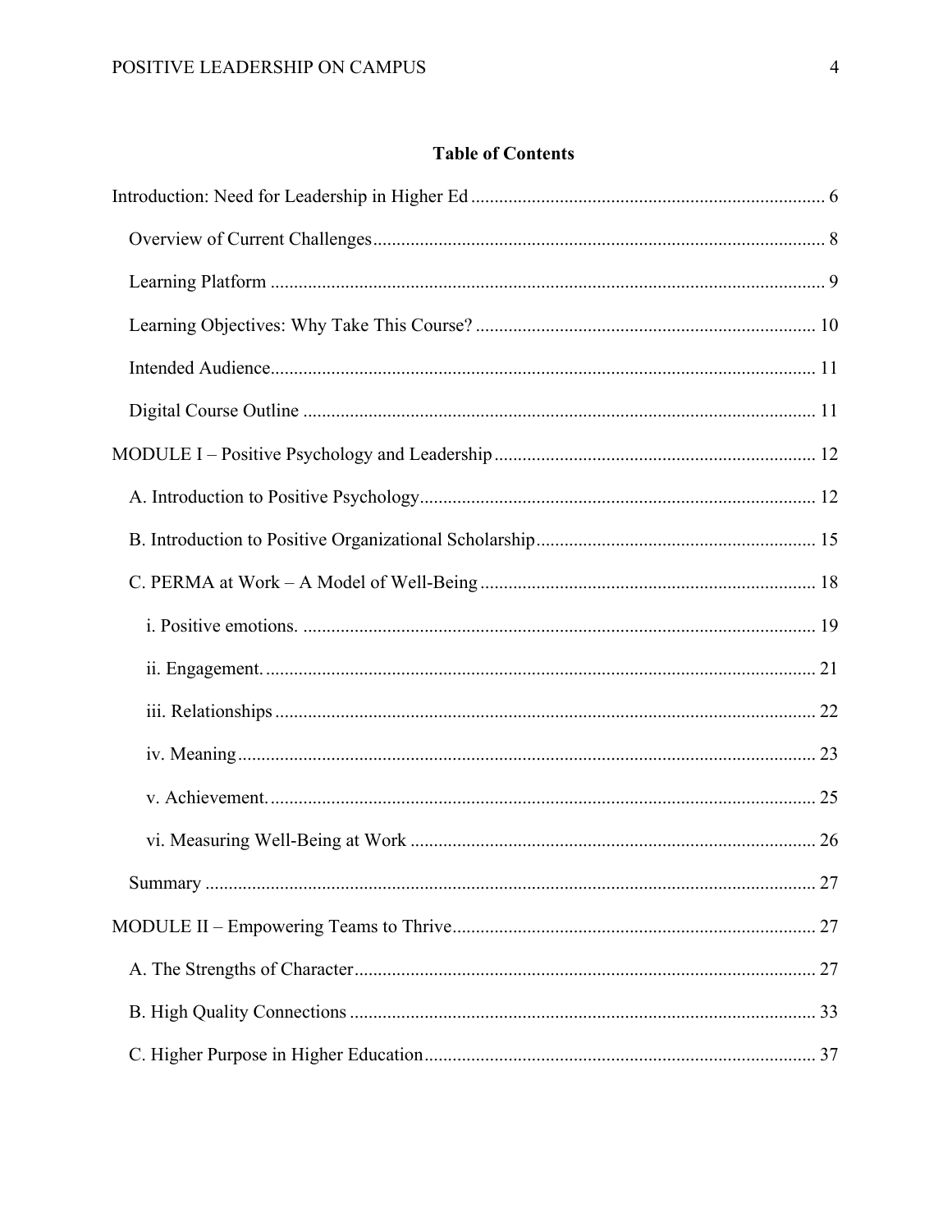## Table of Contents

Introduction: Need for Leadership in Higher Ed ........................................................................... 6

Overview of Current Challenges ................................................................................................ 8

Learning Platform ...................................................................................................................... 9

Learning Objectives: Why Take This Course? ........................................................................ 10

Intended Audience .................................................................................................................... 11

Digital Course Outline ............................................................................................................. 11

MODULE I – Positive Psychology and Leadership .................................................................... 12

A. Introduction to Positive Psychology .................................................................................... 12

B. Introduction to Positive Organizational Scholarship ........................................................... 15

C. PERMA at Work – A Model of Well-Being ....................................................................... 18

i. Positive emotions. ............................................................................................................. 19

ii. Engagement. ..................................................................................................................... 21

iii. Relationships ................................................................................................................... 22

iv. Meaning ........................................................................................................................... 23

v. Achievement. .................................................................................................................... 25

vi. Measuring Well-Being at Work ...................................................................................... 26

Summary .................................................................................................................................. 27

MODULE II – Empowering Teams to Thrive ............................................................................. 27

A. The Strengths of Character .................................................................................................. 27

B. High Quality Connections ................................................................................................... 33

C. Higher Purpose in Higher Education ................................................................................... 37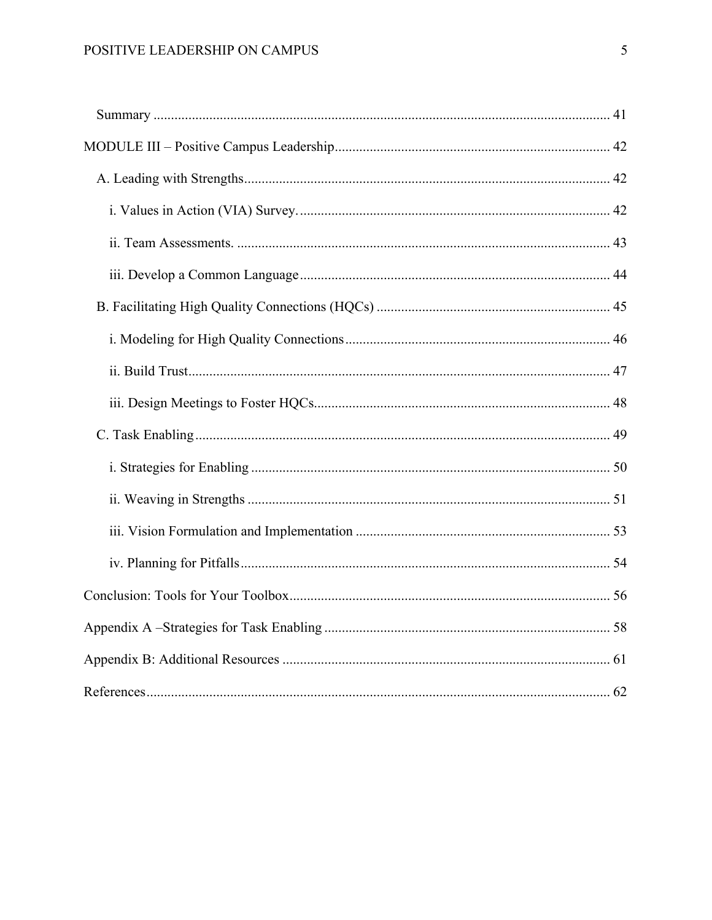Summary .................................................................................................................. 41

MODULE III – Positive Campus Leadership.............................................................................. 42

A. Leading with Strengths........................................................................................................ 42

i. Values in Action (VIA) Survey. ......................................................................................... 42

ii. Team Assessments. .......................................................................................................... 43

iii. Develop a Common Language ........................................................................................ 44

B. Facilitating High Quality Connections (HQCs) .................................................................. 45

i. Modeling for High Quality Connections ........................................................................... 46

ii. Build Trust......................................................................................................................... 47

iii. Design Meetings to Foster HQCs.................................................................................... 48

C. Task Enabling ....................................................................................................................... 49

i. Strategies for Enabling ...................................................................................................... 50

ii. Weaving in Strengths ....................................................................................................... 51

iii. Vision Formulation and Implementation ........................................................................ 53

iv. Planning for Pitfalls.......................................................................................................... 54

Conclusion: Tools for Your Toolbox........................................................................................... 56

Appendix A –Strategies for Task Enabling ................................................................................. 58

Appendix B: Additional Resources ............................................................................................. 61

References..................................................................................................................................... 62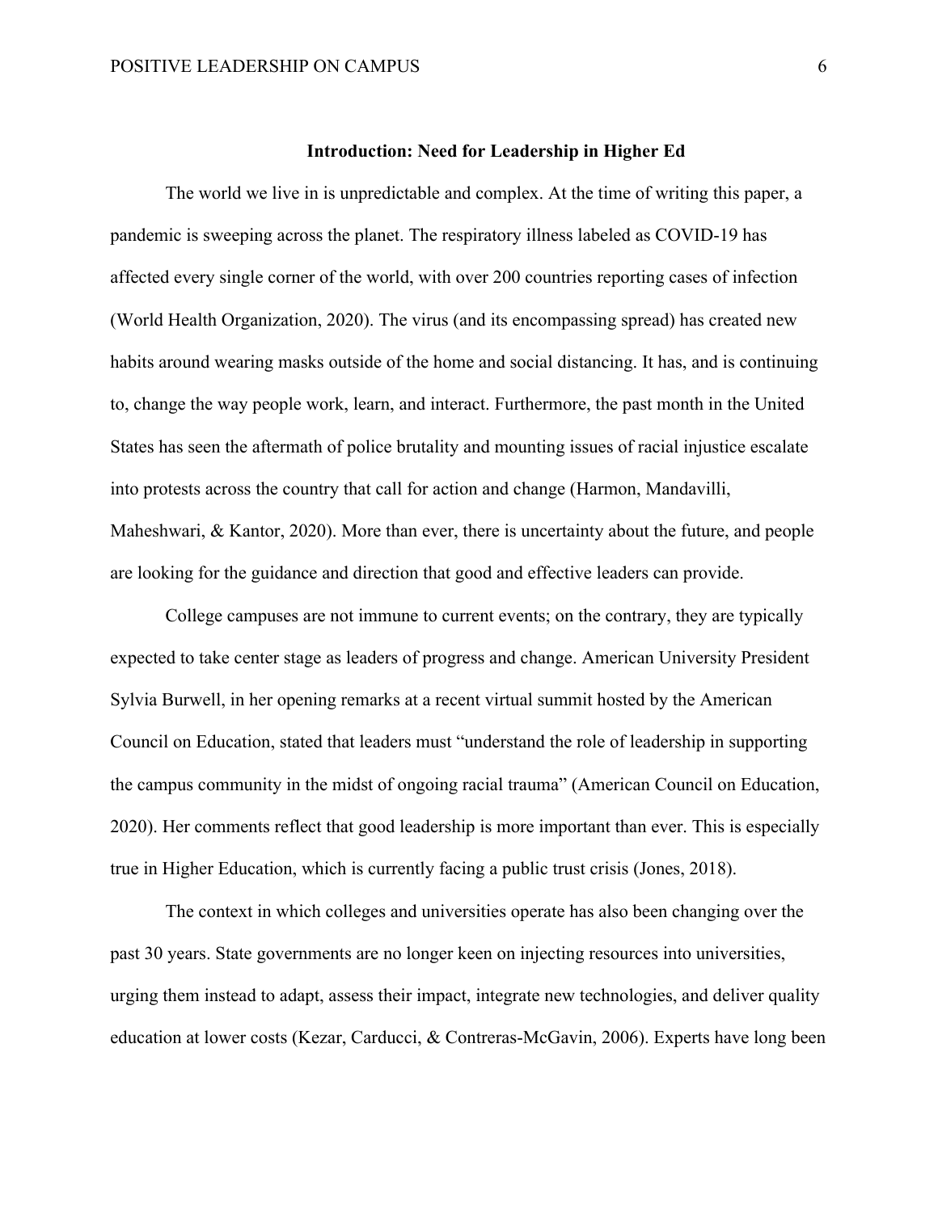## Introduction: Need for Leadership in Higher Ed

The world we live in is unpredictable and complex. At the time of writing this paper, a pandemic is sweeping across the planet. The respiratory illness labeled as COVID-19 has affected every single corner of the world, with over 200 countries reporting cases of infection (World Health Organization, 2020). The virus (and its encompassing spread) has created new habits around wearing masks outside of the home and social distancing. It has, and is continuing to, change the way people work, learn, and interact. Furthermore, the past month in the United States has seen the aftermath of police brutality and mounting issues of racial injustice escalate into protests across the country that call for action and change (Harmon, Mandavilli, Maheshwari, & Kantor, 2020). More than ever, there is uncertainty about the future, and people are looking for the guidance and direction that good and effective leaders can provide.

College campuses are not immune to current events; on the contrary, they are typically expected to take center stage as leaders of progress and change. American University President Sylvia Burwell, in her opening remarks at a recent virtual summit hosted by the American Council on Education, stated that leaders must "understand the role of leadership in supporting the campus community in the midst of ongoing racial trauma" (American Council on Education, 2020). Her comments reflect that good leadership is more important than ever. This is especially true in Higher Education, which is currently facing a public trust crisis (Jones, 2018).

The context in which colleges and universities operate has also been changing over the past 30 years. State governments are no longer keen on injecting resources into universities, urging them instead to adapt, assess their impact, integrate new technologies, and deliver quality education at lower costs (Kezar, Carducci, & Contreras-McGavin, 2006). Experts have long been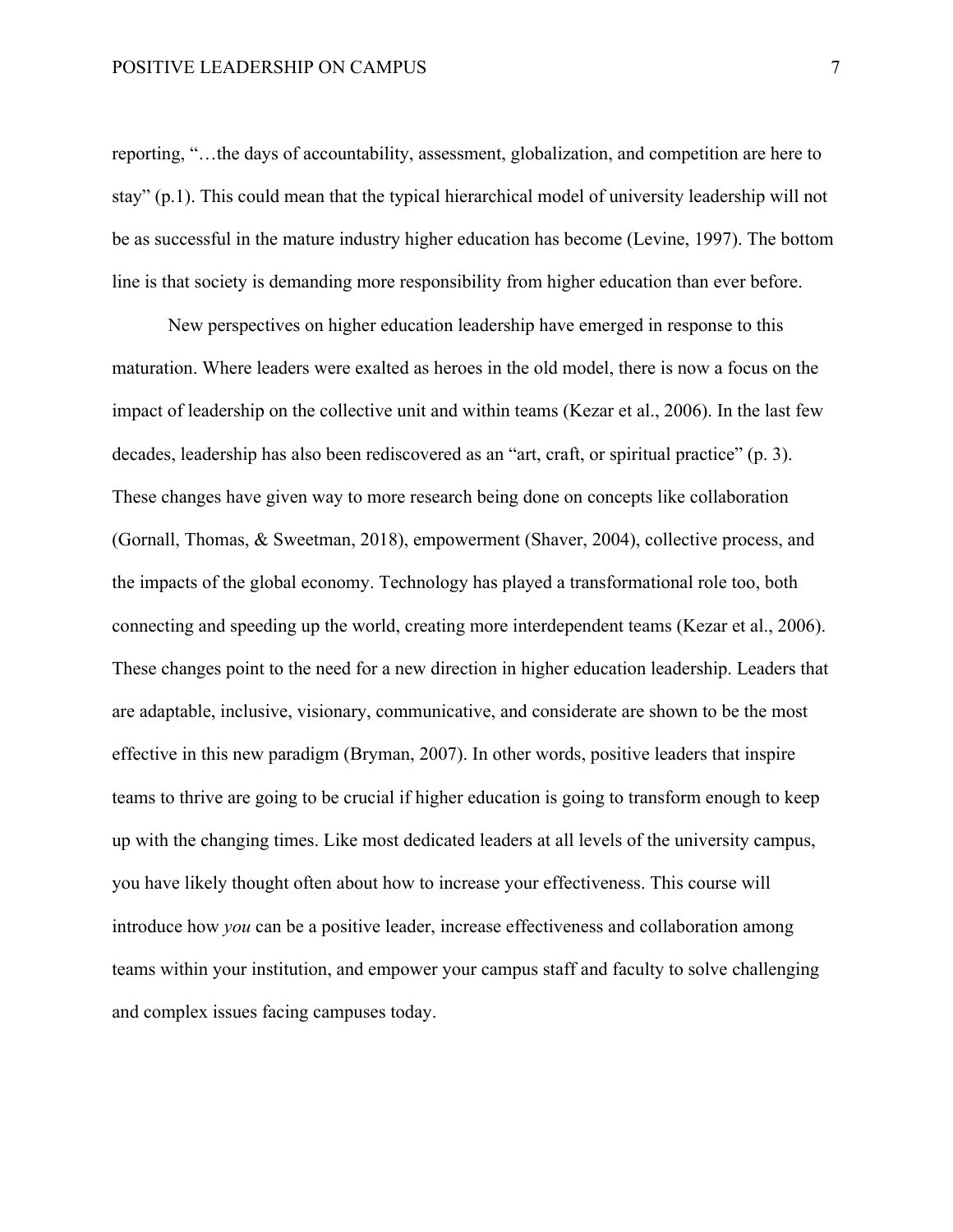reporting, "…the days of accountability, assessment, globalization, and competition are here to stay" (p.1). This could mean that the typical hierarchical model of university leadership will not be as successful in the mature industry higher education has become (Levine, 1997). The bottom line is that society is demanding more responsibility from higher education than ever before.

New perspectives on higher education leadership have emerged in response to this maturation. Where leaders were exalted as heroes in the old model, there is now a focus on the impact of leadership on the collective unit and within teams (Kezar et al., 2006). In the last few decades, leadership has also been rediscovered as an "art, craft, or spiritual practice" (p. 3). These changes have given way to more research being done on concepts like collaboration (Gornall, Thomas, & Sweetman, 2018), empowerment (Shaver, 2004), collective process, and the impacts of the global economy. Technology has played a transformational role too, both connecting and speeding up the world, creating more interdependent teams (Kezar et al., 2006). These changes point to the need for a new direction in higher education leadership. Leaders that are adaptable, inclusive, visionary, communicative, and considerate are shown to be the most effective in this new paradigm (Bryman, 2007). In other words, positive leaders that inspire teams to thrive are going to be crucial if higher education is going to transform enough to keep up with the changing times. Like most dedicated leaders at all levels of the university campus, you have likely thought often about how to increase your effectiveness. This course will introduce how *you* can be a positive leader, increase effectiveness and collaboration among teams within your institution, and empower your campus staff and faculty to solve challenging and complex issues facing campuses today.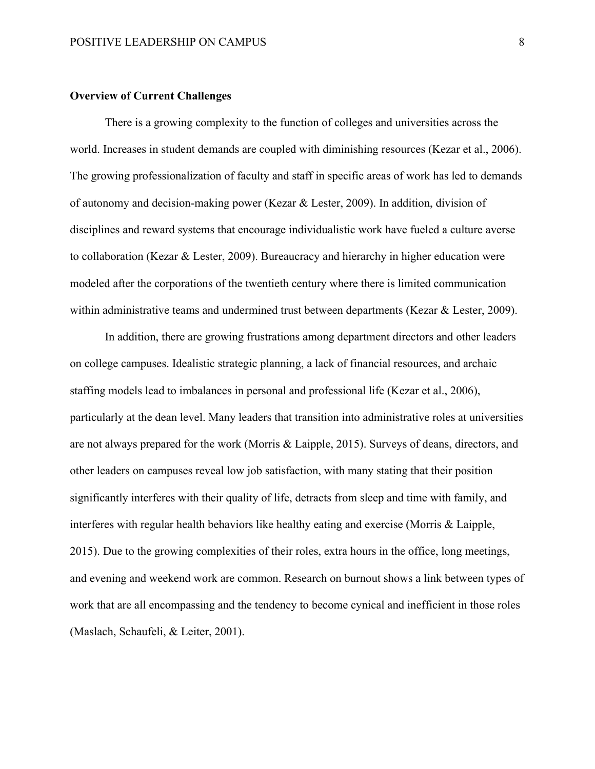**Overview of Current Challenges**

There is a growing complexity to the function of colleges and universities across the world. Increases in student demands are coupled with diminishing resources (Kezar et al., 2006). The growing professionalization of faculty and staff in specific areas of work has led to demands of autonomy and decision-making power (Kezar & Lester, 2009). In addition, division of disciplines and reward systems that encourage individualistic work have fueled a culture averse to collaboration (Kezar & Lester, 2009). Bureaucracy and hierarchy in higher education were modeled after the corporations of the twentieth century where there is limited communication within administrative teams and undermined trust between departments (Kezar & Lester, 2009).

In addition, there are growing frustrations among department directors and other leaders on college campuses. Idealistic strategic planning, a lack of financial resources, and archaic staffing models lead to imbalances in personal and professional life (Kezar et al., 2006), particularly at the dean level. Many leaders that transition into administrative roles at universities are not always prepared for the work (Morris & Laipple, 2015). Surveys of deans, directors, and other leaders on campuses reveal low job satisfaction, with many stating that their position significantly interferes with their quality of life, detracts from sleep and time with family, and interferes with regular health behaviors like healthy eating and exercise (Morris & Laipple, 2015). Due to the growing complexities of their roles, extra hours in the office, long meetings, and evening and weekend work are common. Research on burnout shows a link between types of work that are all encompassing and the tendency to become cynical and inefficient in those roles (Maslach, Schaufeli, & Leiter, 2001).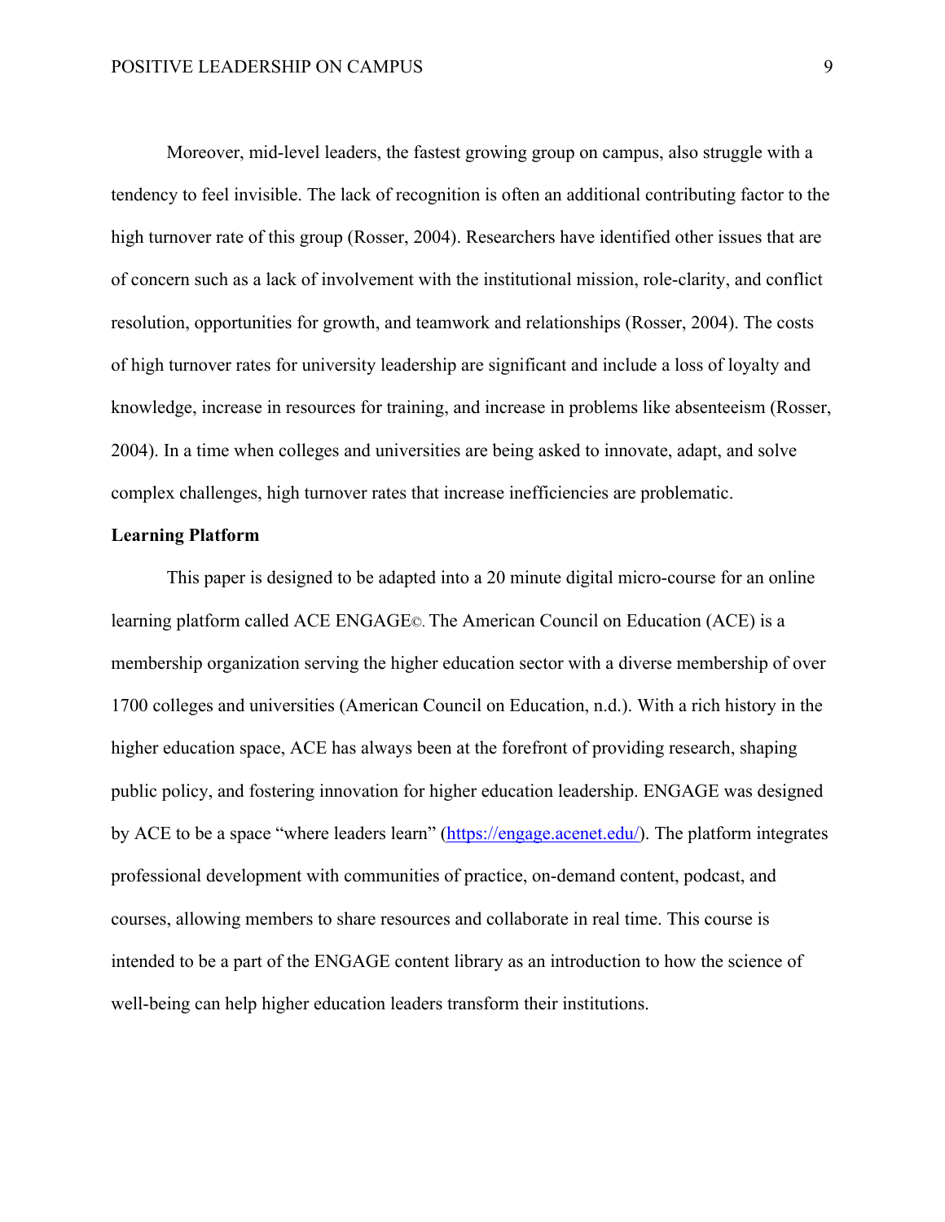Moreover, mid-level leaders, the fastest growing group on campus, also struggle with a tendency to feel invisible. The lack of recognition is often an additional contributing factor to the high turnover rate of this group (Rosser, 2004). Researchers have identified other issues that are of concern such as a lack of involvement with the institutional mission, role-clarity, and conflict resolution, opportunities for growth, and teamwork and relationships (Rosser, 2004). The costs of high turnover rates for university leadership are significant and include a loss of loyalty and knowledge, increase in resources for training, and increase in problems like absenteeism (Rosser, 2004). In a time when colleges and universities are being asked to innovate, adapt, and solve complex challenges, high turnover rates that increase inefficiencies are problematic.

**Learning Platform**

This paper is designed to be adapted into a 20 minute digital micro-course for an online learning platform called ACE ENGAGE©. The American Council on Education (ACE) is a membership organization serving the higher education sector with a diverse membership of over 1700 colleges and universities (American Council on Education, n.d.). With a rich history in the higher education space, ACE has always been at the forefront of providing research, shaping public policy, and fostering innovation for higher education leadership. ENGAGE was designed by ACE to be a space "where leaders learn" (https://engage.acenet.edu/). The platform integrates professional development with communities of practice, on-demand content, podcast, and courses, allowing members to share resources and collaborate in real time. This course is intended to be a part of the ENGAGE content library as an introduction to how the science of well-being can help higher education leaders transform their institutions.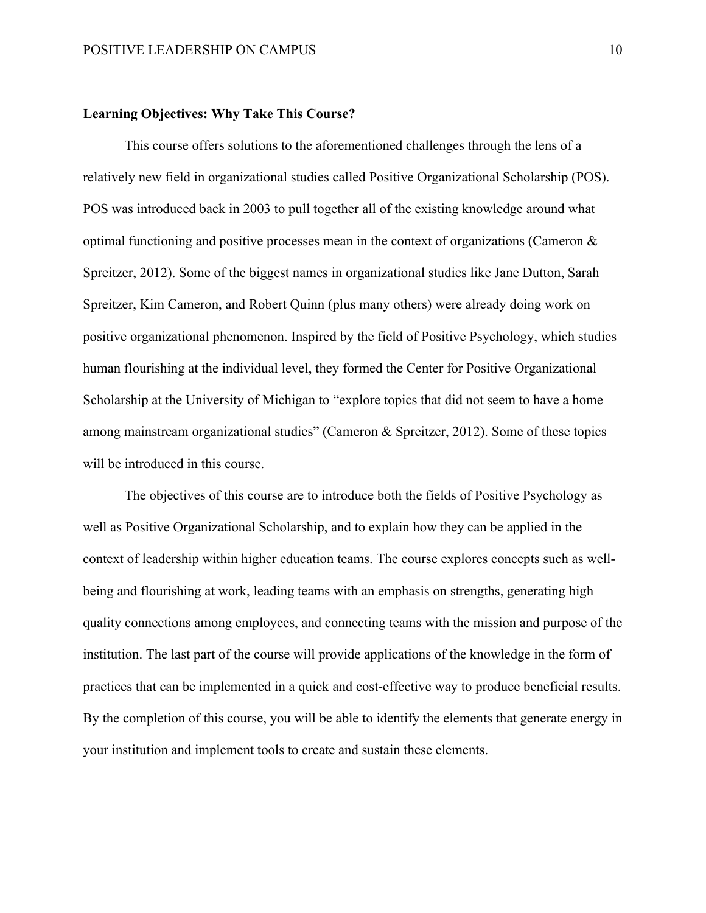**Learning Objectives: Why Take This Course?**

This course offers solutions to the aforementioned challenges through the lens of a relatively new field in organizational studies called Positive Organizational Scholarship (POS). POS was introduced back in 2003 to pull together all of the existing knowledge around what optimal functioning and positive processes mean in the context of organizations (Cameron & Spreitzer, 2012). Some of the biggest names in organizational studies like Jane Dutton, Sarah Spreitzer, Kim Cameron, and Robert Quinn (plus many others) were already doing work on positive organizational phenomenon. Inspired by the field of Positive Psychology, which studies human flourishing at the individual level, they formed the Center for Positive Organizational Scholarship at the University of Michigan to "explore topics that did not seem to have a home among mainstream organizational studies" (Cameron & Spreitzer, 2012). Some of these topics will be introduced in this course.

The objectives of this course are to introduce both the fields of Positive Psychology as well as Positive Organizational Scholarship, and to explain how they can be applied in the context of leadership within higher education teams. The course explores concepts such as well-being and flourishing at work, leading teams with an emphasis on strengths, generating high quality connections among employees, and connecting teams with the mission and purpose of the institution. The last part of the course will provide applications of the knowledge in the form of practices that can be implemented in a quick and cost-effective way to produce beneficial results. By the completion of this course, you will be able to identify the elements that generate energy in your institution and implement tools to create and sustain these elements.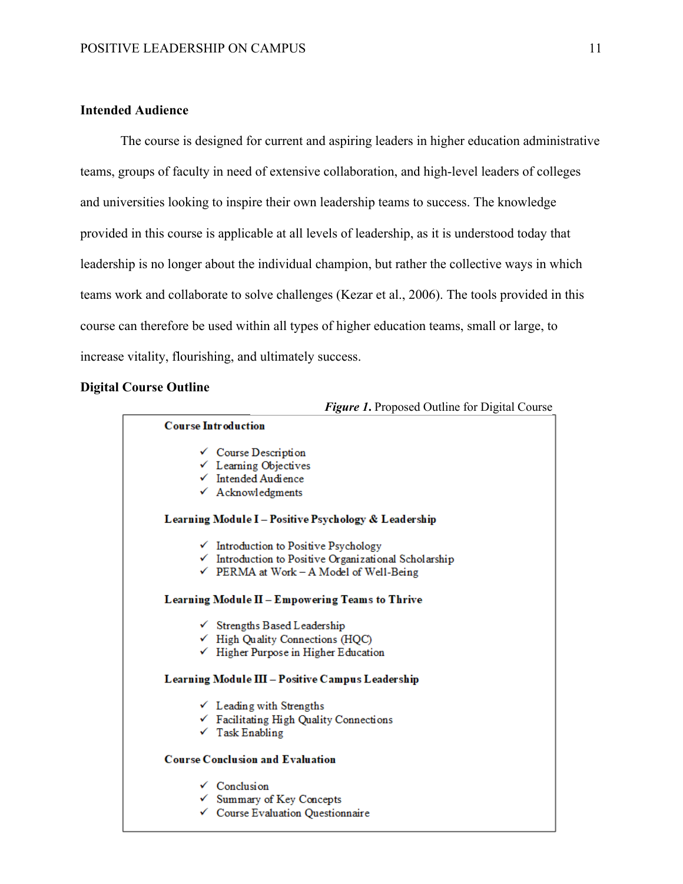**Intended Audience**

The course is designed for current and aspiring leaders in higher education administrative teams, groups of faculty in need of extensive collaboration, and high-level leaders of colleges and universities looking to inspire their own leadership teams to success. The knowledge provided in this course is applicable at all levels of leadership, as it is understood today that leadership is no longer about the individual champion, but rather the collective ways in which teams work and collaborate to solve challenges (Kezar et al., 2006). The tools provided in this course can therefore be used within all types of higher education teams, small or large, to increase vitality, flourishing, and ultimately success.

**Digital Course Outline**

***Figure 1.*** Proposed Outline for Digital Course

**Course Introduction**

- ✓ Course Description
- ✓ Learning Objectives
- ✓ Intended Audience
- ✓ Acknowledgments

**Learning Module I – Positive Psychology & Leadership**

- ✓ Introduction to Positive Psychology
- ✓ Introduction to Positive Organizational Scholarship
- ✓ PERMA at Work – A Model of Well-Being

**Learning Module II – Empowering Teams to Thrive**

- ✓ Strengths Based Leadership
- ✓ High Quality Connections (HQC)
- ✓ Higher Purpose in Higher Education

**Learning Module III – Positive Campus Leadership**

- ✓ Leading with Strengths
- ✓ Facilitating High Quality Connections
- ✓ Task Enabling

**Course Conclusion and Evaluation**

- ✓ Conclusion
- ✓ Summary of Key Concepts
- ✓ Course Evaluation Questionnaire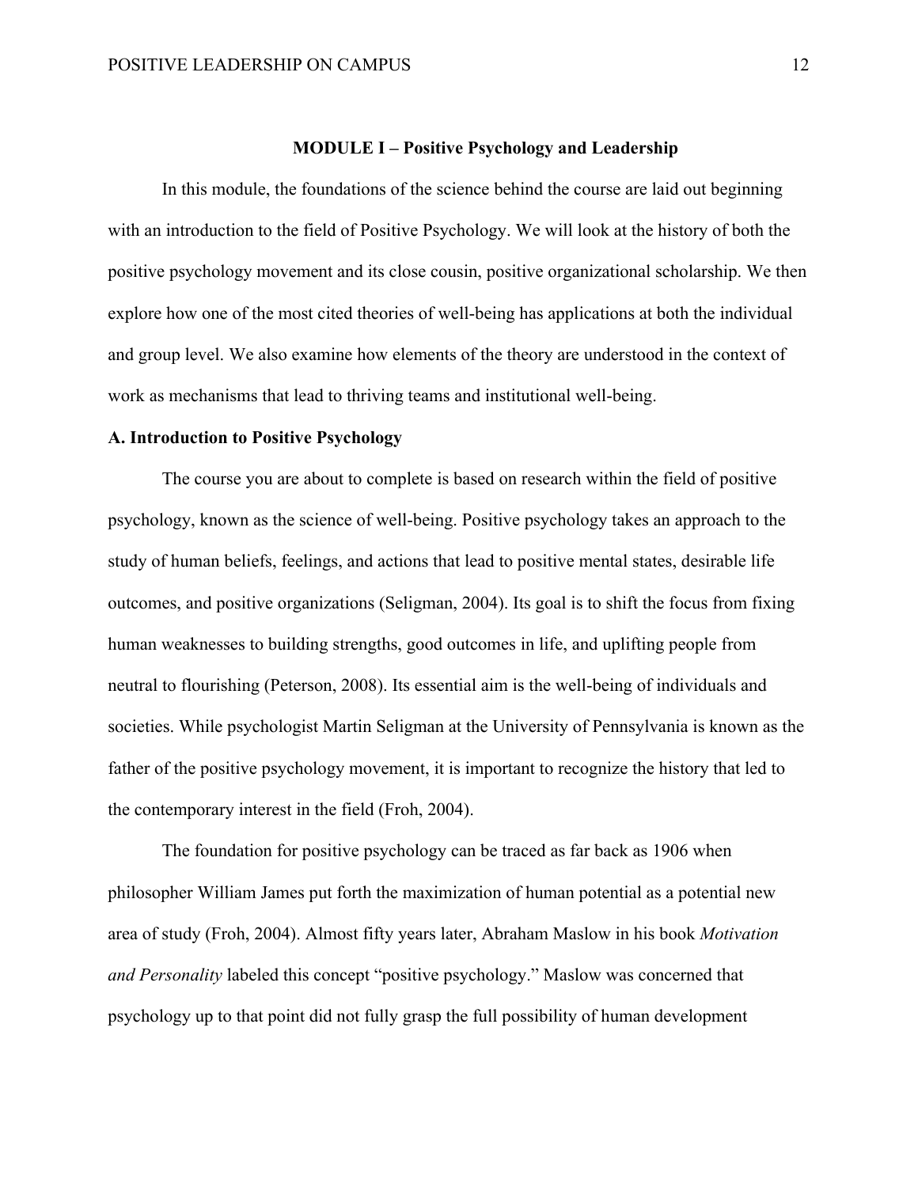## MODULE I – Positive Psychology and Leadership

In this module, the foundations of the science behind the course are laid out beginning with an introduction to the field of Positive Psychology. We will look at the history of both the positive psychology movement and its close cousin, positive organizational scholarship. We then explore how one of the most cited theories of well-being has applications at both the individual and group level. We also examine how elements of the theory are understood in the context of work as mechanisms that lead to thriving teams and institutional well-being.

### A. Introduction to Positive Psychology

The course you are about to complete is based on research within the field of positive psychology, known as the science of well-being. Positive psychology takes an approach to the study of human beliefs, feelings, and actions that lead to positive mental states, desirable life outcomes, and positive organizations (Seligman, 2004). Its goal is to shift the focus from fixing human weaknesses to building strengths, good outcomes in life, and uplifting people from neutral to flourishing (Peterson, 2008). Its essential aim is the well-being of individuals and societies. While psychologist Martin Seligman at the University of Pennsylvania is known as the father of the positive psychology movement, it is important to recognize the history that led to the contemporary interest in the field (Froh, 2004).

The foundation for positive psychology can be traced as far back as 1906 when philosopher William James put forth the maximization of human potential as a potential new area of study (Froh, 2004). Almost fifty years later, Abraham Maslow in his book *Motivation and Personality* labeled this concept "positive psychology." Maslow was concerned that psychology up to that point did not fully grasp the full possibility of human development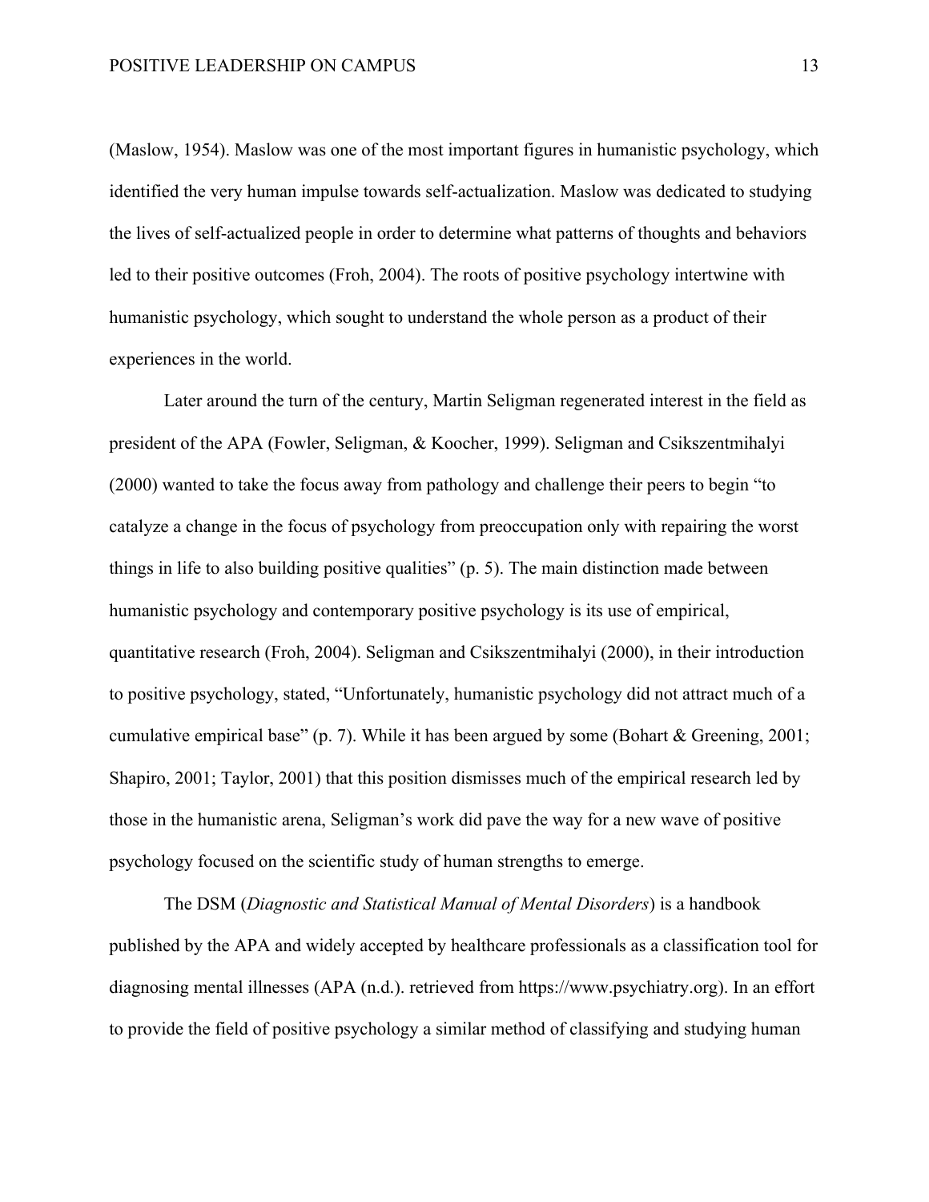(Maslow, 1954). Maslow was one of the most important figures in humanistic psychology, which identified the very human impulse towards self-actualization. Maslow was dedicated to studying the lives of self-actualized people in order to determine what patterns of thoughts and behaviors led to their positive outcomes (Froh, 2004). The roots of positive psychology intertwine with humanistic psychology, which sought to understand the whole person as a product of their experiences in the world.

Later around the turn of the century, Martin Seligman regenerated interest in the field as president of the APA (Fowler, Seligman, & Koocher, 1999). Seligman and Csikszentmihalyi (2000) wanted to take the focus away from pathology and challenge their peers to begin "to catalyze a change in the focus of psychology from preoccupation only with repairing the worst things in life to also building positive qualities" (p. 5). The main distinction made between humanistic psychology and contemporary positive psychology is its use of empirical, quantitative research (Froh, 2004). Seligman and Csikszentmihalyi (2000), in their introduction to positive psychology, stated, "Unfortunately, humanistic psychology did not attract much of a cumulative empirical base" (p. 7). While it has been argued by some (Bohart & Greening, 2001; Shapiro, 2001; Taylor, 2001) that this position dismisses much of the empirical research led by those in the humanistic arena, Seligman's work did pave the way for a new wave of positive psychology focused on the scientific study of human strengths to emerge.

The DSM (*Diagnostic and Statistical Manual of Mental Disorders*) is a handbook published by the APA and widely accepted by healthcare professionals as a classification tool for diagnosing mental illnesses (APA (n.d.). retrieved from https://www.psychiatry.org). In an effort to provide the field of positive psychology a similar method of classifying and studying human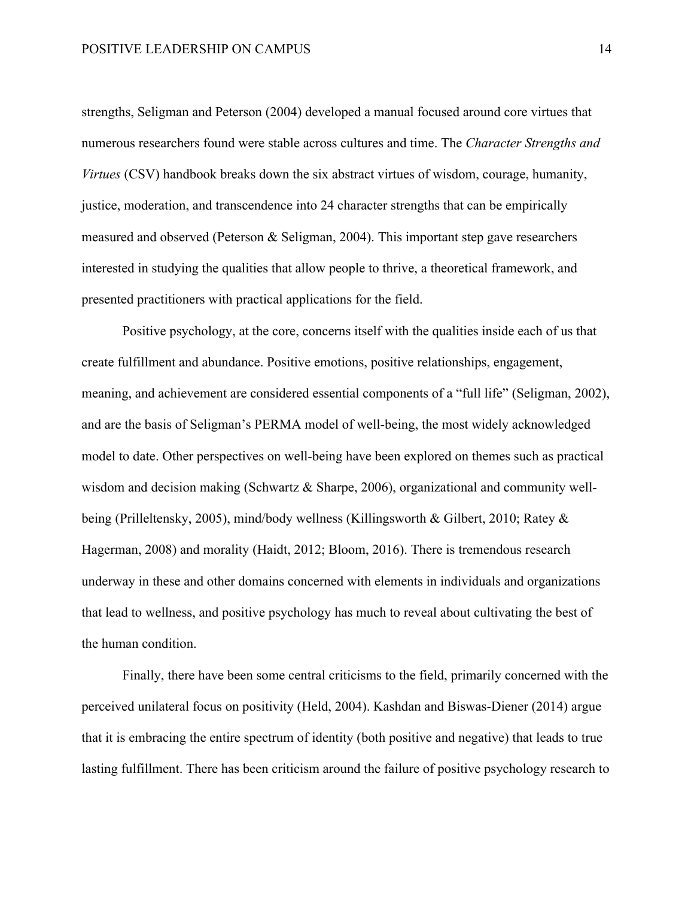strengths, Seligman and Peterson (2004) developed a manual focused around core virtues that numerous researchers found were stable across cultures and time. The *Character Strengths and Virtues* (CSV) handbook breaks down the six abstract virtues of wisdom, courage, humanity, justice, moderation, and transcendence into 24 character strengths that can be empirically measured and observed (Peterson & Seligman, 2004). This important step gave researchers interested in studying the qualities that allow people to thrive, a theoretical framework, and presented practitioners with practical applications for the field.

Positive psychology, at the core, concerns itself with the qualities inside each of us that create fulfillment and abundance. Positive emotions, positive relationships, engagement, meaning, and achievement are considered essential components of a "full life" (Seligman, 2002), and are the basis of Seligman's PERMA model of well-being, the most widely acknowledged model to date. Other perspectives on well-being have been explored on themes such as practical wisdom and decision making (Schwartz & Sharpe, 2006), organizational and community well-being (Prilleltensky, 2005), mind/body wellness (Killingsworth & Gilbert, 2010; Ratey & Hagerman, 2008) and morality (Haidt, 2012; Bloom, 2016). There is tremendous research underway in these and other domains concerned with elements in individuals and organizations that lead to wellness, and positive psychology has much to reveal about cultivating the best of the human condition.

Finally, there have been some central criticisms to the field, primarily concerned with the perceived unilateral focus on positivity (Held, 2004). Kashdan and Biswas-Diener (2014) argue that it is embracing the entire spectrum of identity (both positive and negative) that leads to true lasting fulfillment. There has been criticism around the failure of positive psychology research to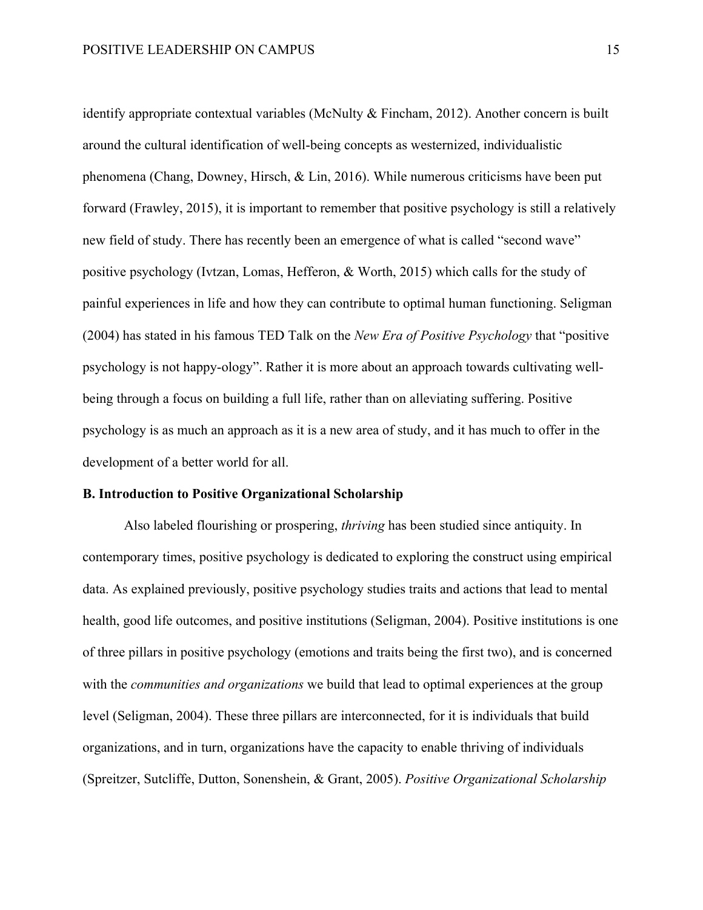identify appropriate contextual variables (McNulty & Fincham, 2012). Another concern is built around the cultural identification of well-being concepts as westernized, individualistic phenomena (Chang, Downey, Hirsch, & Lin, 2016). While numerous criticisms have been put forward (Frawley, 2015), it is important to remember that positive psychology is still a relatively new field of study. There has recently been an emergence of what is called "second wave" positive psychology (Ivtzan, Lomas, Hefferon, & Worth, 2015) which calls for the study of painful experiences in life and how they can contribute to optimal human functioning. Seligman (2004) has stated in his famous TED Talk on the *New Era of Positive Psychology* that "positive psychology is not happy-ology". Rather it is more about an approach towards cultivating well-being through a focus on building a full life, rather than on alleviating suffering. Positive psychology is as much an approach as it is a new area of study, and it has much to offer in the development of a better world for all.

**B. Introduction to Positive Organizational Scholarship**

Also labeled flourishing or prospering, *thriving* has been studied since antiquity. In contemporary times, positive psychology is dedicated to exploring the construct using empirical data. As explained previously, positive psychology studies traits and actions that lead to mental health, good life outcomes, and positive institutions (Seligman, 2004). Positive institutions is one of three pillars in positive psychology (emotions and traits being the first two), and is concerned with the *communities and organizations* we build that lead to optimal experiences at the group level (Seligman, 2004). These three pillars are interconnected, for it is individuals that build organizations, and in turn, organizations have the capacity to enable thriving of individuals (Spreitzer, Sutcliffe, Dutton, Sonenshein, & Grant, 2005). *Positive Organizational Scholarship*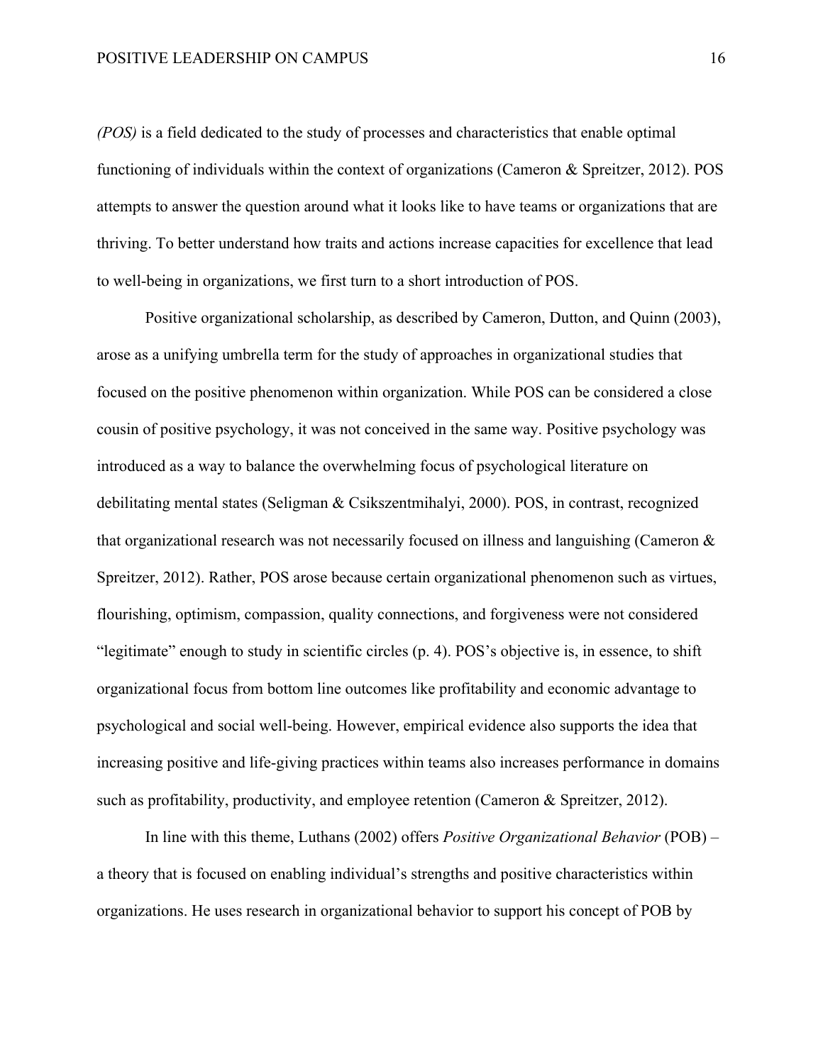*(POS)* is a field dedicated to the study of processes and characteristics that enable optimal functioning of individuals within the context of organizations (Cameron & Spreitzer, 2012). POS attempts to answer the question around what it looks like to have teams or organizations that are thriving. To better understand how traits and actions increase capacities for excellence that lead to well-being in organizations, we first turn to a short introduction of POS.

Positive organizational scholarship, as described by Cameron, Dutton, and Quinn (2003), arose as a unifying umbrella term for the study of approaches in organizational studies that focused on the positive phenomenon within organization. While POS can be considered a close cousin of positive psychology, it was not conceived in the same way. Positive psychology was introduced as a way to balance the overwhelming focus of psychological literature on debilitating mental states (Seligman & Csikszentmihalyi, 2000). POS, in contrast, recognized that organizational research was not necessarily focused on illness and languishing (Cameron & Spreitzer, 2012). Rather, POS arose because certain organizational phenomenon such as virtues, flourishing, optimism, compassion, quality connections, and forgiveness were not considered "legitimate" enough to study in scientific circles (p. 4). POS's objective is, in essence, to shift organizational focus from bottom line outcomes like profitability and economic advantage to psychological and social well-being. However, empirical evidence also supports the idea that increasing positive and life-giving practices within teams also increases performance in domains such as profitability, productivity, and employee retention (Cameron & Spreitzer, 2012).

In line with this theme, Luthans (2002) offers *Positive Organizational Behavior* (POB) – a theory that is focused on enabling individual's strengths and positive characteristics within organizations. He uses research in organizational behavior to support his concept of POB by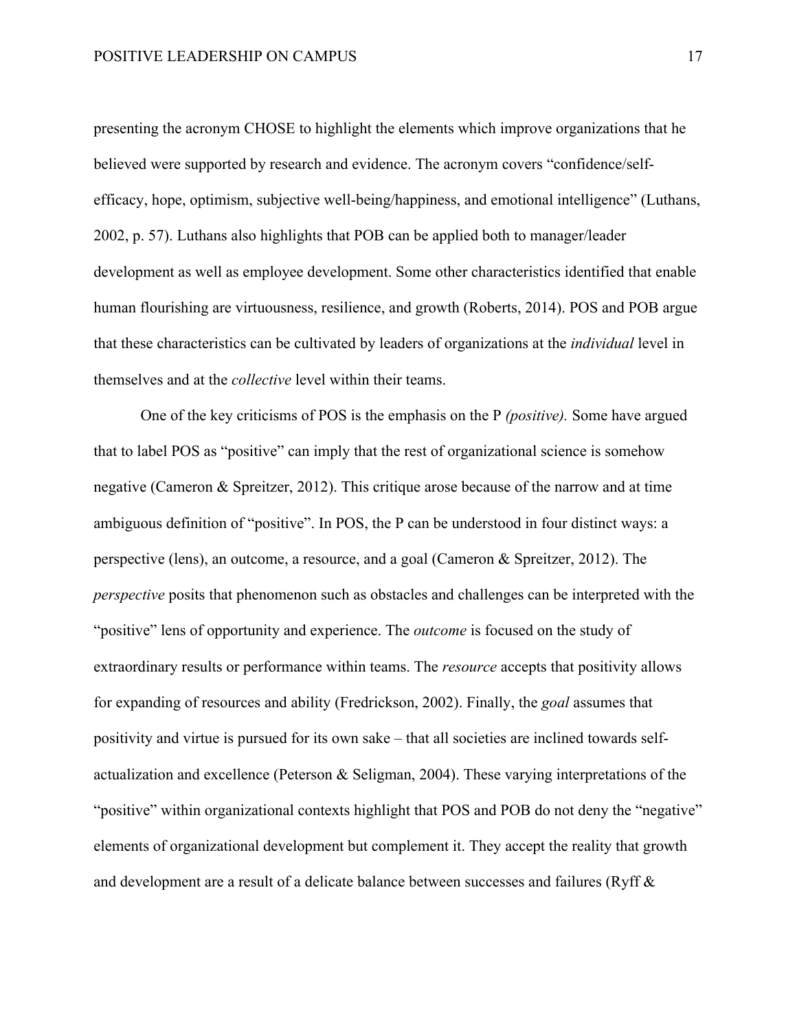presenting the acronym CHOSE to highlight the elements which improve organizations that he believed were supported by research and evidence. The acronym covers "confidence/self-efficacy, hope, optimism, subjective well-being/happiness, and emotional intelligence" (Luthans, 2002, p. 57). Luthans also highlights that POB can be applied both to manager/leader development as well as employee development. Some other characteristics identified that enable human flourishing are virtuousness, resilience, and growth (Roberts, 2014). POS and POB argue that these characteristics can be cultivated by leaders of organizations at the *individual* level in themselves and at the *collective* level within their teams.

One of the key criticisms of POS is the emphasis on the P *(positive).* Some have argued that to label POS as "positive" can imply that the rest of organizational science is somehow negative (Cameron & Spreitzer, 2012). This critique arose because of the narrow and at time ambiguous definition of "positive". In POS, the P can be understood in four distinct ways: a perspective (lens), an outcome, a resource, and a goal (Cameron & Spreitzer, 2012). The *perspective* posits that phenomenon such as obstacles and challenges can be interpreted with the "positive" lens of opportunity and experience. The *outcome* is focused on the study of extraordinary results or performance within teams. The *resource* accepts that positivity allows for expanding of resources and ability (Fredrickson, 2002). Finally, the *goal* assumes that positivity and virtue is pursued for its own sake – that all societies are inclined towards self-actualization and excellence (Peterson & Seligman, 2004). These varying interpretations of the "positive" within organizational contexts highlight that POS and POB do not deny the "negative" elements of organizational development but complement it. They accept the reality that growth and development are a result of a delicate balance between successes and failures (Ryff &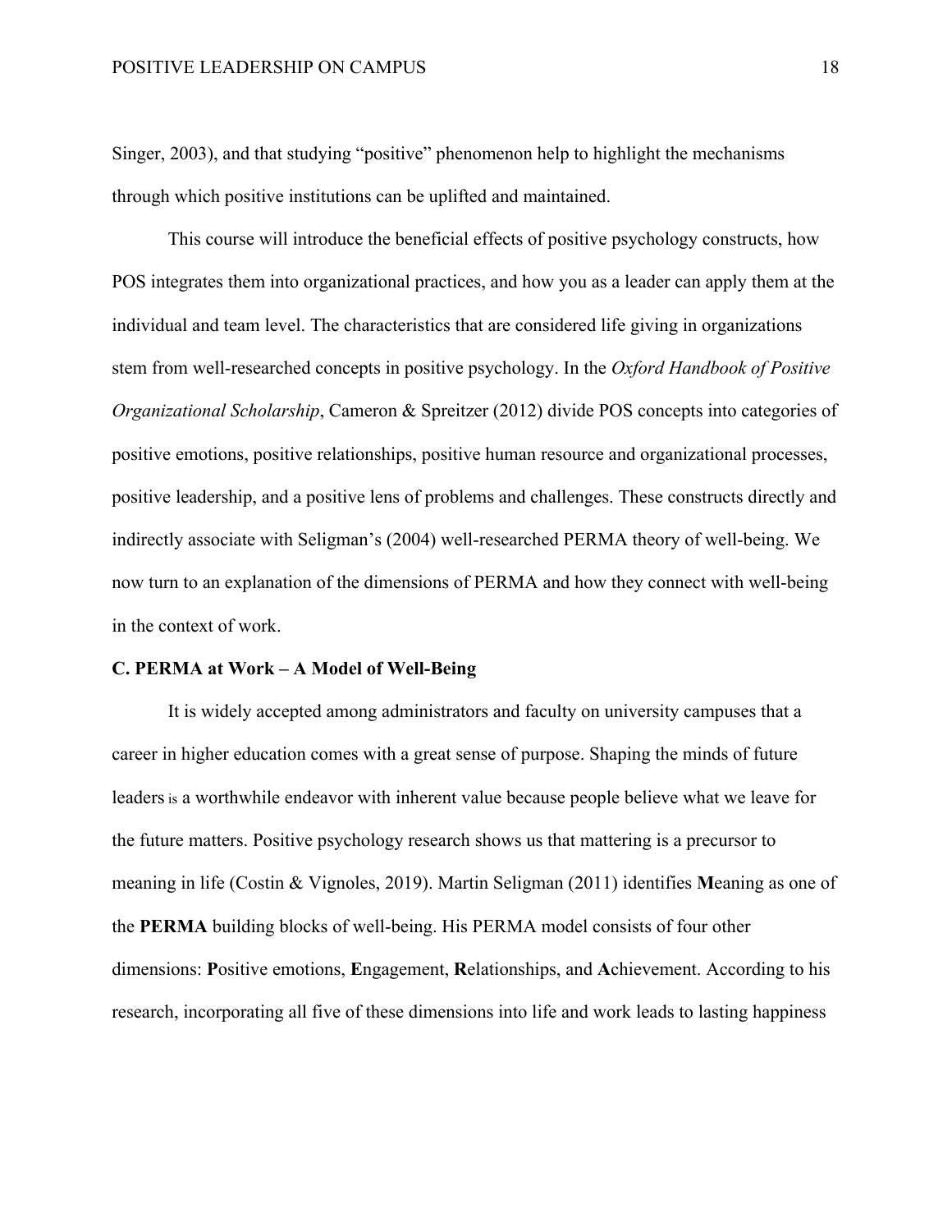Singer, 2003), and that studying "positive" phenomenon help to highlight the mechanisms through which positive institutions can be uplifted and maintained.

This course will introduce the beneficial effects of positive psychology constructs, how POS integrates them into organizational practices, and how you as a leader can apply them at the individual and team level. The characteristics that are considered life giving in organizations stem from well-researched concepts in positive psychology. In the *Oxford Handbook of Positive Organizational Scholarship*, Cameron & Spreitzer (2012) divide POS concepts into categories of positive emotions, positive relationships, positive human resource and organizational processes, positive leadership, and a positive lens of problems and challenges. These constructs directly and indirectly associate with Seligman's (2004) well-researched PERMA theory of well-being. We now turn to an explanation of the dimensions of PERMA and how they connect with well-being in the context of work.

### C. PERMA at Work – A Model of Well-Being

It is widely accepted among administrators and faculty on university campuses that a career in higher education comes with a great sense of purpose. Shaping the minds of future leaders is a worthwhile endeavor with inherent value because people believe what we leave for the future matters. Positive psychology research shows us that mattering is a precursor to meaning in life (Costin & Vignoles, 2019). Martin Seligman (2011) identifies **M**eaning as one of the **PERMA** building blocks of well-being. His PERMA model consists of four other dimensions: **P**ositive emotions, **E**ngagement, **R**elationships, and **A**chievement. According to his research, incorporating all five of these dimensions into life and work leads to lasting happiness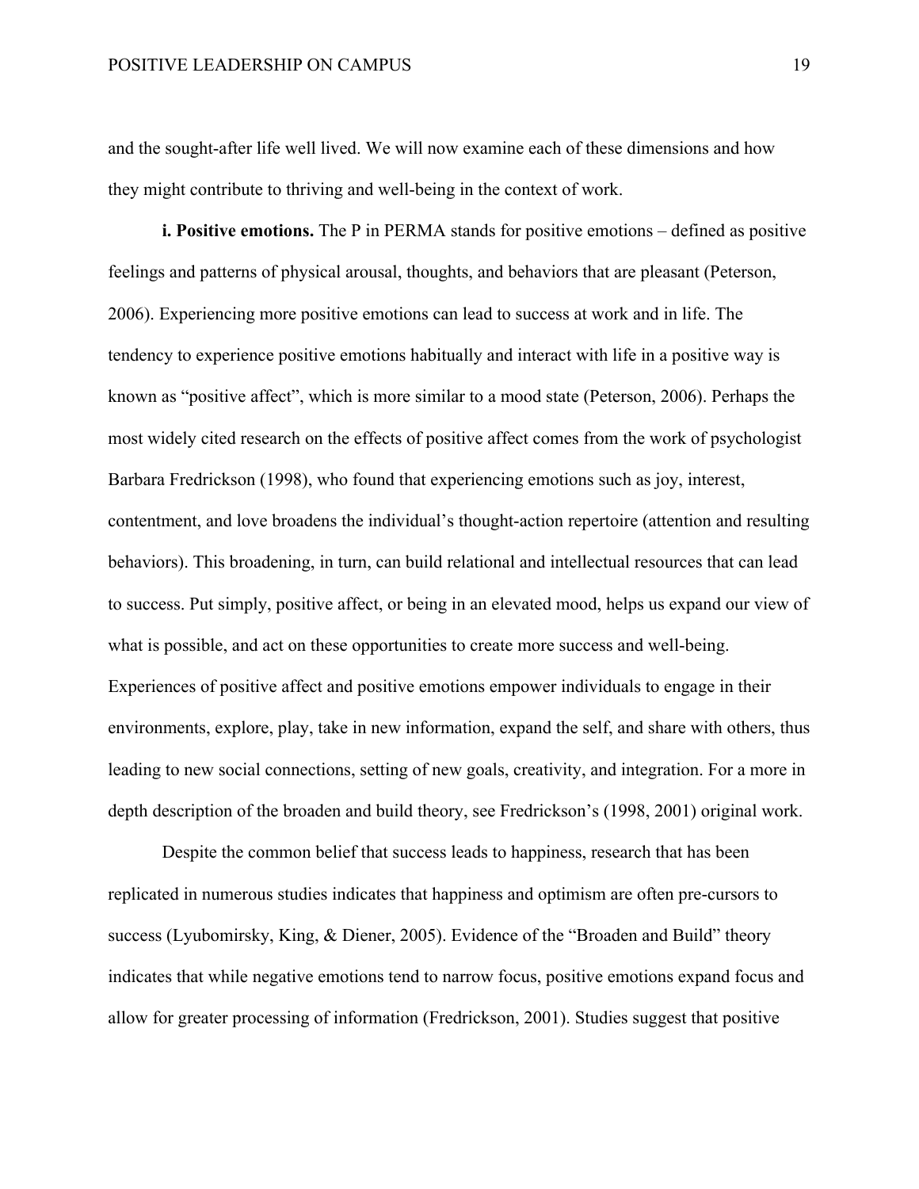and the sought-after life well lived. We will now examine each of these dimensions and how they might contribute to thriving and well-being in the context of work.

**i. Positive emotions.** The P in PERMA stands for positive emotions – defined as positive feelings and patterns of physical arousal, thoughts, and behaviors that are pleasant (Peterson, 2006). Experiencing more positive emotions can lead to success at work and in life. The tendency to experience positive emotions habitually and interact with life in a positive way is known as "positive affect", which is more similar to a mood state (Peterson, 2006). Perhaps the most widely cited research on the effects of positive affect comes from the work of psychologist Barbara Fredrickson (1998), who found that experiencing emotions such as joy, interest, contentment, and love broadens the individual's thought-action repertoire (attention and resulting behaviors). This broadening, in turn, can build relational and intellectual resources that can lead to success. Put simply, positive affect, or being in an elevated mood, helps us expand our view of what is possible, and act on these opportunities to create more success and well-being. Experiences of positive affect and positive emotions empower individuals to engage in their environments, explore, play, take in new information, expand the self, and share with others, thus leading to new social connections, setting of new goals, creativity, and integration. For a more in depth description of the broaden and build theory, see Fredrickson's (1998, 2001) original work.

Despite the common belief that success leads to happiness, research that has been replicated in numerous studies indicates that happiness and optimism are often pre-cursors to success (Lyubomirsky, King, & Diener, 2005). Evidence of the "Broaden and Build" theory indicates that while negative emotions tend to narrow focus, positive emotions expand focus and allow for greater processing of information (Fredrickson, 2001). Studies suggest that positive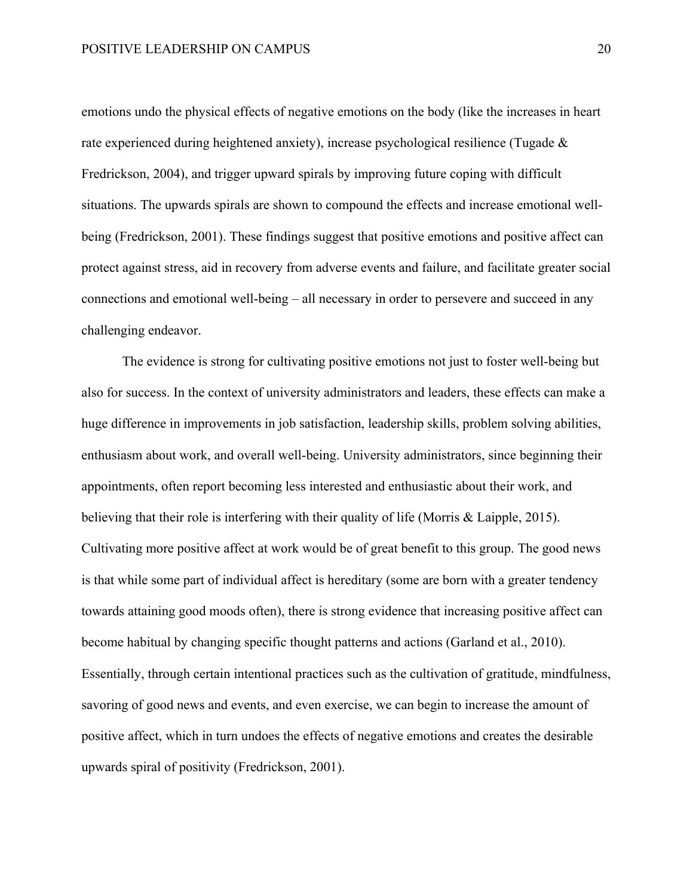emotions undo the physical effects of negative emotions on the body (like the increases in heart rate experienced during heightened anxiety), increase psychological resilience (Tugade & Fredrickson, 2004), and trigger upward spirals by improving future coping with difficult situations. The upwards spirals are shown to compound the effects and increase emotional well-being (Fredrickson, 2001). These findings suggest that positive emotions and positive affect can protect against stress, aid in recovery from adverse events and failure, and facilitate greater social connections and emotional well-being – all necessary in order to persevere and succeed in any challenging endeavor.

The evidence is strong for cultivating positive emotions not just to foster well-being but also for success. In the context of university administrators and leaders, these effects can make a huge difference in improvements in job satisfaction, leadership skills, problem solving abilities, enthusiasm about work, and overall well-being. University administrators, since beginning their appointments, often report becoming less interested and enthusiastic about their work, and believing that their role is interfering with their quality of life (Morris & Laipple, 2015). Cultivating more positive affect at work would be of great benefit to this group. The good news is that while some part of individual affect is hereditary (some are born with a greater tendency towards attaining good moods often), there is strong evidence that increasing positive affect can become habitual by changing specific thought patterns and actions (Garland et al., 2010). Essentially, through certain intentional practices such as the cultivation of gratitude, mindfulness, savoring of good news and events, and even exercise, we can begin to increase the amount of positive affect, which in turn undoes the effects of negative emotions and creates the desirable upwards spiral of positivity (Fredrickson, 2001).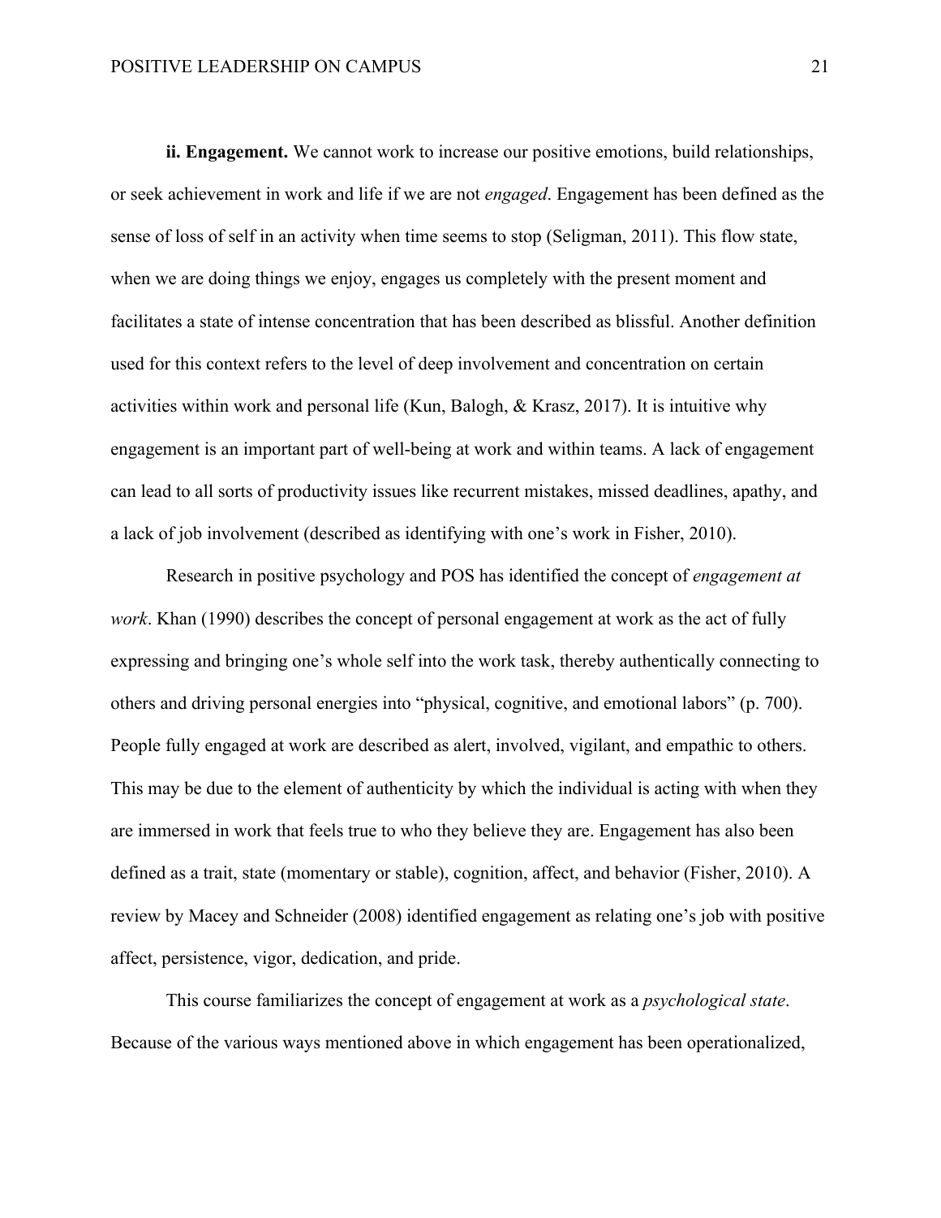**ii. Engagement.** We cannot work to increase our positive emotions, build relationships, or seek achievement in work and life if we are not *engaged*. Engagement has been defined as the sense of loss of self in an activity when time seems to stop (Seligman, 2011). This flow state, when we are doing things we enjoy, engages us completely with the present moment and facilitates a state of intense concentration that has been described as blissful. Another definition used for this context refers to the level of deep involvement and concentration on certain activities within work and personal life (Kun, Balogh, & Krasz, 2017). It is intuitive why engagement is an important part of well-being at work and within teams. A lack of engagement can lead to all sorts of productivity issues like recurrent mistakes, missed deadlines, apathy, and a lack of job involvement (described as identifying with one's work in Fisher, 2010).

Research in positive psychology and POS has identified the concept of *engagement at work*. Khan (1990) describes the concept of personal engagement at work as the act of fully expressing and bringing one's whole self into the work task, thereby authentically connecting to others and driving personal energies into "physical, cognitive, and emotional labors" (p. 700). People fully engaged at work are described as alert, involved, vigilant, and empathic to others. This may be due to the element of authenticity by which the individual is acting with when they are immersed in work that feels true to who they believe they are. Engagement has also been defined as a trait, state (momentary or stable), cognition, affect, and behavior (Fisher, 2010). A review by Macey and Schneider (2008) identified engagement as relating one's job with positive affect, persistence, vigor, dedication, and pride.

This course familiarizes the concept of engagement at work as a *psychological state*. Because of the various ways mentioned above in which engagement has been operationalized,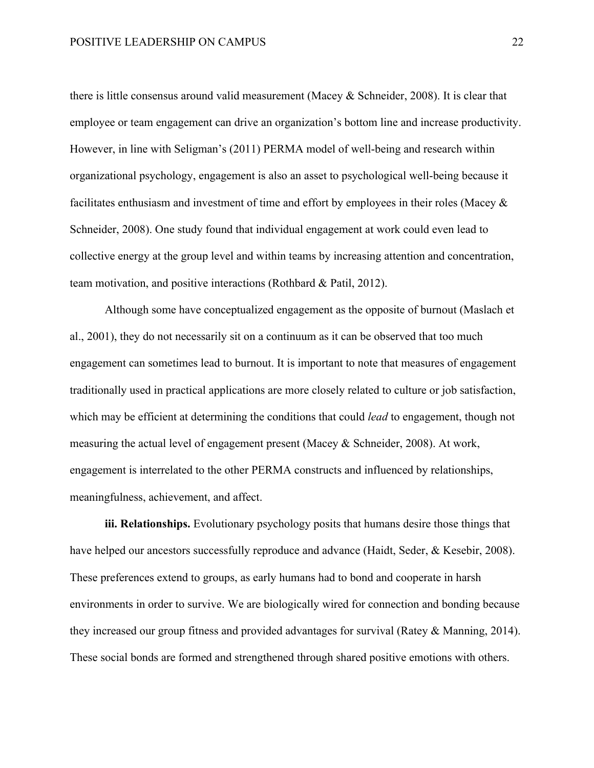there is little consensus around valid measurement (Macey & Schneider, 2008). It is clear that employee or team engagement can drive an organization's bottom line and increase productivity. However, in line with Seligman's (2011) PERMA model of well-being and research within organizational psychology, engagement is also an asset to psychological well-being because it facilitates enthusiasm and investment of time and effort by employees in their roles (Macey & Schneider, 2008). One study found that individual engagement at work could even lead to collective energy at the group level and within teams by increasing attention and concentration, team motivation, and positive interactions (Rothbard & Patil, 2012).

Although some have conceptualized engagement as the opposite of burnout (Maslach et al., 2001), they do not necessarily sit on a continuum as it can be observed that too much engagement can sometimes lead to burnout. It is important to note that measures of engagement traditionally used in practical applications are more closely related to culture or job satisfaction, which may be efficient at determining the conditions that could *lead* to engagement, though not measuring the actual level of engagement present (Macey & Schneider, 2008). At work, engagement is interrelated to the other PERMA constructs and influenced by relationships, meaningfulness, achievement, and affect.

**iii. Relationships.** Evolutionary psychology posits that humans desire those things that have helped our ancestors successfully reproduce and advance (Haidt, Seder, & Kesebir, 2008). These preferences extend to groups, as early humans had to bond and cooperate in harsh environments in order to survive. We are biologically wired for connection and bonding because they increased our group fitness and provided advantages for survival (Ratey & Manning, 2014). These social bonds are formed and strengthened through shared positive emotions with others.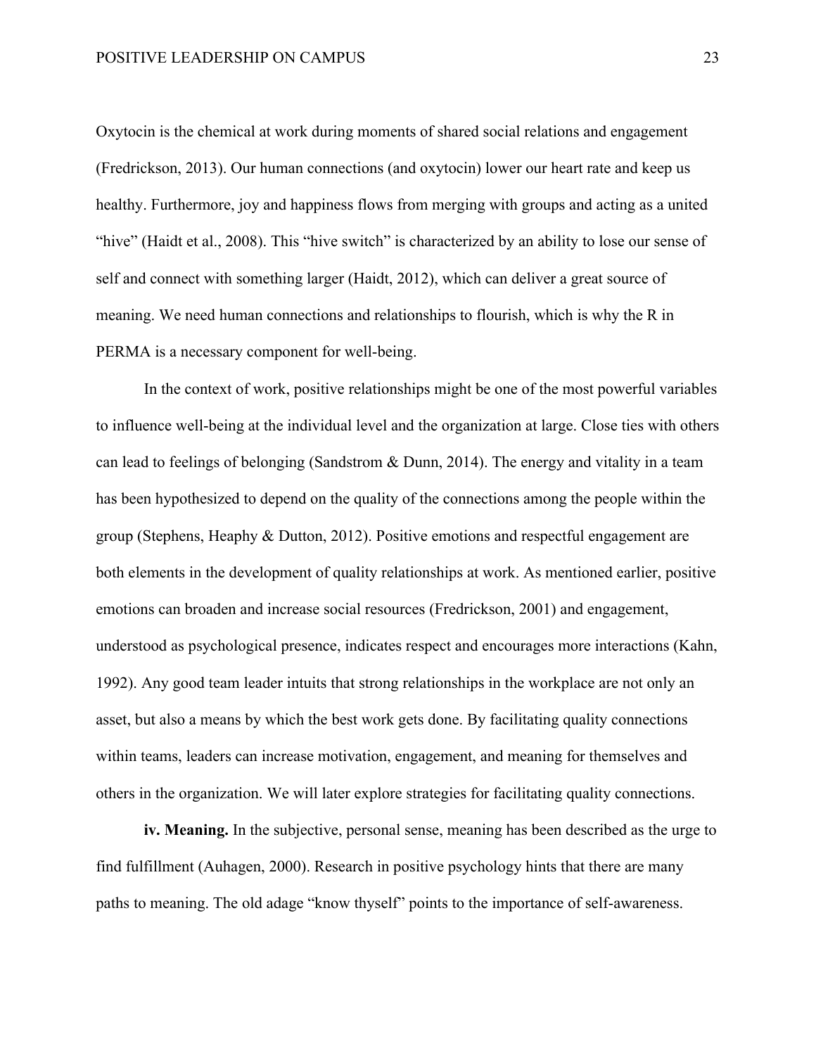Oxytocin is the chemical at work during moments of shared social relations and engagement (Fredrickson, 2013). Our human connections (and oxytocin) lower our heart rate and keep us healthy. Furthermore, joy and happiness flows from merging with groups and acting as a united "hive" (Haidt et al., 2008). This "hive switch" is characterized by an ability to lose our sense of self and connect with something larger (Haidt, 2012), which can deliver a great source of meaning. We need human connections and relationships to flourish, which is why the R in PERMA is a necessary component for well-being.

In the context of work, positive relationships might be one of the most powerful variables to influence well-being at the individual level and the organization at large. Close ties with others can lead to feelings of belonging (Sandstrom & Dunn, 2014). The energy and vitality in a team has been hypothesized to depend on the quality of the connections among the people within the group (Stephens, Heaphy & Dutton, 2012). Positive emotions and respectful engagement are both elements in the development of quality relationships at work. As mentioned earlier, positive emotions can broaden and increase social resources (Fredrickson, 2001) and engagement, understood as psychological presence, indicates respect and encourages more interactions (Kahn, 1992). Any good team leader intuits that strong relationships in the workplace are not only an asset, but also a means by which the best work gets done. By facilitating quality connections within teams, leaders can increase motivation, engagement, and meaning for themselves and others in the organization. We will later explore strategies for facilitating quality connections.

**iv. Meaning.** In the subjective, personal sense, meaning has been described as the urge to find fulfillment (Auhagen, 2000). Research in positive psychology hints that there are many paths to meaning. The old adage "know thyself" points to the importance of self-awareness.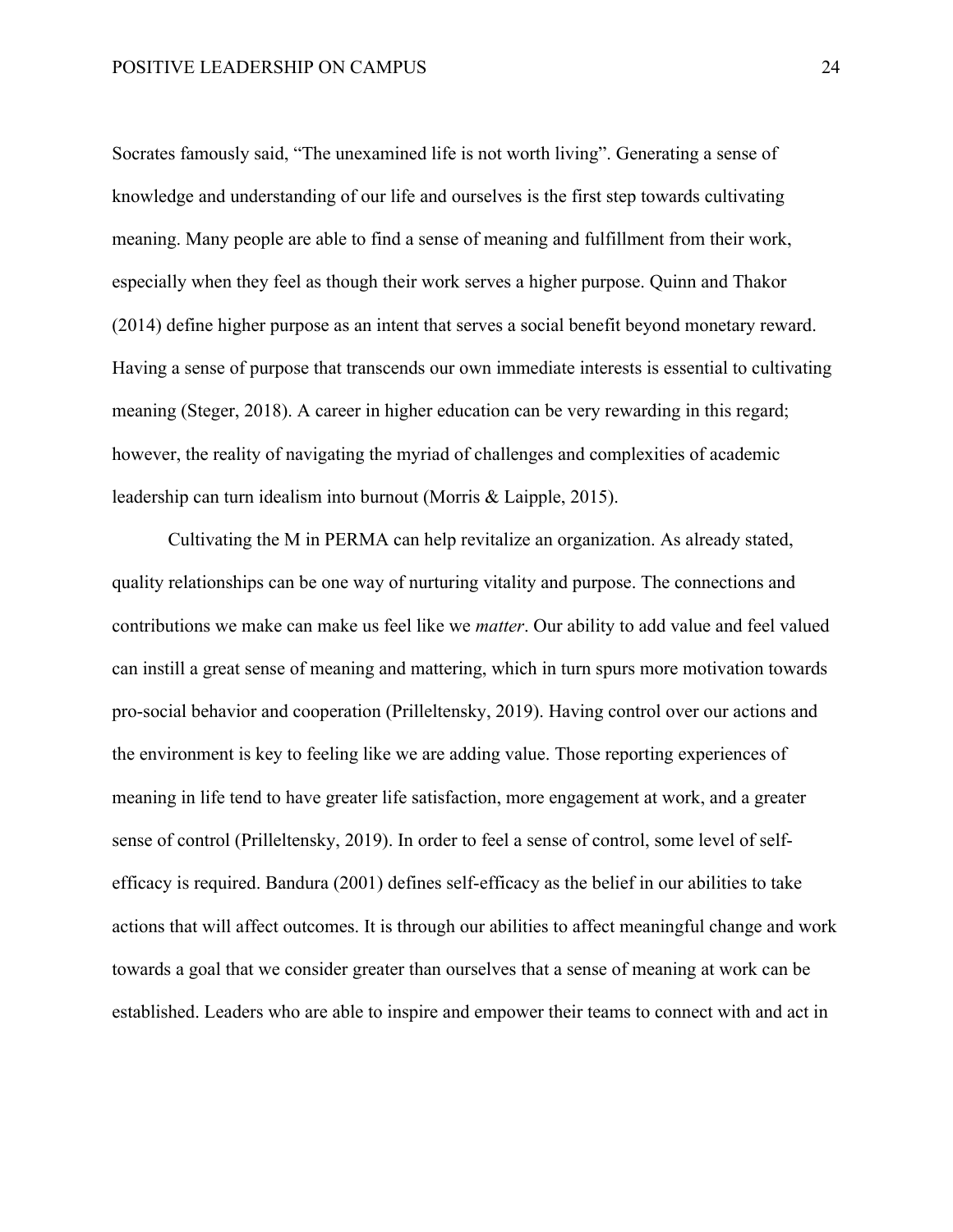Socrates famously said, “The unexamined life is not worth living”. Generating a sense of knowledge and understanding of our life and ourselves is the first step towards cultivating meaning. Many people are able to find a sense of meaning and fulfillment from their work, especially when they feel as though their work serves a higher purpose. Quinn and Thakor (2014) define higher purpose as an intent that serves a social benefit beyond monetary reward. Having a sense of purpose that transcends our own immediate interests is essential to cultivating meaning (Steger, 2018). A career in higher education can be very rewarding in this regard; however, the reality of navigating the myriad of challenges and complexities of academic leadership can turn idealism into burnout (Morris & Laipple, 2015).

Cultivating the M in PERMA can help revitalize an organization. As already stated, quality relationships can be one way of nurturing vitality and purpose. The connections and contributions we make can make us feel like we *matter*. Our ability to add value and feel valued can instill a great sense of meaning and mattering, which in turn spurs more motivation towards pro-social behavior and cooperation (Prilleltensky, 2019). Having control over our actions and the environment is key to feeling like we are adding value. Those reporting experiences of meaning in life tend to have greater life satisfaction, more engagement at work, and a greater sense of control (Prilleltensky, 2019). In order to feel a sense of control, some level of self-efficacy is required. Bandura (2001) defines self-efficacy as the belief in our abilities to take actions that will affect outcomes. It is through our abilities to affect meaningful change and work towards a goal that we consider greater than ourselves that a sense of meaning at work can be established. Leaders who are able to inspire and empower their teams to connect with and act in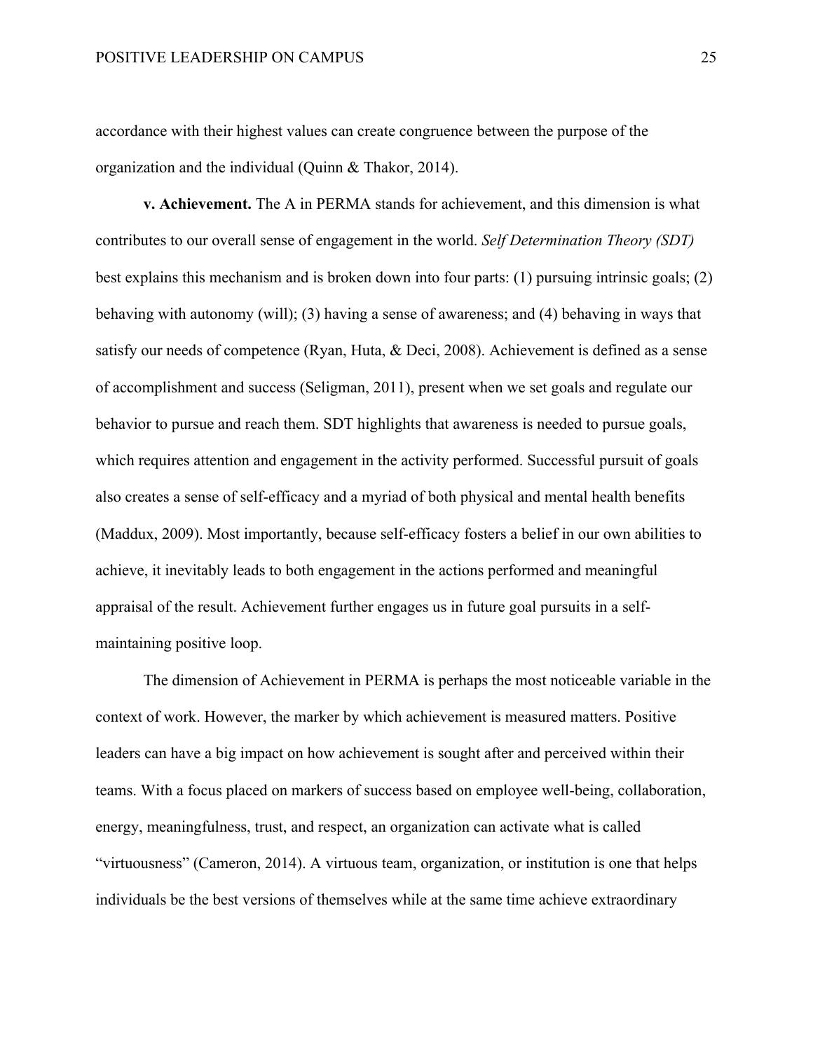accordance with their highest values can create congruence between the purpose of the organization and the individual (Quinn & Thakor, 2014).

**v. Achievement.** The A in PERMA stands for achievement, and this dimension is what contributes to our overall sense of engagement in the world. *Self Determination Theory (SDT)* best explains this mechanism and is broken down into four parts: (1) pursuing intrinsic goals; (2) behaving with autonomy (will); (3) having a sense of awareness; and (4) behaving in ways that satisfy our needs of competence (Ryan, Huta, & Deci, 2008). Achievement is defined as a sense of accomplishment and success (Seligman, 2011), present when we set goals and regulate our behavior to pursue and reach them. SDT highlights that awareness is needed to pursue goals, which requires attention and engagement in the activity performed. Successful pursuit of goals also creates a sense of self-efficacy and a myriad of both physical and mental health benefits (Maddux, 2009). Most importantly, because self-efficacy fosters a belief in our own abilities to achieve, it inevitably leads to both engagement in the actions performed and meaningful appraisal of the result. Achievement further engages us in future goal pursuits in a self-maintaining positive loop.

The dimension of Achievement in PERMA is perhaps the most noticeable variable in the context of work. However, the marker by which achievement is measured matters. Positive leaders can have a big impact on how achievement is sought after and perceived within their teams. With a focus placed on markers of success based on employee well-being, collaboration, energy, meaningfulness, trust, and respect, an organization can activate what is called "virtuousness" (Cameron, 2014). A virtuous team, organization, or institution is one that helps individuals be the best versions of themselves while at the same time achieve extraordinary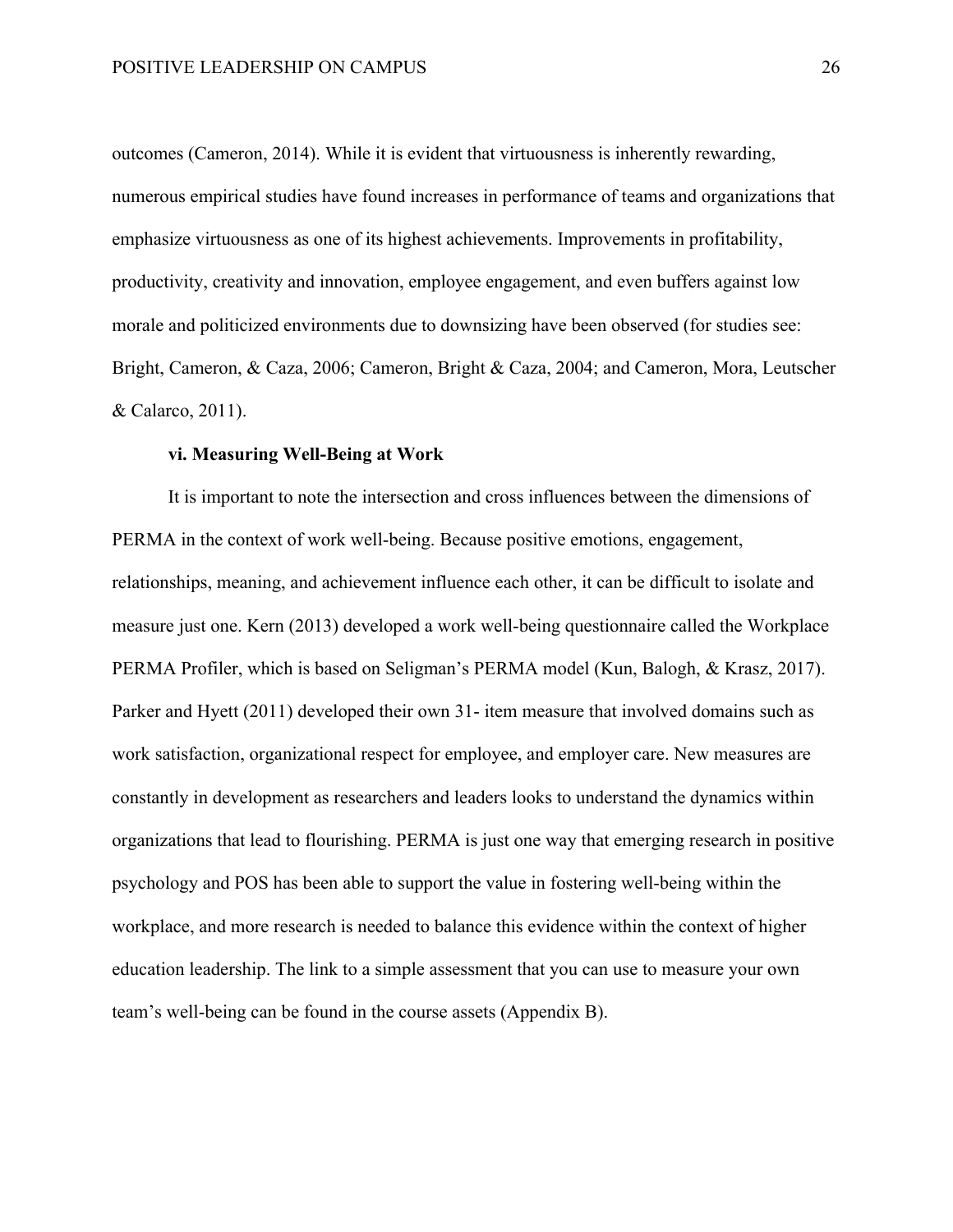outcomes (Cameron, 2014). While it is evident that virtuousness is inherently rewarding, numerous empirical studies have found increases in performance of teams and organizations that emphasize virtuousness as one of its highest achievements. Improvements in profitability, productivity, creativity and innovation, employee engagement, and even buffers against low morale and politicized environments due to downsizing have been observed (for studies see: Bright, Cameron, & Caza, 2006; Cameron, Bright & Caza, 2004; and Cameron, Mora, Leutscher & Calarco, 2011).

#### vi. Measuring Well-Being at Work

It is important to note the intersection and cross influences between the dimensions of PERMA in the context of work well-being. Because positive emotions, engagement, relationships, meaning, and achievement influence each other, it can be difficult to isolate and measure just one. Kern (2013) developed a work well-being questionnaire called the Workplace PERMA Profiler, which is based on Seligman's PERMA model (Kun, Balogh, & Krasz, 2017). Parker and Hyett (2011) developed their own 31- item measure that involved domains such as work satisfaction, organizational respect for employee, and employer care. New measures are constantly in development as researchers and leaders looks to understand the dynamics within organizations that lead to flourishing. PERMA is just one way that emerging research in positive psychology and POS has been able to support the value in fostering well-being within the workplace, and more research is needed to balance this evidence within the context of higher education leadership. The link to a simple assessment that you can use to measure your own team's well-being can be found in the course assets (Appendix B).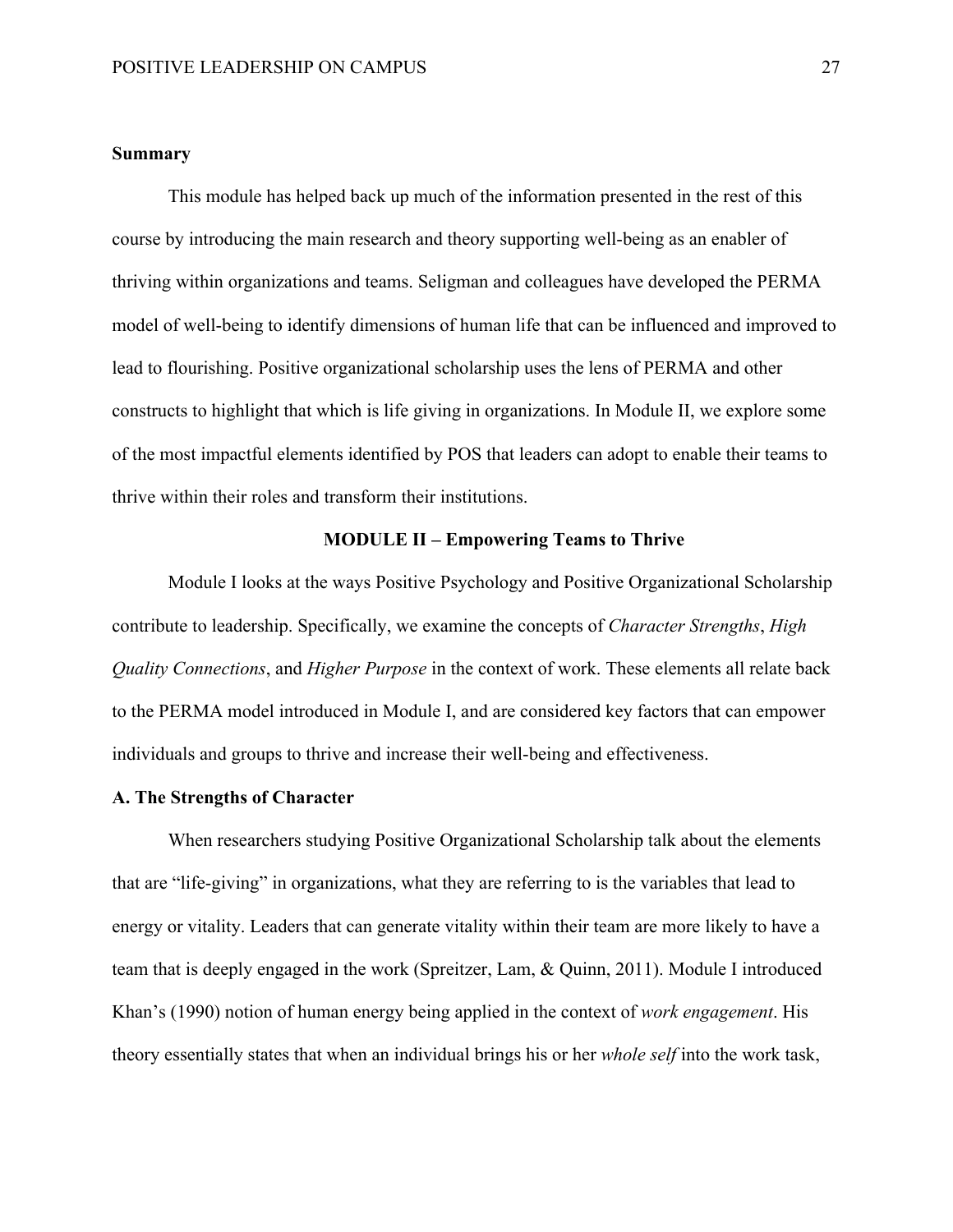**Summary**

This module has helped back up much of the information presented in the rest of this course by introducing the main research and theory supporting well-being as an enabler of thriving within organizations and teams. Seligman and colleagues have developed the PERMA model of well-being to identify dimensions of human life that can be influenced and improved to lead to flourishing. Positive organizational scholarship uses the lens of PERMA and other constructs to highlight that which is life giving in organizations. In Module II, we explore some of the most impactful elements identified by POS that leaders can adopt to enable their teams to thrive within their roles and transform their institutions.

## MODULE II – Empowering Teams to Thrive

Module I looks at the ways Positive Psychology and Positive Organizational Scholarship contribute to leadership. Specifically, we examine the concepts of *Character Strengths*, *High Quality Connections*, and *Higher Purpose* in the context of work. These elements all relate back to the PERMA model introduced in Module I, and are considered key factors that can empower individuals and groups to thrive and increase their well-being and effectiveness.

### A. The Strengths of Character

When researchers studying Positive Organizational Scholarship talk about the elements that are "life-giving" in organizations, what they are referring to is the variables that lead to energy or vitality. Leaders that can generate vitality within their team are more likely to have a team that is deeply engaged in the work (Spreitzer, Lam, & Quinn, 2011). Module I introduced Khan's (1990) notion of human energy being applied in the context of *work engagement*. His theory essentially states that when an individual brings his or her *whole self* into the work task,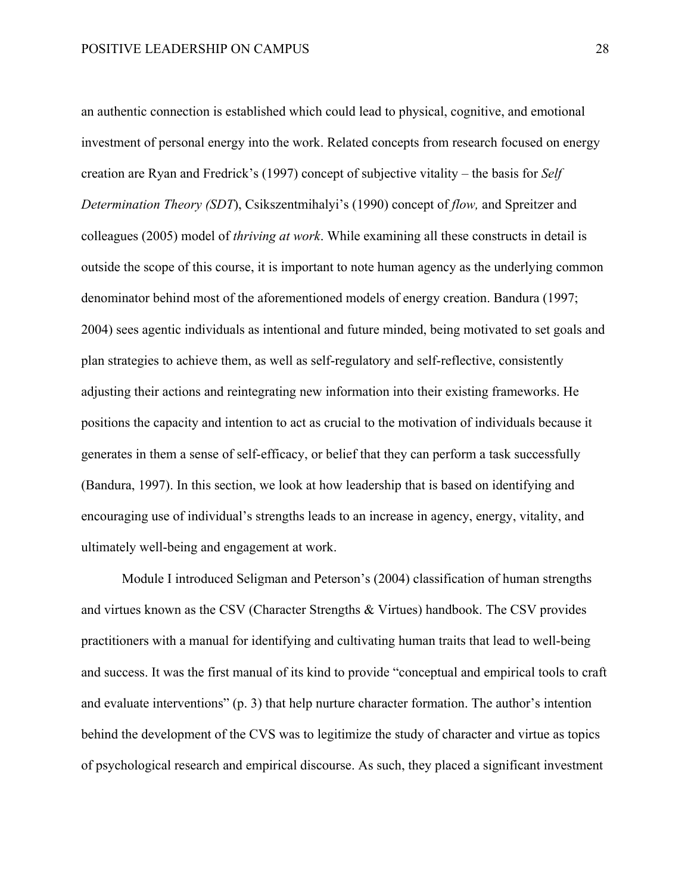an authentic connection is established which could lead to physical, cognitive, and emotional investment of personal energy into the work. Related concepts from research focused on energy creation are Ryan and Fredrick's (1997) concept of subjective vitality – the basis for *Self Determination Theory (SDT*), Csikszentmihalyi's (1990) concept of *flow,* and Spreitzer and colleagues (2005) model of *thriving at work*. While examining all these constructs in detail is outside the scope of this course, it is important to note human agency as the underlying common denominator behind most of the aforementioned models of energy creation. Bandura (1997; 2004) sees agentic individuals as intentional and future minded, being motivated to set goals and plan strategies to achieve them, as well as self-regulatory and self-reflective, consistently adjusting their actions and reintegrating new information into their existing frameworks. He positions the capacity and intention to act as crucial to the motivation of individuals because it generates in them a sense of self-efficacy, or belief that they can perform a task successfully (Bandura, 1997). In this section, we look at how leadership that is based on identifying and encouraging use of individual's strengths leads to an increase in agency, energy, vitality, and ultimately well-being and engagement at work.

Module I introduced Seligman and Peterson's (2004) classification of human strengths and virtues known as the CSV (Character Strengths & Virtues) handbook. The CSV provides practitioners with a manual for identifying and cultivating human traits that lead to well-being and success. It was the first manual of its kind to provide "conceptual and empirical tools to craft and evaluate interventions" (p. 3) that help nurture character formation. The author's intention behind the development of the CVS was to legitimize the study of character and virtue as topics of psychological research and empirical discourse. As such, they placed a significant investment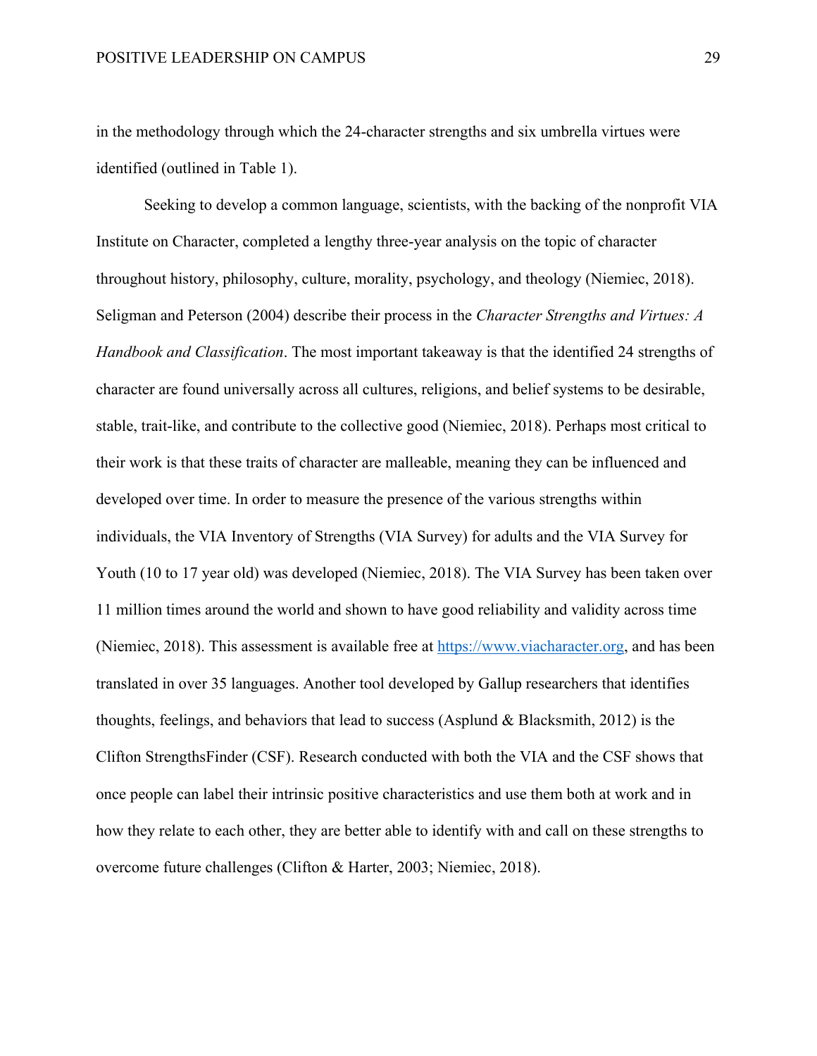in the methodology through which the 24-character strengths and six umbrella virtues were identified (outlined in Table 1).

Seeking to develop a common language, scientists, with the backing of the nonprofit VIA Institute on Character, completed a lengthy three-year analysis on the topic of character throughout history, philosophy, culture, morality, psychology, and theology (Niemiec, 2018). Seligman and Peterson (2004) describe their process in the *Character Strengths and Virtues: A Handbook and Classification*. The most important takeaway is that the identified 24 strengths of character are found universally across all cultures, religions, and belief systems to be desirable, stable, trait-like, and contribute to the collective good (Niemiec, 2018). Perhaps most critical to their work is that these traits of character are malleable, meaning they can be influenced and developed over time. In order to measure the presence of the various strengths within individuals, the VIA Inventory of Strengths (VIA Survey) for adults and the VIA Survey for Youth (10 to 17 year old) was developed (Niemiec, 2018). The VIA Survey has been taken over 11 million times around the world and shown to have good reliability and validity across time (Niemiec, 2018). This assessment is available free at https://www.viacharacter.org, and has been translated in over 35 languages. Another tool developed by Gallup researchers that identifies thoughts, feelings, and behaviors that lead to success (Asplund & Blacksmith, 2012) is the Clifton StrengthsFinder (CSF). Research conducted with both the VIA and the CSF shows that once people can label their intrinsic positive characteristics and use them both at work and in how they relate to each other, they are better able to identify with and call on these strengths to overcome future challenges (Clifton & Harter, 2003; Niemiec, 2018).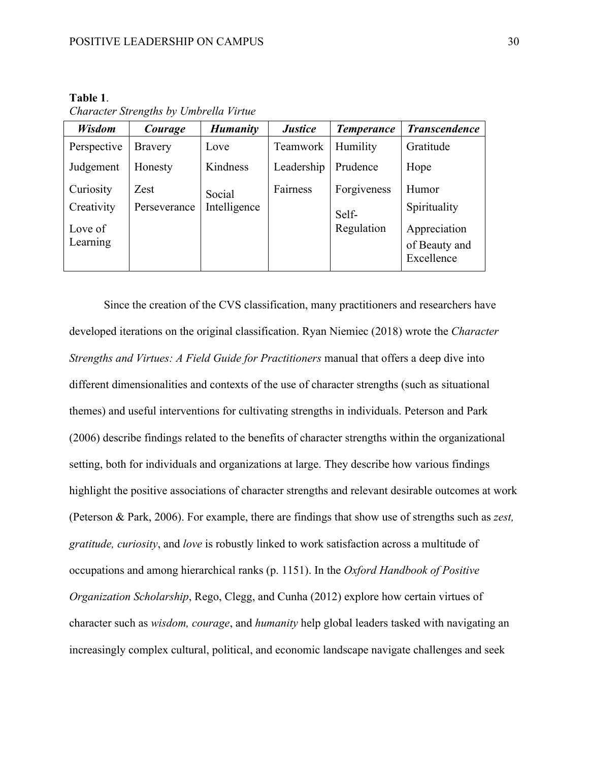**Table 1**.
*Character Strengths by Umbrella Virtue*

| ***Wisdom*** | ***Courage*** | ***Humanity*** | ***Justice*** | ***Temperance*** | ***Transcendence*** |
|---|---|---|---|---|---|
| Perspective | Bravery | Love | Teamwork | Humility | Gratitude |
| Judgement | Honesty | Kindness | Leadership | Prudence | Hope |
| Curiosity | Zest | Social Intelligence | Fairness | Forgiveness | Humor |
| Creativity | Perseverance | | | Self-Regulation | Spirituality |
| Love of Learning | | | | | Appreciation of Beauty and Excellence |

Since the creation of the CVS classification, many practitioners and researchers have developed iterations on the original classification. Ryan Niemiec (2018) wrote the *Character Strengths and Virtues: A Field Guide for Practitioners* manual that offers a deep dive into different dimensionalities and contexts of the use of character strengths (such as situational themes) and useful interventions for cultivating strengths in individuals. Peterson and Park (2006) describe findings related to the benefits of character strengths within the organizational setting, both for individuals and organizations at large. They describe how various findings highlight the positive associations of character strengths and relevant desirable outcomes at work (Peterson & Park, 2006). For example, there are findings that show use of strengths such as *zest, gratitude, curiosity*, and *love* is robustly linked to work satisfaction across a multitude of occupations and among hierarchical ranks (p. 1151). In the *Oxford Handbook of Positive Organization Scholarship*, Rego, Clegg, and Cunha (2012) explore how certain virtues of character such as *wisdom, courage*, and *humanity* help global leaders tasked with navigating an increasingly complex cultural, political, and economic landscape navigate challenges and seek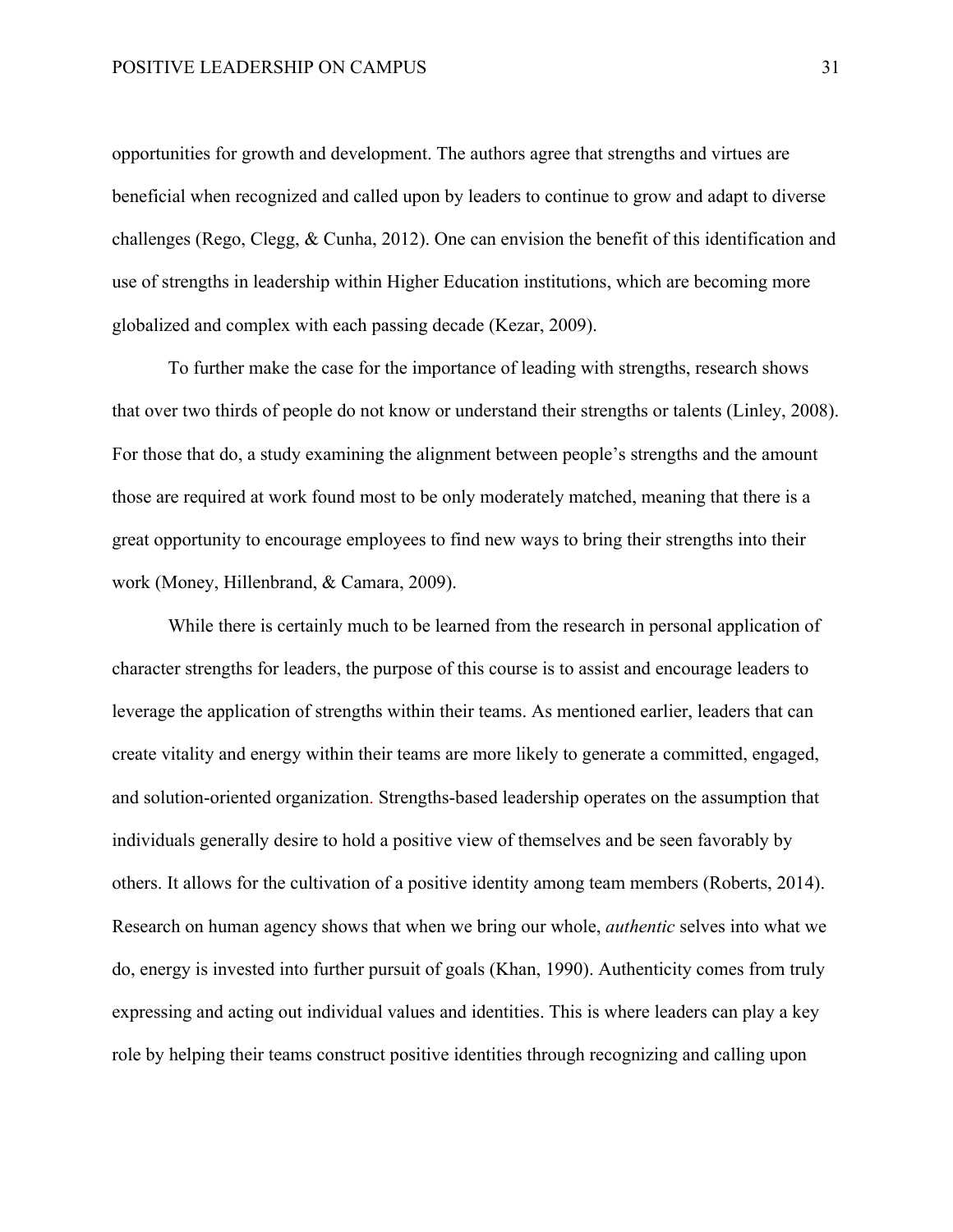opportunities for growth and development. The authors agree that strengths and virtues are beneficial when recognized and called upon by leaders to continue to grow and adapt to diverse challenges (Rego, Clegg, & Cunha, 2012). One can envision the benefit of this identification and use of strengths in leadership within Higher Education institutions, which are becoming more globalized and complex with each passing decade (Kezar, 2009).

To further make the case for the importance of leading with strengths, research shows that over two thirds of people do not know or understand their strengths or talents (Linley, 2008). For those that do, a study examining the alignment between people's strengths and the amount those are required at work found most to be only moderately matched, meaning that there is a great opportunity to encourage employees to find new ways to bring their strengths into their work (Money, Hillenbrand, & Camara, 2009).

While there is certainly much to be learned from the research in personal application of character strengths for leaders, the purpose of this course is to assist and encourage leaders to leverage the application of strengths within their teams. As mentioned earlier, leaders that can create vitality and energy within their teams are more likely to generate a committed, engaged, and solution-oriented organization. Strengths-based leadership operates on the assumption that individuals generally desire to hold a positive view of themselves and be seen favorably by others. It allows for the cultivation of a positive identity among team members (Roberts, 2014). Research on human agency shows that when we bring our whole, *authentic* selves into what we do, energy is invested into further pursuit of goals (Khan, 1990). Authenticity comes from truly expressing and acting out individual values and identities. This is where leaders can play a key role by helping their teams construct positive identities through recognizing and calling upon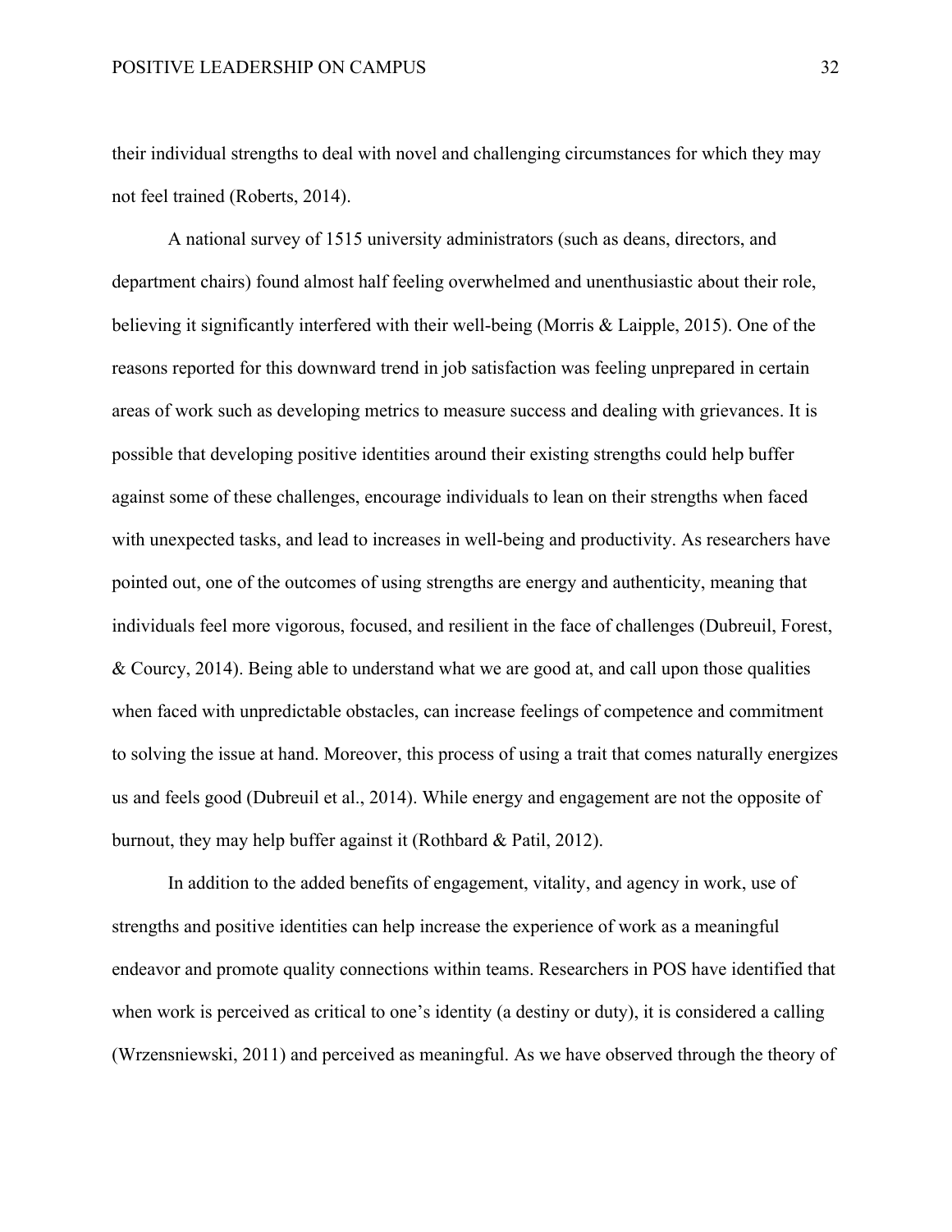their individual strengths to deal with novel and challenging circumstances for which they may not feel trained (Roberts, 2014).

A national survey of 1515 university administrators (such as deans, directors, and department chairs) found almost half feeling overwhelmed and unenthusiastic about their role, believing it significantly interfered with their well-being (Morris & Laipple, 2015). One of the reasons reported for this downward trend in job satisfaction was feeling unprepared in certain areas of work such as developing metrics to measure success and dealing with grievances. It is possible that developing positive identities around their existing strengths could help buffer against some of these challenges, encourage individuals to lean on their strengths when faced with unexpected tasks, and lead to increases in well-being and productivity. As researchers have pointed out, one of the outcomes of using strengths are energy and authenticity, meaning that individuals feel more vigorous, focused, and resilient in the face of challenges (Dubreuil, Forest, & Courcy, 2014). Being able to understand what we are good at, and call upon those qualities when faced with unpredictable obstacles, can increase feelings of competence and commitment to solving the issue at hand. Moreover, this process of using a trait that comes naturally energizes us and feels good (Dubreuil et al., 2014). While energy and engagement are not the opposite of burnout, they may help buffer against it (Rothbard & Patil, 2012).

In addition to the added benefits of engagement, vitality, and agency in work, use of strengths and positive identities can help increase the experience of work as a meaningful endeavor and promote quality connections within teams. Researchers in POS have identified that when work is perceived as critical to one's identity (a destiny or duty), it is considered a calling (Wrzensniewski, 2011) and perceived as meaningful. As we have observed through the theory of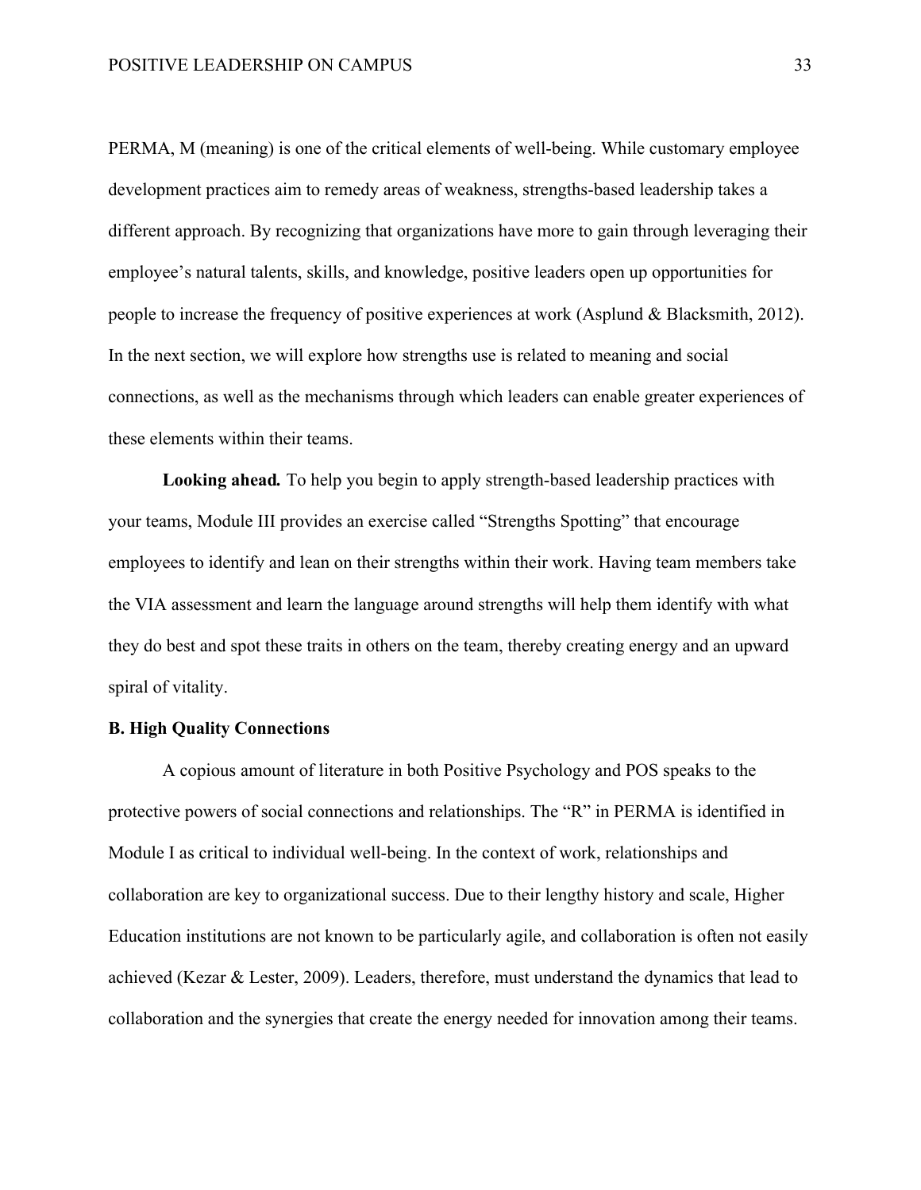PERMA, M (meaning) is one of the critical elements of well-being. While customary employee development practices aim to remedy areas of weakness, strengths-based leadership takes a different approach. By recognizing that organizations have more to gain through leveraging their employee's natural talents, skills, and knowledge, positive leaders open up opportunities for people to increase the frequency of positive experiences at work (Asplund & Blacksmith, 2012). In the next section, we will explore how strengths use is related to meaning and social connections, as well as the mechanisms through which leaders can enable greater experiences of these elements within their teams.

**Looking ahead.** To help you begin to apply strength-based leadership practices with your teams, Module III provides an exercise called "Strengths Spotting" that encourage employees to identify and lean on their strengths within their work. Having team members take the VIA assessment and learn the language around strengths will help them identify with what they do best and spot these traits in others on the team, thereby creating energy and an upward spiral of vitality.

**B. High Quality Connections**

A copious amount of literature in both Positive Psychology and POS speaks to the protective powers of social connections and relationships. The "R" in PERMA is identified in Module I as critical to individual well-being. In the context of work, relationships and collaboration are key to organizational success. Due to their lengthy history and scale, Higher Education institutions are not known to be particularly agile, and collaboration is often not easily achieved (Kezar & Lester, 2009). Leaders, therefore, must understand the dynamics that lead to collaboration and the synergies that create the energy needed for innovation among their teams.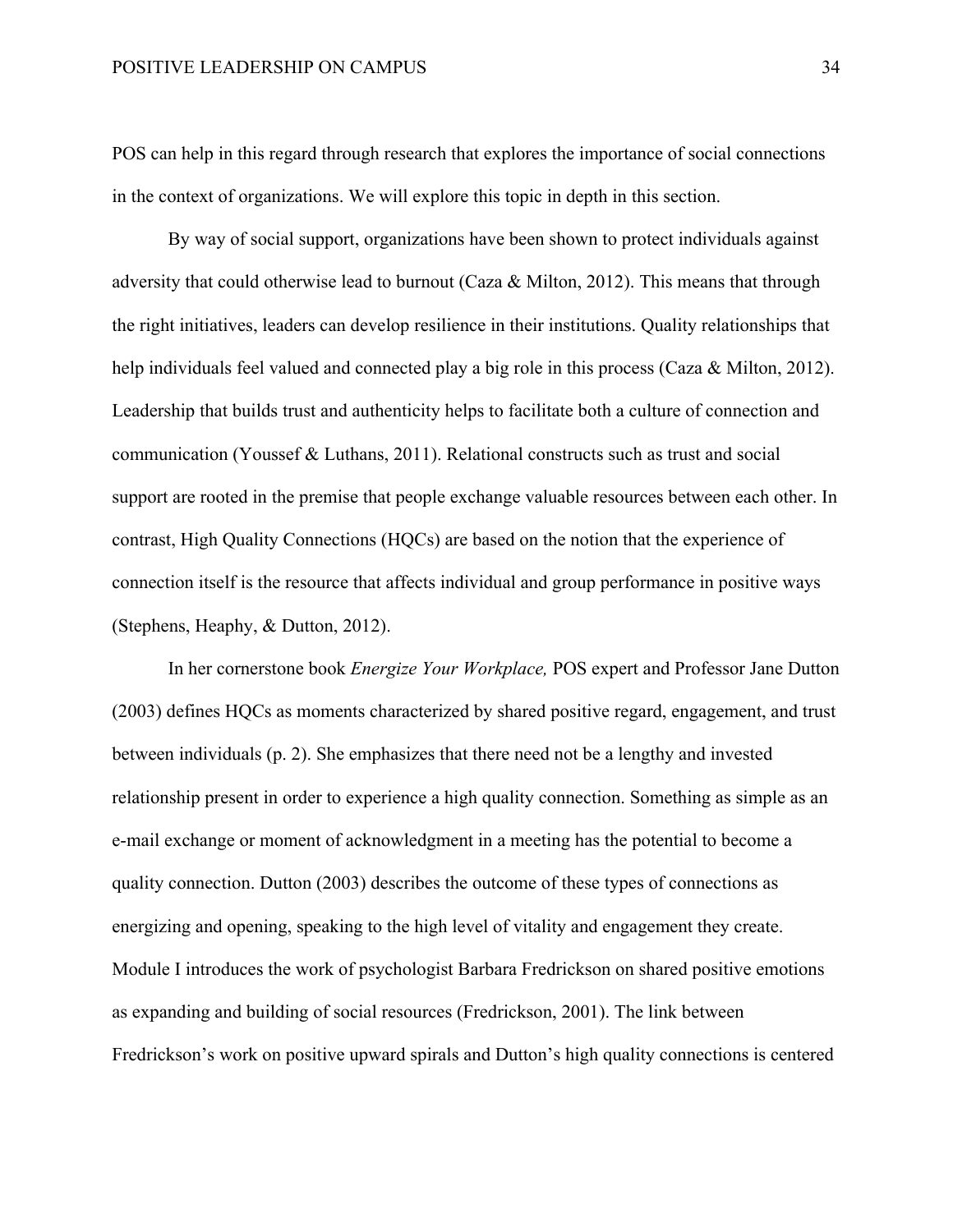POS can help in this regard through research that explores the importance of social connections in the context of organizations. We will explore this topic in depth in this section.

By way of social support, organizations have been shown to protect individuals against adversity that could otherwise lead to burnout (Caza & Milton, 2012). This means that through the right initiatives, leaders can develop resilience in their institutions. Quality relationships that help individuals feel valued and connected play a big role in this process (Caza & Milton, 2012). Leadership that builds trust and authenticity helps to facilitate both a culture of connection and communication (Youssef & Luthans, 2011). Relational constructs such as trust and social support are rooted in the premise that people exchange valuable resources between each other. In contrast, High Quality Connections (HQCs) are based on the notion that the experience of connection itself is the resource that affects individual and group performance in positive ways (Stephens, Heaphy, & Dutton, 2012).

In her cornerstone book *Energize Your Workplace,* POS expert and Professor Jane Dutton (2003) defines HQCs as moments characterized by shared positive regard, engagement, and trust between individuals (p. 2). She emphasizes that there need not be a lengthy and invested relationship present in order to experience a high quality connection. Something as simple as an e-mail exchange or moment of acknowledgment in a meeting has the potential to become a quality connection. Dutton (2003) describes the outcome of these types of connections as energizing and opening, speaking to the high level of vitality and engagement they create. Module I introduces the work of psychologist Barbara Fredrickson on shared positive emotions as expanding and building of social resources (Fredrickson, 2001). The link between Fredrickson's work on positive upward spirals and Dutton's high quality connections is centered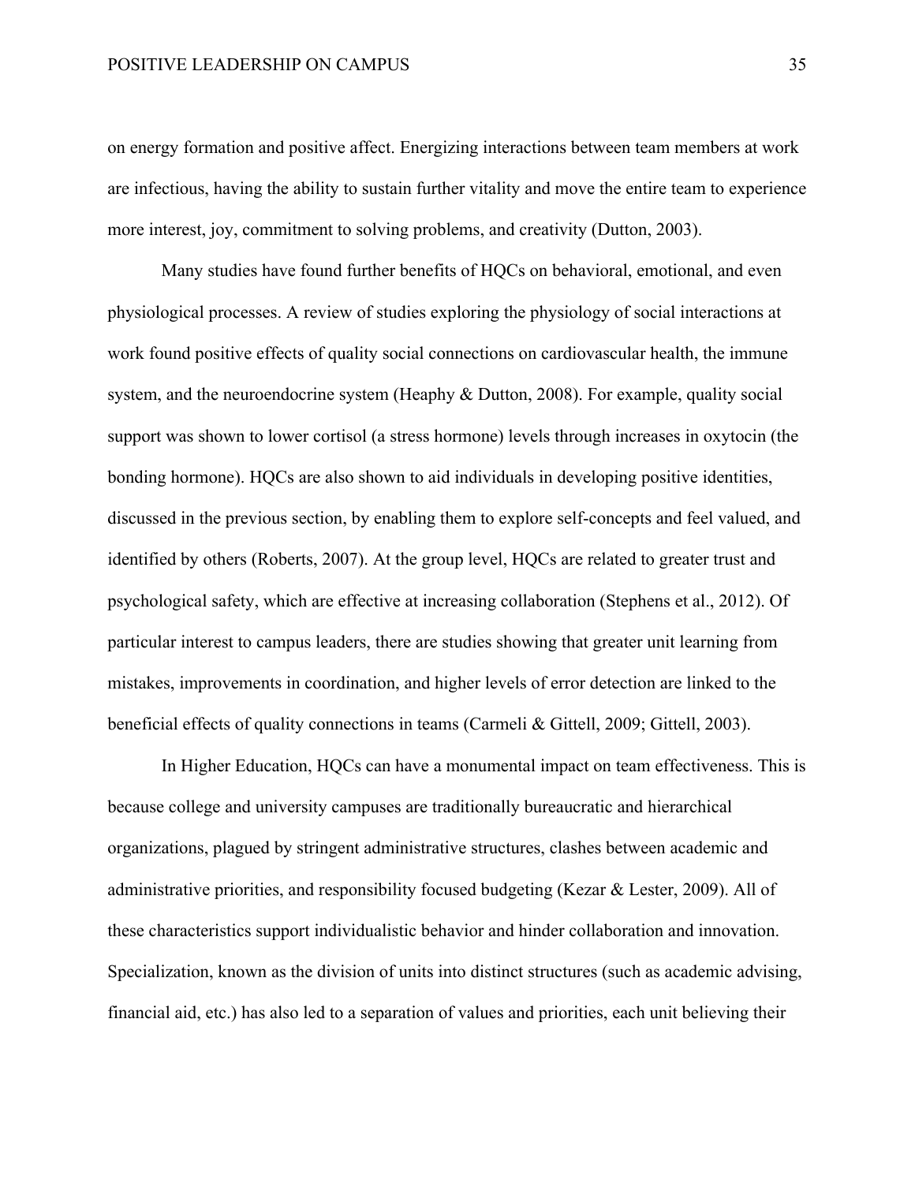on energy formation and positive affect. Energizing interactions between team members at work are infectious, having the ability to sustain further vitality and move the entire team to experience more interest, joy, commitment to solving problems, and creativity (Dutton, 2003).

Many studies have found further benefits of HQCs on behavioral, emotional, and even physiological processes. A review of studies exploring the physiology of social interactions at work found positive effects of quality social connections on cardiovascular health, the immune system, and the neuroendocrine system (Heaphy & Dutton, 2008). For example, quality social support was shown to lower cortisol (a stress hormone) levels through increases in oxytocin (the bonding hormone). HQCs are also shown to aid individuals in developing positive identities, discussed in the previous section, by enabling them to explore self-concepts and feel valued, and identified by others (Roberts, 2007). At the group level, HQCs are related to greater trust and psychological safety, which are effective at increasing collaboration (Stephens et al., 2012). Of particular interest to campus leaders, there are studies showing that greater unit learning from mistakes, improvements in coordination, and higher levels of error detection are linked to the beneficial effects of quality connections in teams (Carmeli & Gittell, 2009; Gittell, 2003).

In Higher Education, HQCs can have a monumental impact on team effectiveness. This is because college and university campuses are traditionally bureaucratic and hierarchical organizations, plagued by stringent administrative structures, clashes between academic and administrative priorities, and responsibility focused budgeting (Kezar & Lester, 2009). All of these characteristics support individualistic behavior and hinder collaboration and innovation. Specialization, known as the division of units into distinct structures (such as academic advising, financial aid, etc.) has also led to a separation of values and priorities, each unit believing their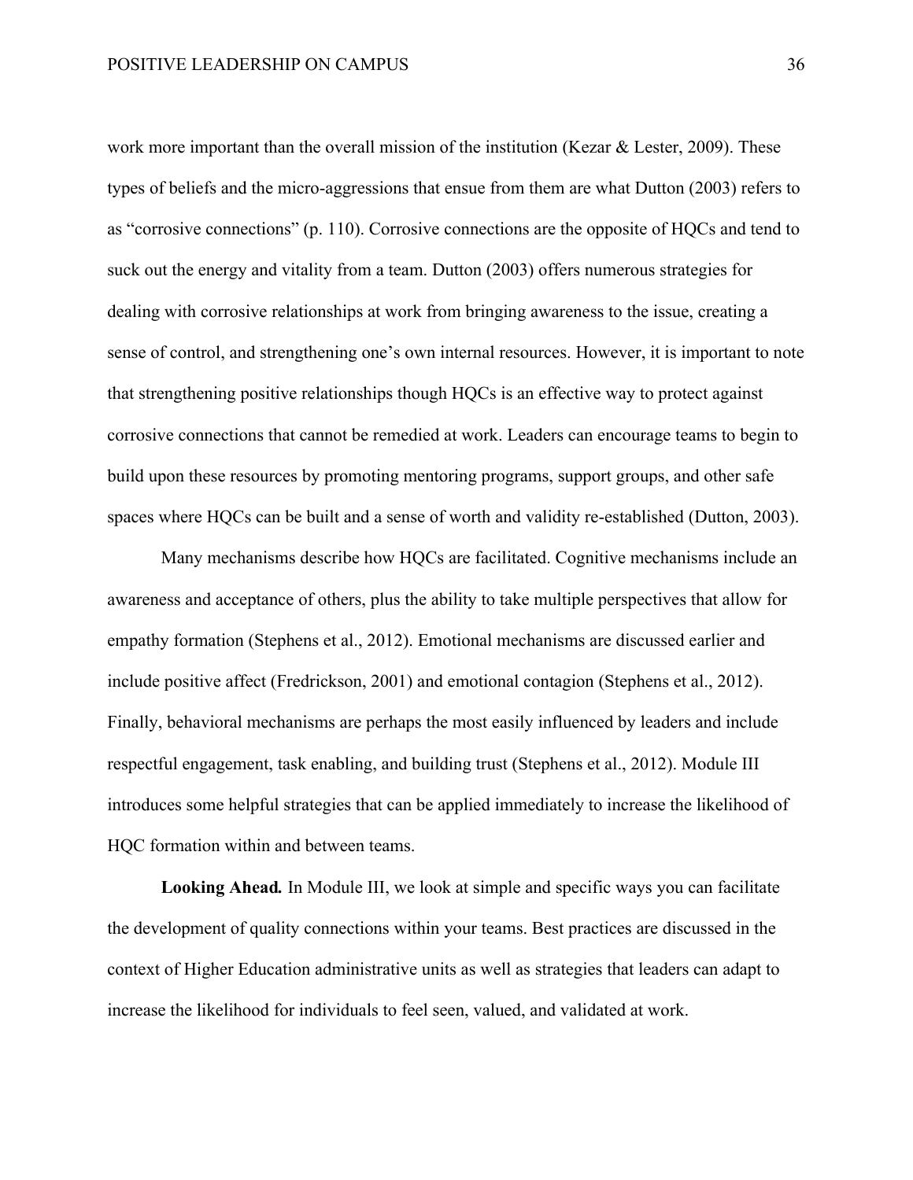work more important than the overall mission of the institution (Kezar & Lester, 2009). These types of beliefs and the micro-aggressions that ensue from them are what Dutton (2003) refers to as “corrosive connections” (p. 110). Corrosive connections are the opposite of HQCs and tend to suck out the energy and vitality from a team. Dutton (2003) offers numerous strategies for dealing with corrosive relationships at work from bringing awareness to the issue, creating a sense of control, and strengthening one’s own internal resources. However, it is important to note that strengthening positive relationships though HQCs is an effective way to protect against corrosive connections that cannot be remedied at work. Leaders can encourage teams to begin to build upon these resources by promoting mentoring programs, support groups, and other safe spaces where HQCs can be built and a sense of worth and validity re-established (Dutton, 2003).

Many mechanisms describe how HQCs are facilitated. Cognitive mechanisms include an awareness and acceptance of others, plus the ability to take multiple perspectives that allow for empathy formation (Stephens et al., 2012). Emotional mechanisms are discussed earlier and include positive affect (Fredrickson, 2001) and emotional contagion (Stephens et al., 2012). Finally, behavioral mechanisms are perhaps the most easily influenced by leaders and include respectful engagement, task enabling, and building trust (Stephens et al., 2012). Module III introduces some helpful strategies that can be applied immediately to increase the likelihood of HQC formation within and between teams.

**Looking Ahead.** In Module III, we look at simple and specific ways you can facilitate the development of quality connections within your teams. Best practices are discussed in the context of Higher Education administrative units as well as strategies that leaders can adapt to increase the likelihood for individuals to feel seen, valued, and validated at work.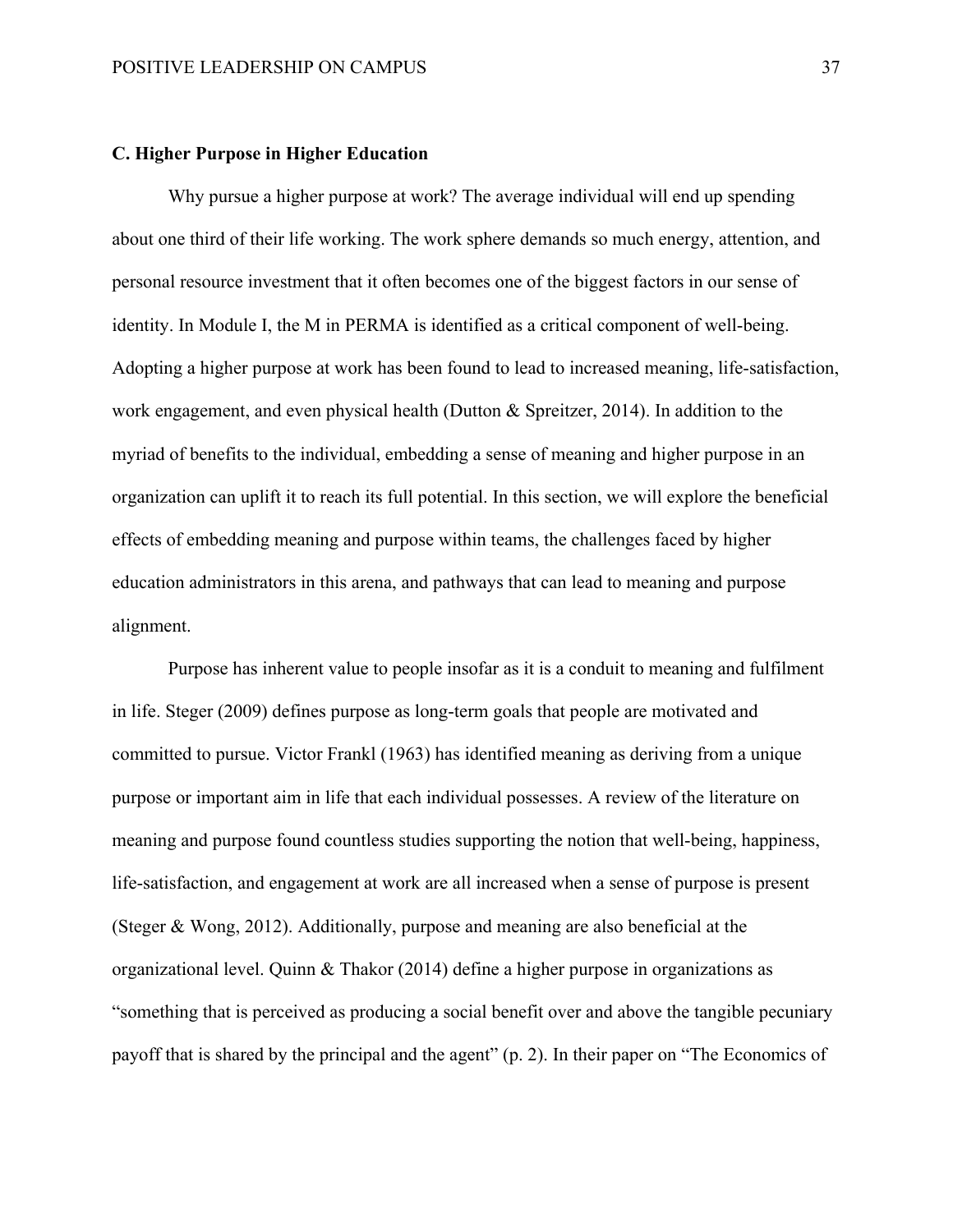**C. Higher Purpose in Higher Education**

Why pursue a higher purpose at work? The average individual will end up spending about one third of their life working. The work sphere demands so much energy, attention, and personal resource investment that it often becomes one of the biggest factors in our sense of identity. In Module I, the M in PERMA is identified as a critical component of well-being. Adopting a higher purpose at work has been found to lead to increased meaning, life-satisfaction, work engagement, and even physical health (Dutton & Spreitzer, 2014). In addition to the myriad of benefits to the individual, embedding a sense of meaning and higher purpose in an organization can uplift it to reach its full potential. In this section, we will explore the beneficial effects of embedding meaning and purpose within teams, the challenges faced by higher education administrators in this arena, and pathways that can lead to meaning and purpose alignment.

Purpose has inherent value to people insofar as it is a conduit to meaning and fulfilment in life. Steger (2009) defines purpose as long-term goals that people are motivated and committed to pursue. Victor Frankl (1963) has identified meaning as deriving from a unique purpose or important aim in life that each individual possesses. A review of the literature on meaning and purpose found countless studies supporting the notion that well-being, happiness, life-satisfaction, and engagement at work are all increased when a sense of purpose is present (Steger & Wong, 2012). Additionally, purpose and meaning are also beneficial at the organizational level. Quinn & Thakor (2014) define a higher purpose in organizations as "something that is perceived as producing a social benefit over and above the tangible pecuniary payoff that is shared by the principal and the agent" (p. 2). In their paper on "The Economics of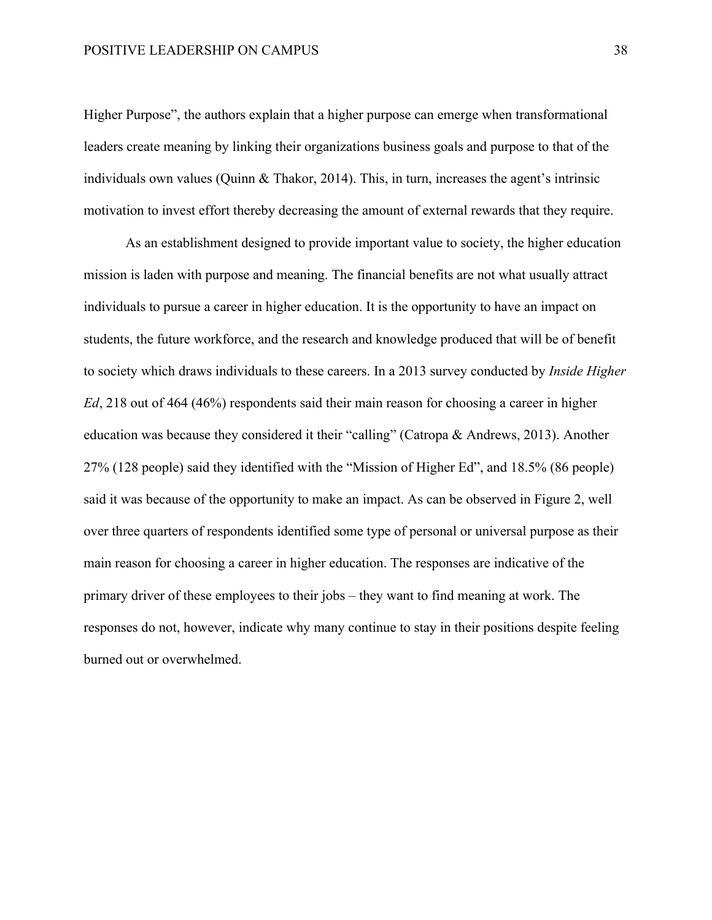Higher Purpose", the authors explain that a higher purpose can emerge when transformational leaders create meaning by linking their organizations business goals and purpose to that of the individuals own values (Quinn & Thakor, 2014). This, in turn, increases the agent's intrinsic motivation to invest effort thereby decreasing the amount of external rewards that they require.

As an establishment designed to provide important value to society, the higher education mission is laden with purpose and meaning. The financial benefits are not what usually attract individuals to pursue a career in higher education. It is the opportunity to have an impact on students, the future workforce, and the research and knowledge produced that will be of benefit to society which draws individuals to these careers. In a 2013 survey conducted by *Inside Higher Ed*, 218 out of 464 (46%) respondents said their main reason for choosing a career in higher education was because they considered it their "calling" (Catropa & Andrews, 2013). Another 27% (128 people) said they identified with the "Mission of Higher Ed", and 18.5% (86 people) said it was because of the opportunity to make an impact. As can be observed in Figure 2, well over three quarters of respondents identified some type of personal or universal purpose as their main reason for choosing a career in higher education. The responses are indicative of the primary driver of these employees to their jobs – they want to find meaning at work. The responses do not, however, indicate why many continue to stay in their positions despite feeling burned out or overwhelmed.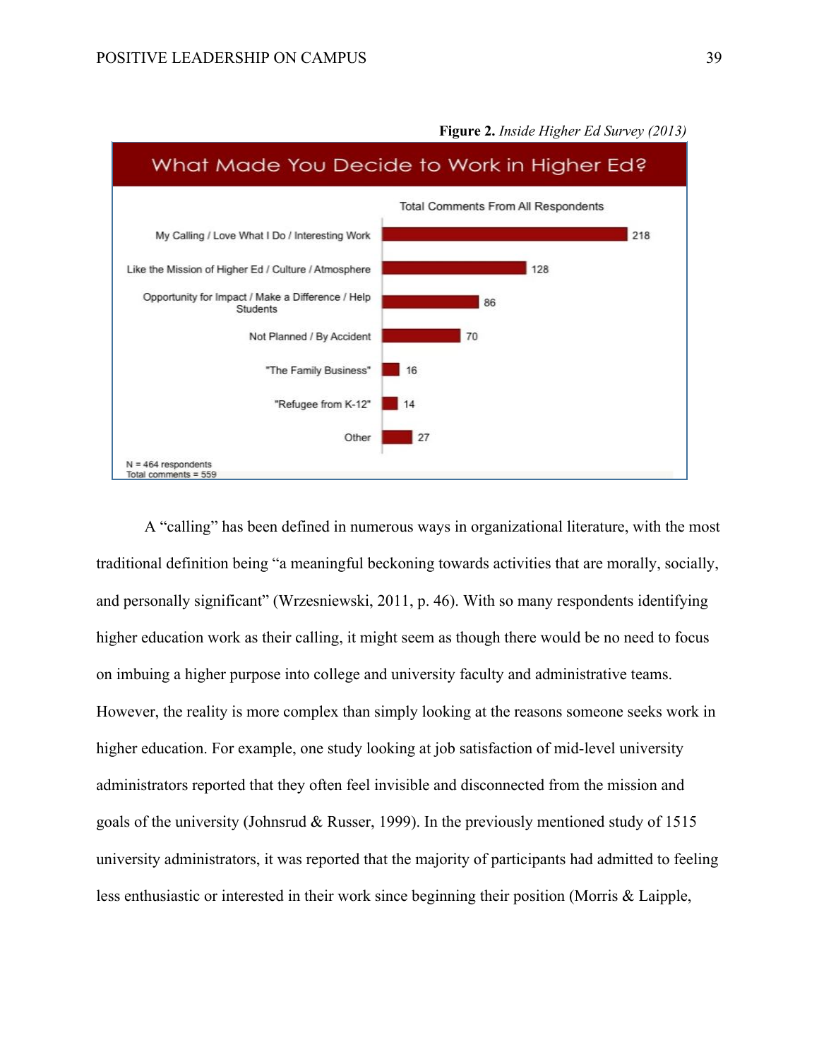**Figure 2.** *Inside Higher Ed Survey (2013)*

What Made You Decide to Work in Higher Ed?

Total Comments From All Respondents

| Reason | Comments |
|---|---|
| My Calling / Love What I Do / Interesting Work | 218 |
| Like the Mission of Higher Ed / Culture / Atmosphere | 128 |
| Opportunity for Impact / Make a Difference / Help Students | 86 |
| Not Planned / By Accident | 70 |
| "The Family Business" | 16 |
| "Refugee from K-12" | 14 |
| Other | 27 |

N = 464 respondents
Total comments = 559

A "calling" has been defined in numerous ways in organizational literature, with the most traditional definition being "a meaningful beckoning towards activities that are morally, socially, and personally significant" (Wrzesniewski, 2011, p. 46). With so many respondents identifying higher education work as their calling, it might seem as though there would be no need to focus on imbuing a higher purpose into college and university faculty and administrative teams. However, the reality is more complex than simply looking at the reasons someone seeks work in higher education. For example, one study looking at job satisfaction of mid-level university administrators reported that they often feel invisible and disconnected from the mission and goals of the university (Johnsrud & Russer, 1999). In the previously mentioned study of 1515 university administrators, it was reported that the majority of participants had admitted to feeling less enthusiastic or interested in their work since beginning their position (Morris & Laipple,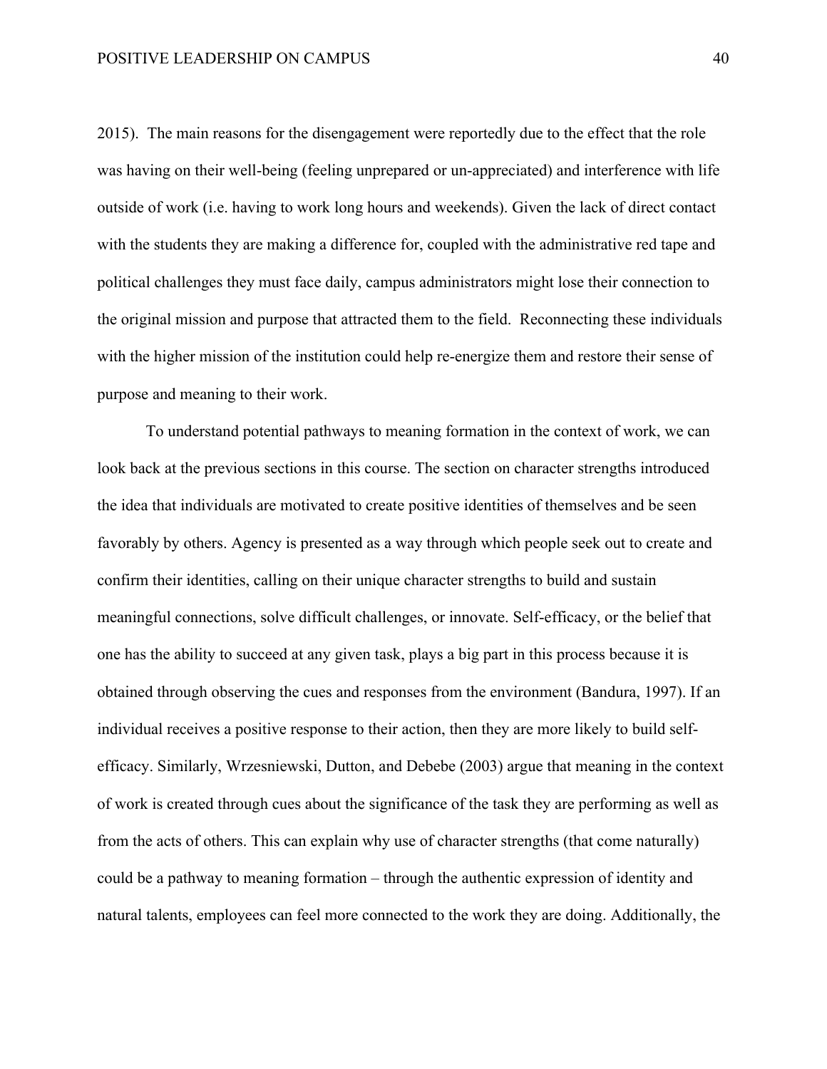2015). The main reasons for the disengagement were reportedly due to the effect that the role was having on their well-being (feeling unprepared or un-appreciated) and interference with life outside of work (i.e. having to work long hours and weekends). Given the lack of direct contact with the students they are making a difference for, coupled with the administrative red tape and political challenges they must face daily, campus administrators might lose their connection to the original mission and purpose that attracted them to the field. Reconnecting these individuals with the higher mission of the institution could help re-energize them and restore their sense of purpose and meaning to their work.

To understand potential pathways to meaning formation in the context of work, we can look back at the previous sections in this course. The section on character strengths introduced the idea that individuals are motivated to create positive identities of themselves and be seen favorably by others. Agency is presented as a way through which people seek out to create and confirm their identities, calling on their unique character strengths to build and sustain meaningful connections, solve difficult challenges, or innovate. Self-efficacy, or the belief that one has the ability to succeed at any given task, plays a big part in this process because it is obtained through observing the cues and responses from the environment (Bandura, 1997). If an individual receives a positive response to their action, then they are more likely to build self-efficacy. Similarly, Wrzesniewski, Dutton, and Debebe (2003) argue that meaning in the context of work is created through cues about the significance of the task they are performing as well as from the acts of others. This can explain why use of character strengths (that come naturally) could be a pathway to meaning formation – through the authentic expression of identity and natural talents, employees can feel more connected to the work they are doing. Additionally, the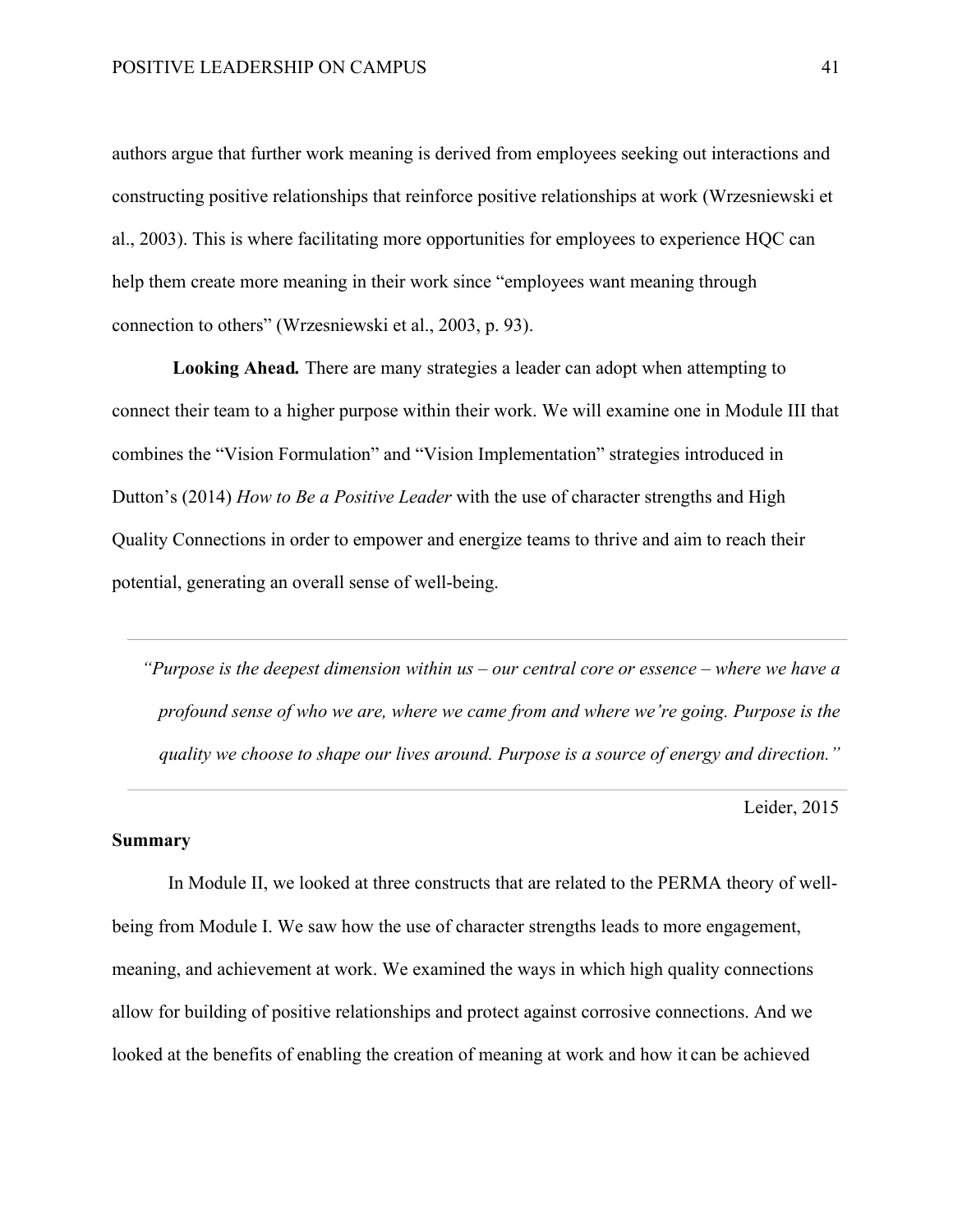authors argue that further work meaning is derived from employees seeking out interactions and constructing positive relationships that reinforce positive relationships at work (Wrzesniewski et al., 2003). This is where facilitating more opportunities for employees to experience HQC can help them create more meaning in their work since "employees want meaning through connection to others" (Wrzesniewski et al., 2003, p. 93).

**Looking Ahead.** There are many strategies a leader can adopt when attempting to connect their team to a higher purpose within their work. We will examine one in Module III that combines the "Vision Formulation" and "Vision Implementation" strategies introduced in Dutton's (2014) *How to Be a Positive Leader* with the use of character strengths and High Quality Connections in order to empower and energize teams to thrive and aim to reach their potential, generating an overall sense of well-being.

---

> *"Purpose is the deepest dimension within us – our central core or essence – where we have a profound sense of who we are, where we came from and where we're going. Purpose is the quality we choose to shape our lives around. Purpose is a source of energy and direction."*

---

Leider, 2015

**Summary**

In Module II, we looked at three constructs that are related to the PERMA theory of well-being from Module I. We saw how the use of character strengths leads to more engagement, meaning, and achievement at work. We examined the ways in which high quality connections allow for building of positive relationships and protect against corrosive connections. And we looked at the benefits of enabling the creation of meaning at work and how it can be achieved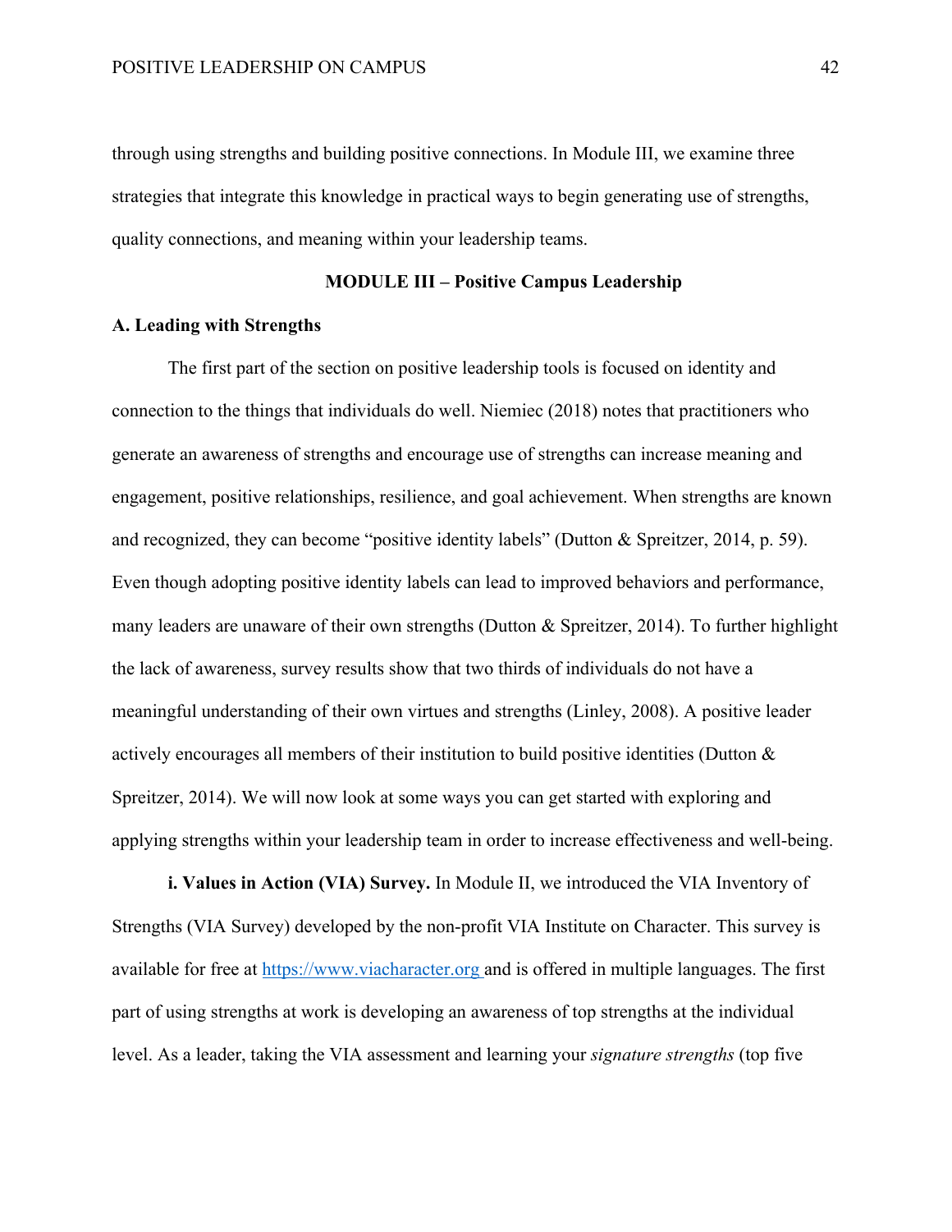through using strengths and building positive connections. In Module III, we examine three strategies that integrate this knowledge in practical ways to begin generating use of strengths, quality connections, and meaning within your leadership teams.

## MODULE III – Positive Campus Leadership

### A. Leading with Strengths

The first part of the section on positive leadership tools is focused on identity and connection to the things that individuals do well. Niemiec (2018) notes that practitioners who generate an awareness of strengths and encourage use of strengths can increase meaning and engagement, positive relationships, resilience, and goal achievement. When strengths are known and recognized, they can become "positive identity labels" (Dutton & Spreitzer, 2014, p. 59). Even though adopting positive identity labels can lead to improved behaviors and performance, many leaders are unaware of their own strengths (Dutton & Spreitzer, 2014). To further highlight the lack of awareness, survey results show that two thirds of individuals do not have a meaningful understanding of their own virtues and strengths (Linley, 2008). A positive leader actively encourages all members of their institution to build positive identities (Dutton & Spreitzer, 2014). We will now look at some ways you can get started with exploring and applying strengths within your leadership team in order to increase effectiveness and well-being.

**i. Values in Action (VIA) Survey.** In Module II, we introduced the VIA Inventory of Strengths (VIA Survey) developed by the non-profit VIA Institute on Character. This survey is available for free at https://www.viacharacter.org and is offered in multiple languages. The first part of using strengths at work is developing an awareness of top strengths at the individual level. As a leader, taking the VIA assessment and learning your *signature strengths* (top five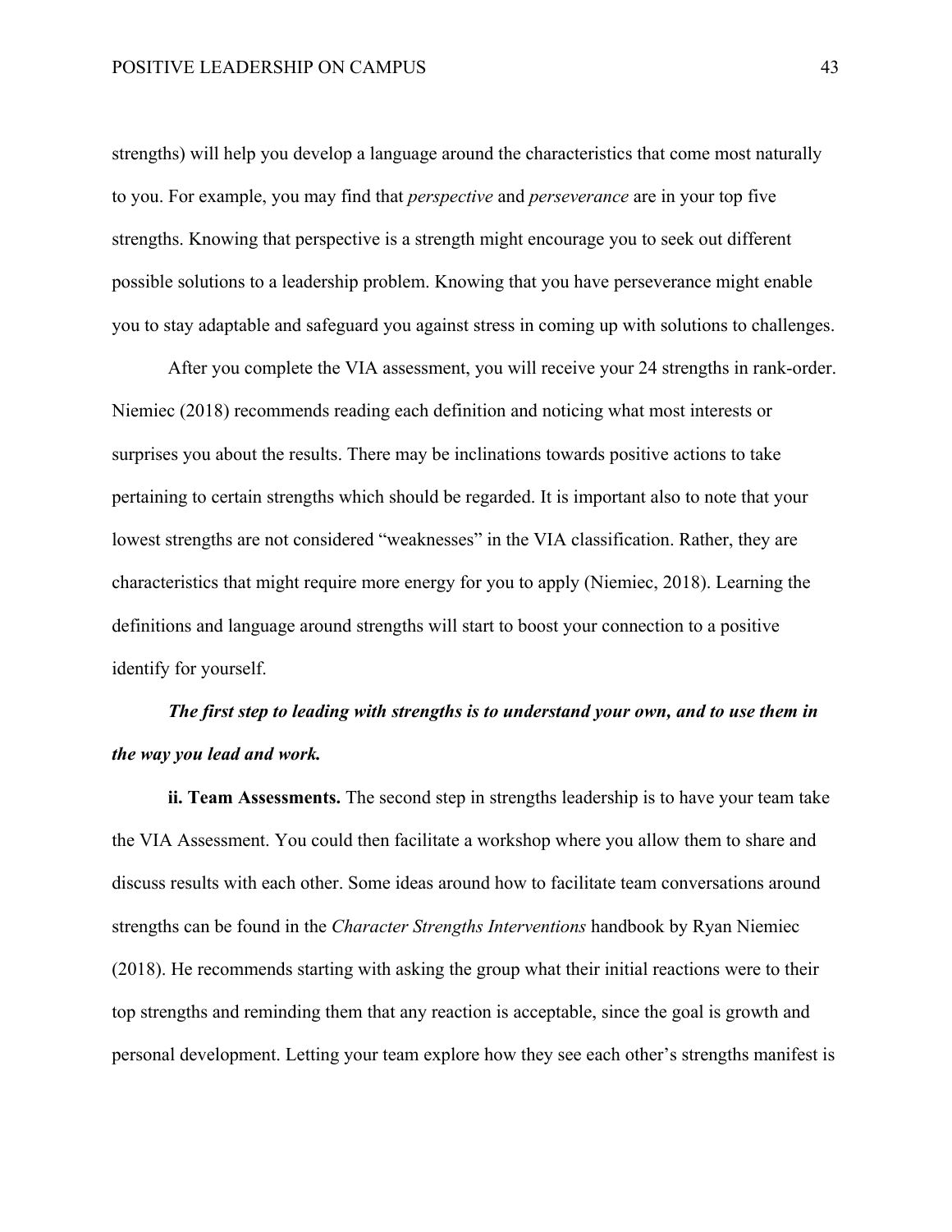strengths) will help you develop a language around the characteristics that come most naturally to you. For example, you may find that *perspective* and *perseverance* are in your top five strengths. Knowing that perspective is a strength might encourage you to seek out different possible solutions to a leadership problem. Knowing that you have perseverance might enable you to stay adaptable and safeguard you against stress in coming up with solutions to challenges.

After you complete the VIA assessment, you will receive your 24 strengths in rank-order. Niemiec (2018) recommends reading each definition and noticing what most interests or surprises you about the results. There may be inclinations towards positive actions to take pertaining to certain strengths which should be regarded. It is important also to note that your lowest strengths are not considered "weaknesses" in the VIA classification. Rather, they are characteristics that might require more energy for you to apply (Niemiec, 2018). Learning the definitions and language around strengths will start to boost your connection to a positive identify for yourself.

***The first step to leading with strengths is to understand your own, and to use them in the way you lead and work.***

**ii. Team Assessments.** The second step in strengths leadership is to have your team take the VIA Assessment. You could then facilitate a workshop where you allow them to share and discuss results with each other. Some ideas around how to facilitate team conversations around strengths can be found in the *Character Strengths Interventions* handbook by Ryan Niemiec (2018). He recommends starting with asking the group what their initial reactions were to their top strengths and reminding them that any reaction is acceptable, since the goal is growth and personal development. Letting your team explore how they see each other's strengths manifest is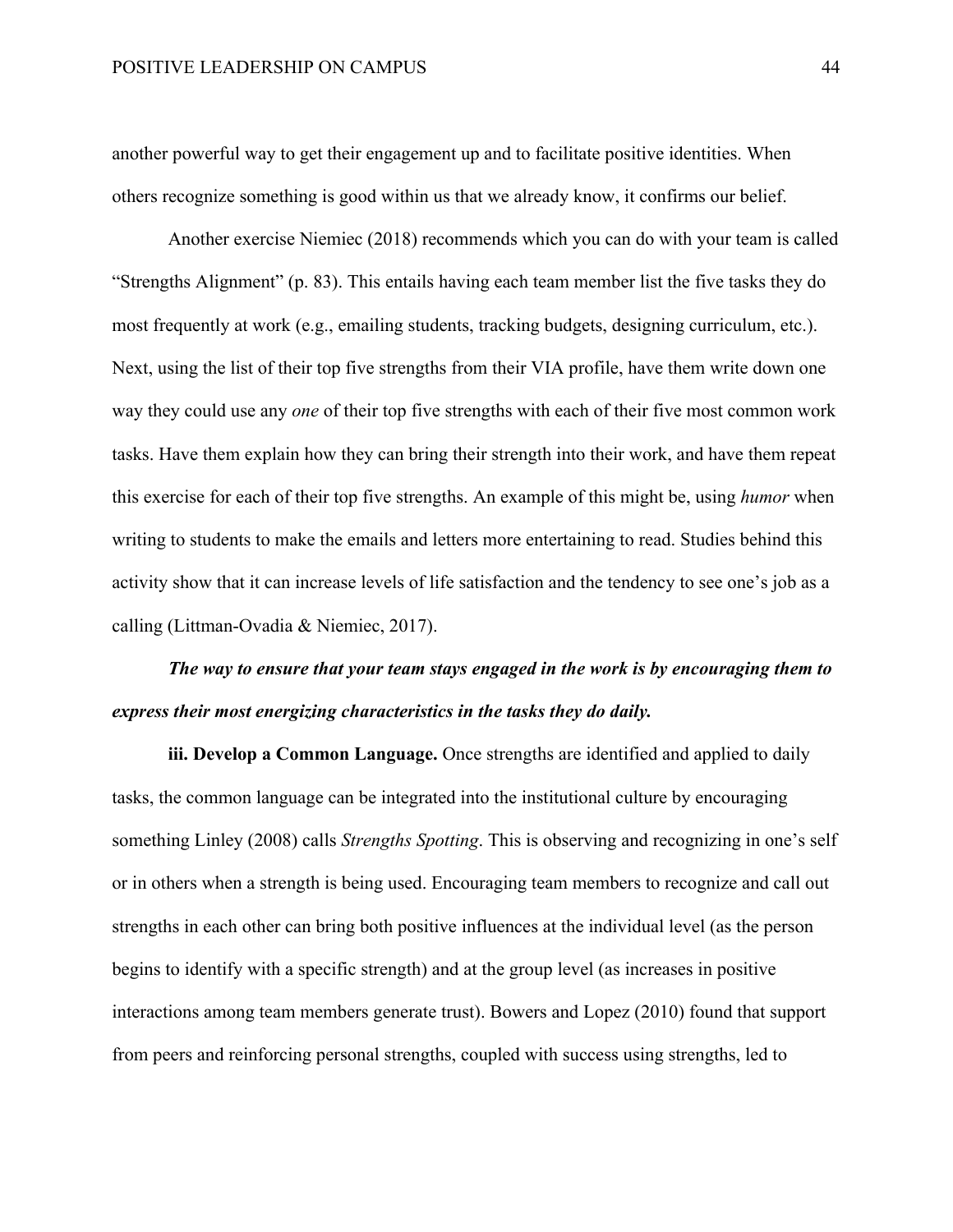another powerful way to get their engagement up and to facilitate positive identities. When others recognize something is good within us that we already know, it confirms our belief.

Another exercise Niemiec (2018) recommends which you can do with your team is called "Strengths Alignment" (p. 83). This entails having each team member list the five tasks they do most frequently at work (e.g., emailing students, tracking budgets, designing curriculum, etc.). Next, using the list of their top five strengths from their VIA profile, have them write down one way they could use any *one* of their top five strengths with each of their five most common work tasks. Have them explain how they can bring their strength into their work, and have them repeat this exercise for each of their top five strengths. An example of this might be, using *humor* when writing to students to make the emails and letters more entertaining to read. Studies behind this activity show that it can increase levels of life satisfaction and the tendency to see one's job as a calling (Littman-Ovadia & Niemiec, 2017).

***The way to ensure that your team stays engaged in the work is by encouraging them to express their most energizing characteristics in the tasks they do daily.***

**iii. Develop a Common Language.** Once strengths are identified and applied to daily tasks, the common language can be integrated into the institutional culture by encouraging something Linley (2008) calls *Strengths Spotting*. This is observing and recognizing in one's self or in others when a strength is being used. Encouraging team members to recognize and call out strengths in each other can bring both positive influences at the individual level (as the person begins to identify with a specific strength) and at the group level (as increases in positive interactions among team members generate trust). Bowers and Lopez (2010) found that support from peers and reinforcing personal strengths, coupled with success using strengths, led to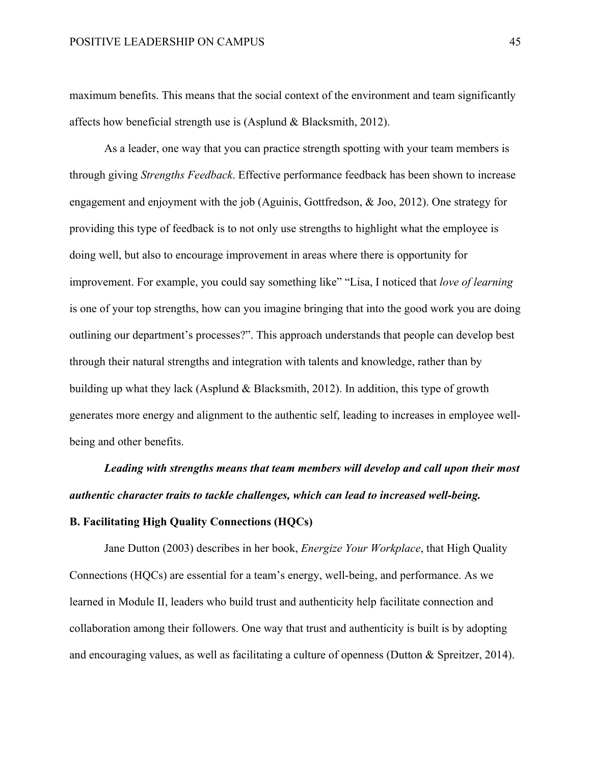maximum benefits. This means that the social context of the environment and team significantly affects how beneficial strength use is (Asplund & Blacksmith, 2012).

As a leader, one way that you can practice strength spotting with your team members is through giving *Strengths Feedback*. Effective performance feedback has been shown to increase engagement and enjoyment with the job (Aguinis, Gottfredson, & Joo, 2012). One strategy for providing this type of feedback is to not only use strengths to highlight what the employee is doing well, but also to encourage improvement in areas where there is opportunity for improvement. For example, you could say something like" "Lisa, I noticed that *love of learning* is one of your top strengths, how can you imagine bringing that into the good work you are doing outlining our department's processes?". This approach understands that people can develop best through their natural strengths and integration with talents and knowledge, rather than by building up what they lack (Asplund & Blacksmith, 2012). In addition, this type of growth generates more energy and alignment to the authentic self, leading to increases in employee well-being and other benefits.

***Leading with strengths means that team members will develop and call upon their most authentic character traits to tackle challenges, which can lead to increased well-being.***

**B. Facilitating High Quality Connections (HQCs)**

Jane Dutton (2003) describes in her book, *Energize Your Workplace*, that High Quality Connections (HQCs) are essential for a team's energy, well-being, and performance. As we learned in Module II, leaders who build trust and authenticity help facilitate connection and collaboration among their followers. One way that trust and authenticity is built is by adopting and encouraging values, as well as facilitating a culture of openness (Dutton & Spreitzer, 2014).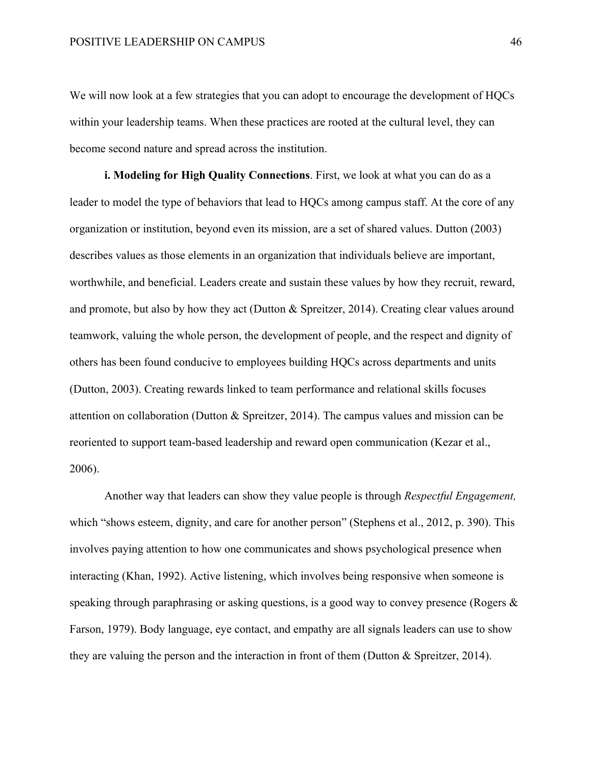We will now look at a few strategies that you can adopt to encourage the development of HQCs within your leadership teams. When these practices are rooted at the cultural level, they can become second nature and spread across the institution.

**i. Modeling for High Quality Connections**. First, we look at what you can do as a leader to model the type of behaviors that lead to HQCs among campus staff. At the core of any organization or institution, beyond even its mission, are a set of shared values. Dutton (2003) describes values as those elements in an organization that individuals believe are important, worthwhile, and beneficial. Leaders create and sustain these values by how they recruit, reward, and promote, but also by how they act (Dutton & Spreitzer, 2014). Creating clear values around teamwork, valuing the whole person, the development of people, and the respect and dignity of others has been found conducive to employees building HQCs across departments and units (Dutton, 2003). Creating rewards linked to team performance and relational skills focuses attention on collaboration (Dutton & Spreitzer, 2014). The campus values and mission can be reoriented to support team-based leadership and reward open communication (Kezar et al., 2006).

Another way that leaders can show they value people is through *Respectful Engagement,* which "shows esteem, dignity, and care for another person" (Stephens et al., 2012, p. 390). This involves paying attention to how one communicates and shows psychological presence when interacting (Khan, 1992). Active listening, which involves being responsive when someone is speaking through paraphrasing or asking questions, is a good way to convey presence (Rogers & Farson, 1979). Body language, eye contact, and empathy are all signals leaders can use to show they are valuing the person and the interaction in front of them (Dutton & Spreitzer, 2014).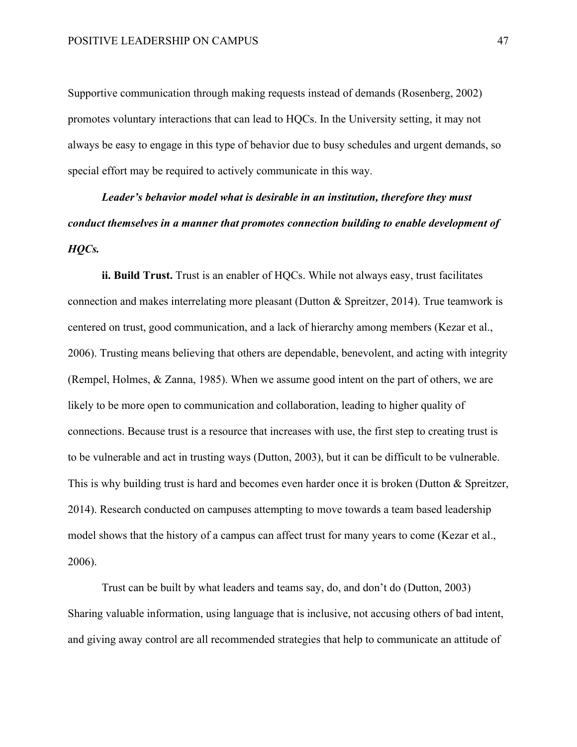Supportive communication through making requests instead of demands (Rosenberg, 2002) promotes voluntary interactions that can lead to HQCs. In the University setting, it may not always be easy to engage in this type of behavior due to busy schedules and urgent demands, so special effort may be required to actively communicate in this way.

***Leader's behavior model what is desirable in an institution, therefore they must conduct themselves in a manner that promotes connection building to enable development of HQCs.***

**ii. Build Trust.** Trust is an enabler of HQCs. While not always easy, trust facilitates connection and makes interrelating more pleasant (Dutton & Spreitzer, 2014). True teamwork is centered on trust, good communication, and a lack of hierarchy among members (Kezar et al., 2006). Trusting means believing that others are dependable, benevolent, and acting with integrity (Rempel, Holmes, & Zanna, 1985). When we assume good intent on the part of others, we are likely to be more open to communication and collaboration, leading to higher quality of connections. Because trust is a resource that increases with use, the first step to creating trust is to be vulnerable and act in trusting ways (Dutton, 2003), but it can be difficult to be vulnerable. This is why building trust is hard and becomes even harder once it is broken (Dutton & Spreitzer, 2014). Research conducted on campuses attempting to move towards a team based leadership model shows that the history of a campus can affect trust for many years to come (Kezar et al., 2006).

Trust can be built by what leaders and teams say, do, and don't do (Dutton, 2003) Sharing valuable information, using language that is inclusive, not accusing others of bad intent, and giving away control are all recommended strategies that help to communicate an attitude of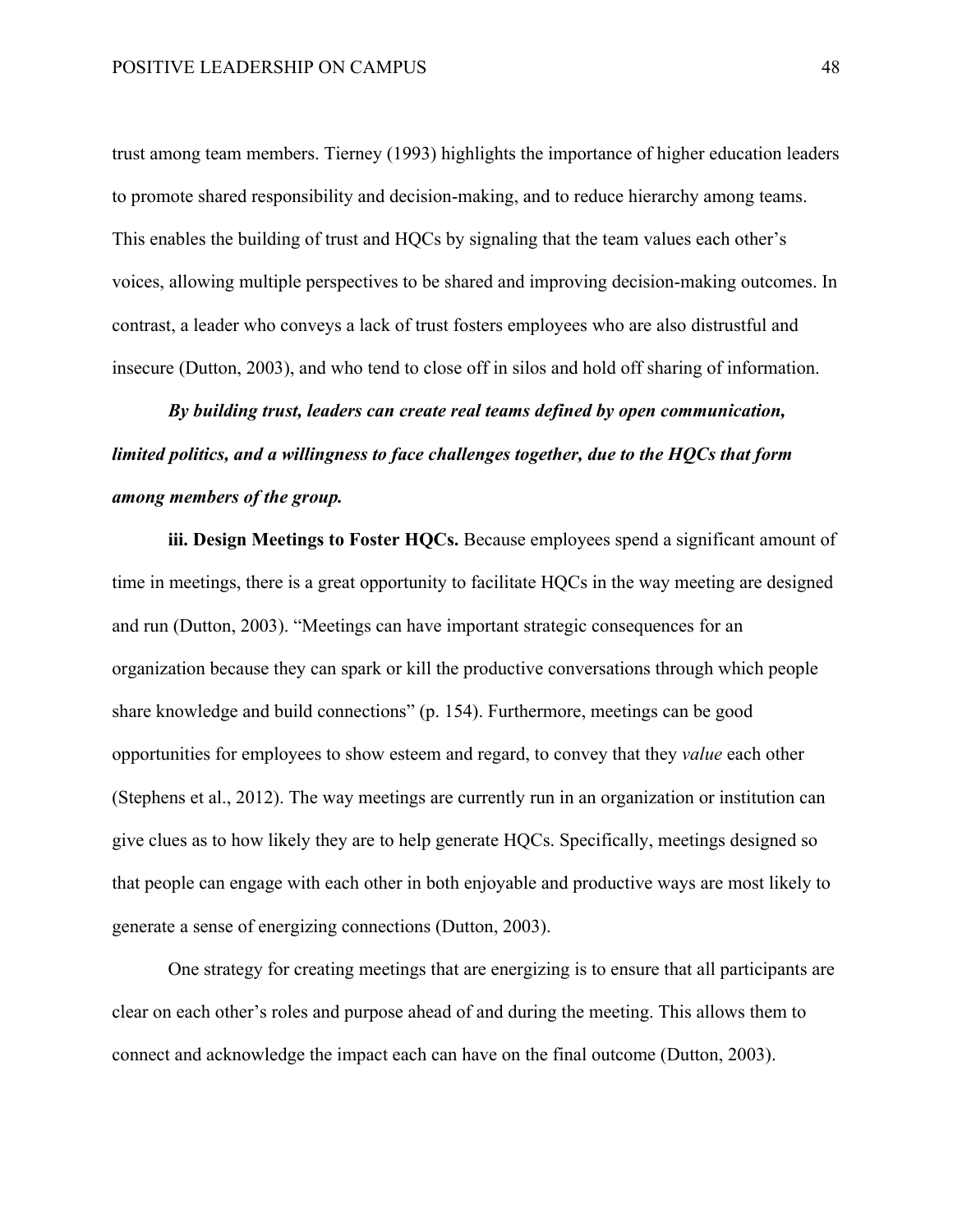trust among team members. Tierney (1993) highlights the importance of higher education leaders to promote shared responsibility and decision-making, and to reduce hierarchy among teams. This enables the building of trust and HQCs by signaling that the team values each other's voices, allowing multiple perspectives to be shared and improving decision-making outcomes. In contrast, a leader who conveys a lack of trust fosters employees who are also distrustful and insecure (Dutton, 2003), and who tend to close off in silos and hold off sharing of information.

***By building trust, leaders can create real teams defined by open communication, limited politics, and a willingness to face challenges together, due to the HQCs that form among members of the group.***

**iii. Design Meetings to Foster HQCs.** Because employees spend a significant amount of time in meetings, there is a great opportunity to facilitate HQCs in the way meeting are designed and run (Dutton, 2003). "Meetings can have important strategic consequences for an organization because they can spark or kill the productive conversations through which people share knowledge and build connections" (p. 154). Furthermore, meetings can be good opportunities for employees to show esteem and regard, to convey that they *value* each other (Stephens et al., 2012). The way meetings are currently run in an organization or institution can give clues as to how likely they are to help generate HQCs. Specifically, meetings designed so that people can engage with each other in both enjoyable and productive ways are most likely to generate a sense of energizing connections (Dutton, 2003).

One strategy for creating meetings that are energizing is to ensure that all participants are clear on each other's roles and purpose ahead of and during the meeting. This allows them to connect and acknowledge the impact each can have on the final outcome (Dutton, 2003).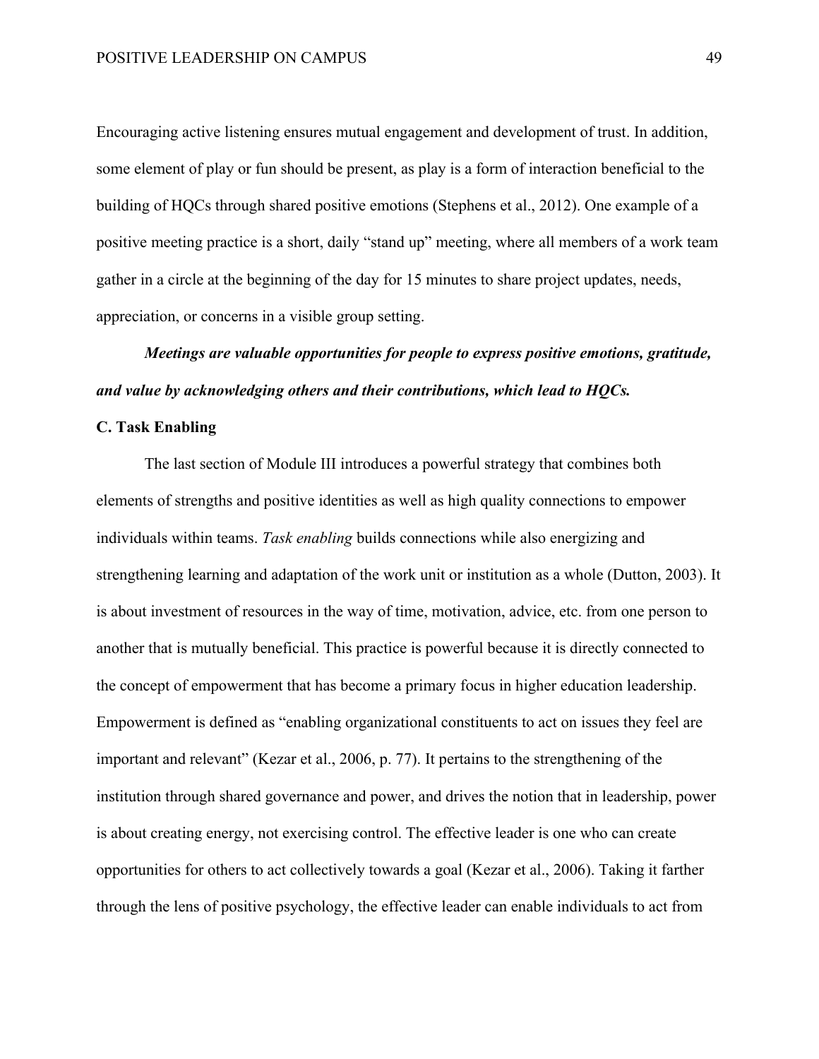Encouraging active listening ensures mutual engagement and development of trust. In addition, some element of play or fun should be present, as play is a form of interaction beneficial to the building of HQCs through shared positive emotions (Stephens et al., 2012). One example of a positive meeting practice is a short, daily "stand up" meeting, where all members of a work team gather in a circle at the beginning of the day for 15 minutes to share project updates, needs, appreciation, or concerns in a visible group setting.

***Meetings are valuable opportunities for people to express positive emotions, gratitude, and value by acknowledging others and their contributions, which lead to HQCs.***

**C. Task Enabling**

The last section of Module III introduces a powerful strategy that combines both elements of strengths and positive identities as well as high quality connections to empower individuals within teams. *Task enabling* builds connections while also energizing and strengthening learning and adaptation of the work unit or institution as a whole (Dutton, 2003). It is about investment of resources in the way of time, motivation, advice, etc. from one person to another that is mutually beneficial. This practice is powerful because it is directly connected to the concept of empowerment that has become a primary focus in higher education leadership. Empowerment is defined as "enabling organizational constituents to act on issues they feel are important and relevant" (Kezar et al., 2006, p. 77). It pertains to the strengthening of the institution through shared governance and power, and drives the notion that in leadership, power is about creating energy, not exercising control. The effective leader is one who can create opportunities for others to act collectively towards a goal (Kezar et al., 2006). Taking it farther through the lens of positive psychology, the effective leader can enable individuals to act from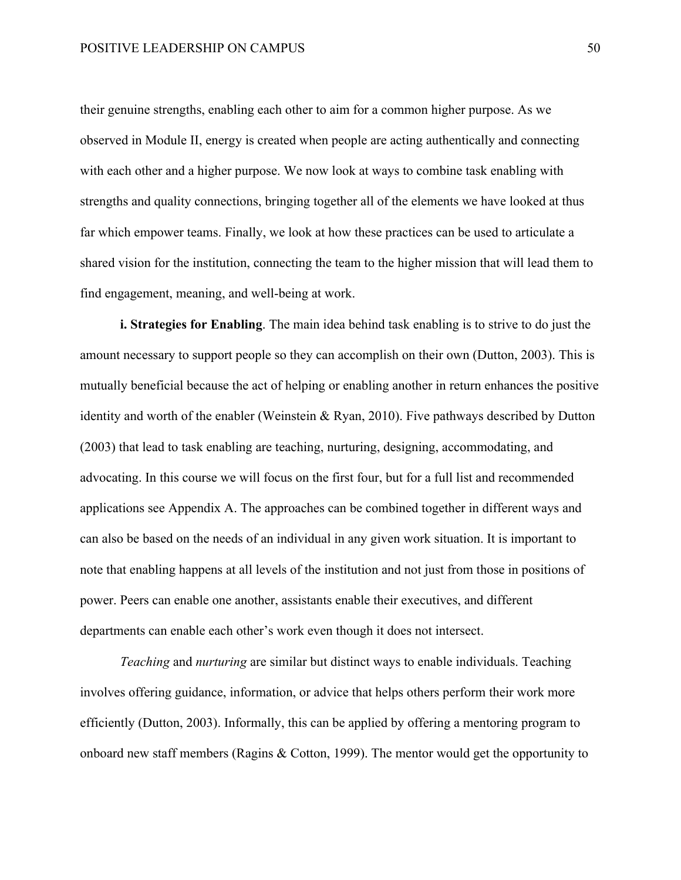their genuine strengths, enabling each other to aim for a common higher purpose. As we observed in Module II, energy is created when people are acting authentically and connecting with each other and a higher purpose. We now look at ways to combine task enabling with strengths and quality connections, bringing together all of the elements we have looked at thus far which empower teams. Finally, we look at how these practices can be used to articulate a shared vision for the institution, connecting the team to the higher mission that will lead them to find engagement, meaning, and well-being at work.

**i. Strategies for Enabling**. The main idea behind task enabling is to strive to do just the amount necessary to support people so they can accomplish on their own (Dutton, 2003). This is mutually beneficial because the act of helping or enabling another in return enhances the positive identity and worth of the enabler (Weinstein & Ryan, 2010). Five pathways described by Dutton (2003) that lead to task enabling are teaching, nurturing, designing, accommodating, and advocating. In this course we will focus on the first four, but for a full list and recommended applications see Appendix A. The approaches can be combined together in different ways and can also be based on the needs of an individual in any given work situation. It is important to note that enabling happens at all levels of the institution and not just from those in positions of power. Peers can enable one another, assistants enable their executives, and different departments can enable each other's work even though it does not intersect.

*Teaching* and *nurturing* are similar but distinct ways to enable individuals. Teaching involves offering guidance, information, or advice that helps others perform their work more efficiently (Dutton, 2003). Informally, this can be applied by offering a mentoring program to onboard new staff members (Ragins & Cotton, 1999). The mentor would get the opportunity to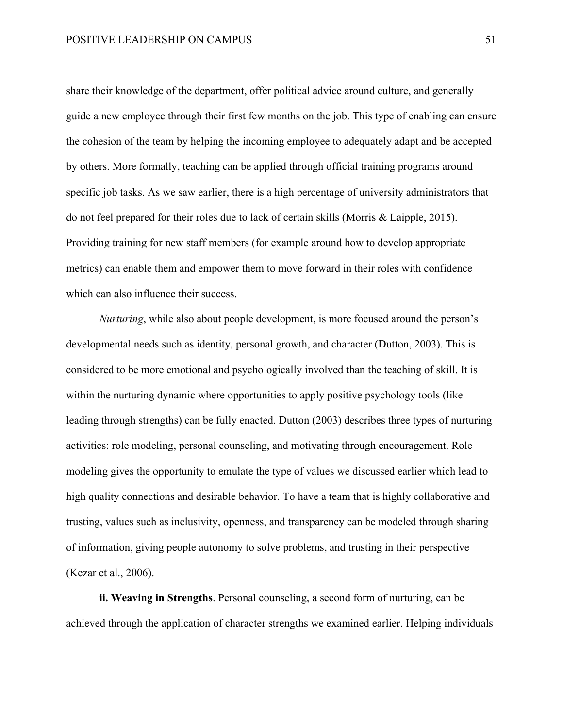share their knowledge of the department, offer political advice around culture, and generally guide a new employee through their first few months on the job. This type of enabling can ensure the cohesion of the team by helping the incoming employee to adequately adapt and be accepted by others. More formally, teaching can be applied through official training programs around specific job tasks. As we saw earlier, there is a high percentage of university administrators that do not feel prepared for their roles due to lack of certain skills (Morris & Laipple, 2015). Providing training for new staff members (for example around how to develop appropriate metrics) can enable them and empower them to move forward in their roles with confidence which can also influence their success.

*Nurturing*, while also about people development, is more focused around the person's developmental needs such as identity, personal growth, and character (Dutton, 2003). This is considered to be more emotional and psychologically involved than the teaching of skill. It is within the nurturing dynamic where opportunities to apply positive psychology tools (like leading through strengths) can be fully enacted. Dutton (2003) describes three types of nurturing activities: role modeling, personal counseling, and motivating through encouragement. Role modeling gives the opportunity to emulate the type of values we discussed earlier which lead to high quality connections and desirable behavior. To have a team that is highly collaborative and trusting, values such as inclusivity, openness, and transparency can be modeled through sharing of information, giving people autonomy to solve problems, and trusting in their perspective (Kezar et al., 2006).

**ii. Weaving in Strengths**. Personal counseling, a second form of nurturing, can be achieved through the application of character strengths we examined earlier. Helping individuals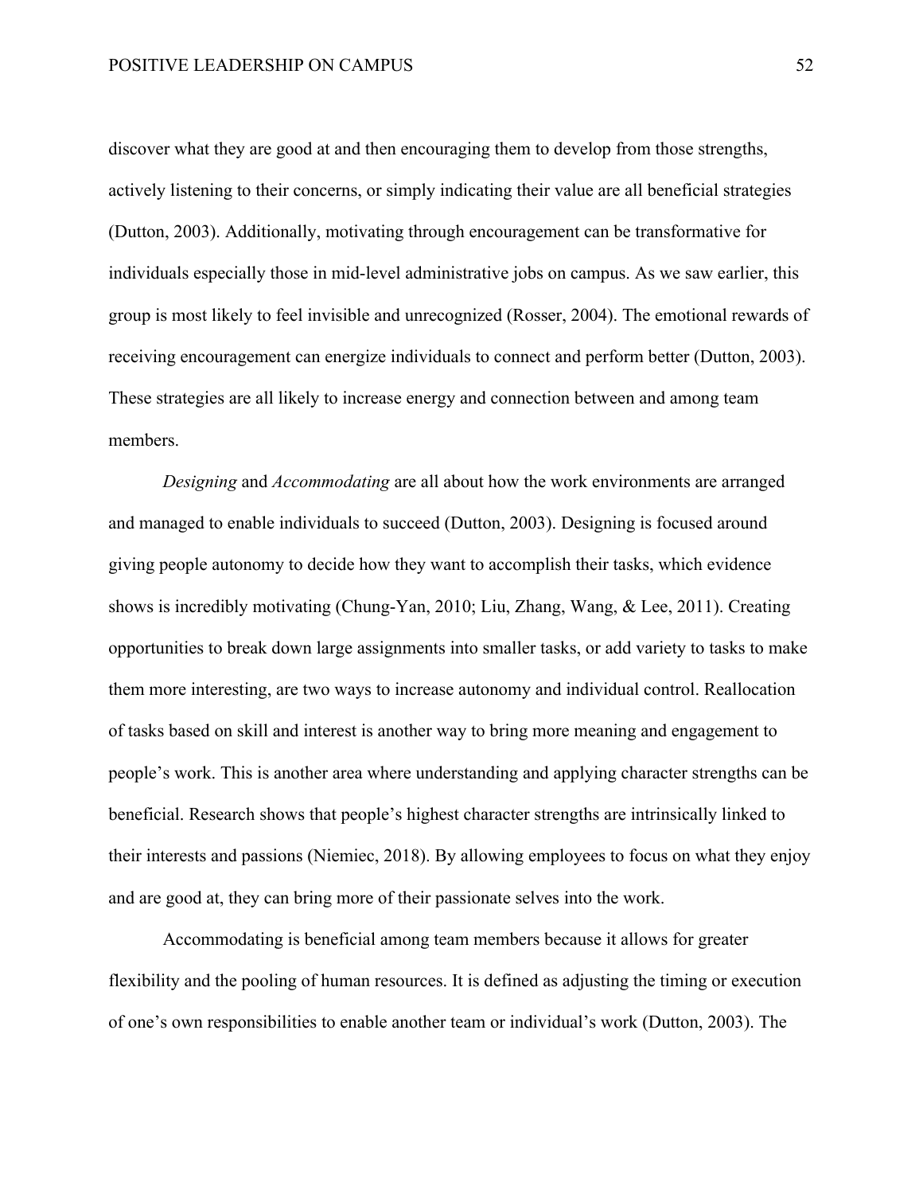discover what they are good at and then encouraging them to develop from those strengths, actively listening to their concerns, or simply indicating their value are all beneficial strategies (Dutton, 2003). Additionally, motivating through encouragement can be transformative for individuals especially those in mid-level administrative jobs on campus. As we saw earlier, this group is most likely to feel invisible and unrecognized (Rosser, 2004). The emotional rewards of receiving encouragement can energize individuals to connect and perform better (Dutton, 2003). These strategies are all likely to increase energy and connection between and among team members.

*Designing* and *Accommodating* are all about how the work environments are arranged and managed to enable individuals to succeed (Dutton, 2003). Designing is focused around giving people autonomy to decide how they want to accomplish their tasks, which evidence shows is incredibly motivating (Chung-Yan, 2010; Liu, Zhang, Wang, & Lee, 2011). Creating opportunities to break down large assignments into smaller tasks, or add variety to tasks to make them more interesting, are two ways to increase autonomy and individual control. Reallocation of tasks based on skill and interest is another way to bring more meaning and engagement to people's work. This is another area where understanding and applying character strengths can be beneficial. Research shows that people's highest character strengths are intrinsically linked to their interests and passions (Niemiec, 2018). By allowing employees to focus on what they enjoy and are good at, they can bring more of their passionate selves into the work.

Accommodating is beneficial among team members because it allows for greater flexibility and the pooling of human resources. It is defined as adjusting the timing or execution of one's own responsibilities to enable another team or individual's work (Dutton, 2003). The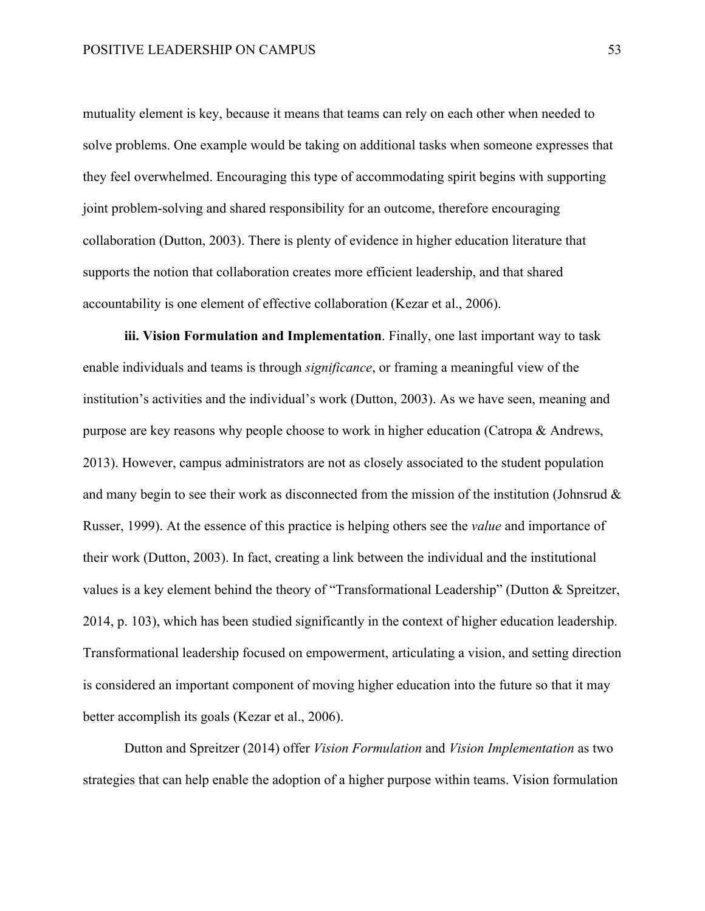mutuality element is key, because it means that teams can rely on each other when needed to solve problems. One example would be taking on additional tasks when someone expresses that they feel overwhelmed. Encouraging this type of accommodating spirit begins with supporting joint problem-solving and shared responsibility for an outcome, therefore encouraging collaboration (Dutton, 2003). There is plenty of evidence in higher education literature that supports the notion that collaboration creates more efficient leadership, and that shared accountability is one element of effective collaboration (Kezar et al., 2006).

**iii. Vision Formulation and Implementation**. Finally, one last important way to task enable individuals and teams is through *significance*, or framing a meaningful view of the institution's activities and the individual's work (Dutton, 2003). As we have seen, meaning and purpose are key reasons why people choose to work in higher education (Catropa & Andrews, 2013). However, campus administrators are not as closely associated to the student population and many begin to see their work as disconnected from the mission of the institution (Johnsrud & Russer, 1999). At the essence of this practice is helping others see the *value* and importance of their work (Dutton, 2003). In fact, creating a link between the individual and the institutional values is a key element behind the theory of "Transformational Leadership" (Dutton & Spreitzer, 2014, p. 103), which has been studied significantly in the context of higher education leadership. Transformational leadership focused on empowerment, articulating a vision, and setting direction is considered an important component of moving higher education into the future so that it may better accomplish its goals (Kezar et al., 2006).

Dutton and Spreitzer (2014) offer *Vision Formulation* and *Vision Implementation* as two strategies that can help enable the adoption of a higher purpose within teams. Vision formulation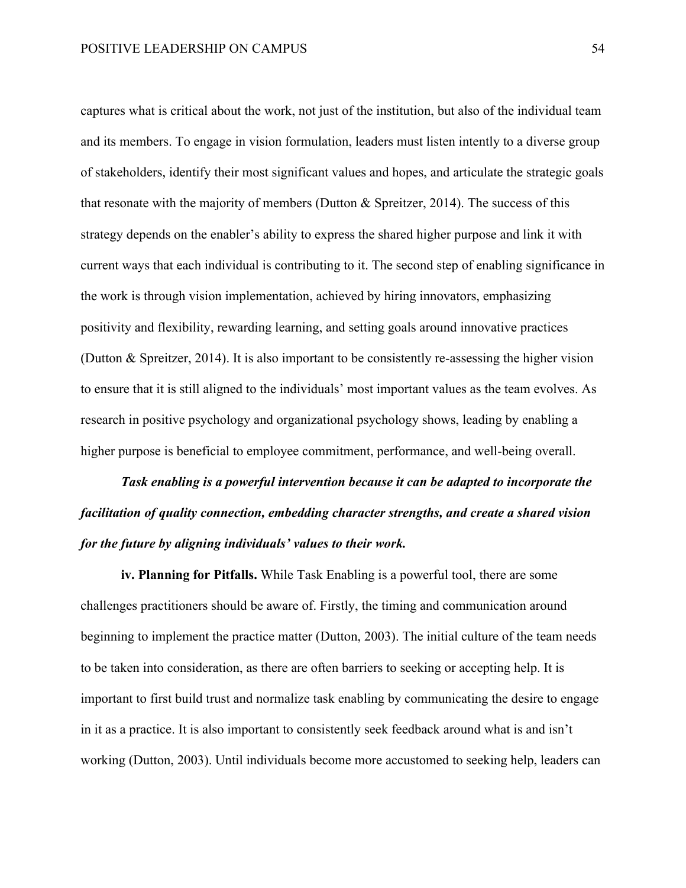captures what is critical about the work, not just of the institution, but also of the individual team and its members. To engage in vision formulation, leaders must listen intently to a diverse group of stakeholders, identify their most significant values and hopes, and articulate the strategic goals that resonate with the majority of members (Dutton & Spreitzer, 2014). The success of this strategy depends on the enabler's ability to express the shared higher purpose and link it with current ways that each individual is contributing to it. The second step of enabling significance in the work is through vision implementation, achieved by hiring innovators, emphasizing positivity and flexibility, rewarding learning, and setting goals around innovative practices (Dutton & Spreitzer, 2014). It is also important to be consistently re-assessing the higher vision to ensure that it is still aligned to the individuals' most important values as the team evolves. As research in positive psychology and organizational psychology shows, leading by enabling a higher purpose is beneficial to employee commitment, performance, and well-being overall.

***Task enabling is a powerful intervention because it can be adapted to incorporate the facilitation of quality connection, embedding character strengths, and create a shared vision for the future by aligning individuals' values to their work.***

**iv. Planning for Pitfalls.** While Task Enabling is a powerful tool, there are some challenges practitioners should be aware of. Firstly, the timing and communication around beginning to implement the practice matter (Dutton, 2003). The initial culture of the team needs to be taken into consideration, as there are often barriers to seeking or accepting help. It is important to first build trust and normalize task enabling by communicating the desire to engage in it as a practice. It is also important to consistently seek feedback around what is and isn't working (Dutton, 2003). Until individuals become more accustomed to seeking help, leaders can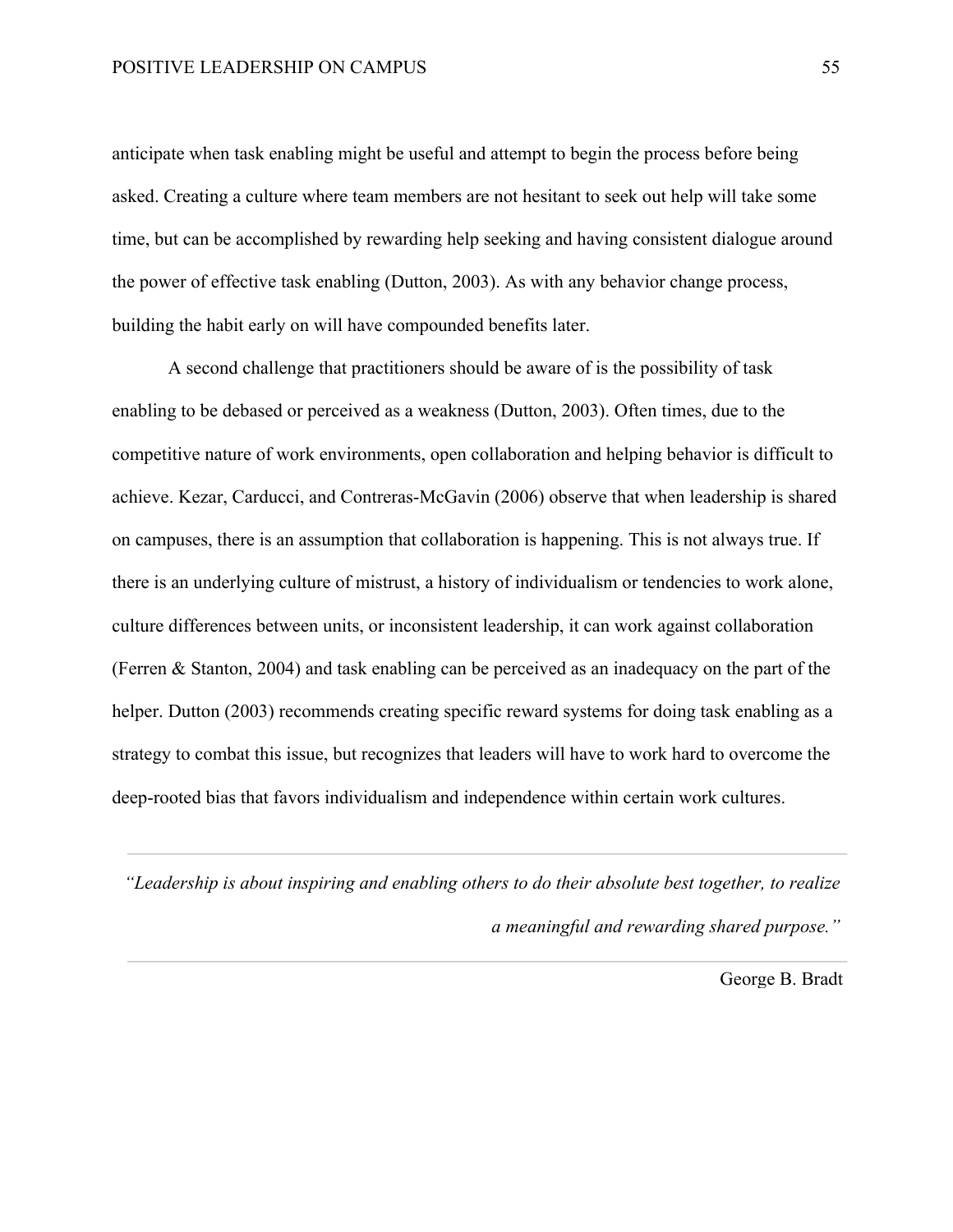anticipate when task enabling might be useful and attempt to begin the process before being asked. Creating a culture where team members are not hesitant to seek out help will take some time, but can be accomplished by rewarding help seeking and having consistent dialogue around the power of effective task enabling (Dutton, 2003). As with any behavior change process, building the habit early on will have compounded benefits later.

A second challenge that practitioners should be aware of is the possibility of task enabling to be debased or perceived as a weakness (Dutton, 2003). Often times, due to the competitive nature of work environments, open collaboration and helping behavior is difficult to achieve. Kezar, Carducci, and Contreras-McGavin (2006) observe that when leadership is shared on campuses, there is an assumption that collaboration is happening. This is not always true. If there is an underlying culture of mistrust, a history of individualism or tendencies to work alone, culture differences between units, or inconsistent leadership, it can work against collaboration (Ferren & Stanton, 2004) and task enabling can be perceived as an inadequacy on the part of the helper. Dutton (2003) recommends creating specific reward systems for doing task enabling as a strategy to combat this issue, but recognizes that leaders will have to work hard to overcome the deep-rooted bias that favors individualism and independence within certain work cultures.

---

*"Leadership is about inspiring and enabling others to do their absolute best together, to realize a meaningful and rewarding shared purpose."*

---

George B. Bradt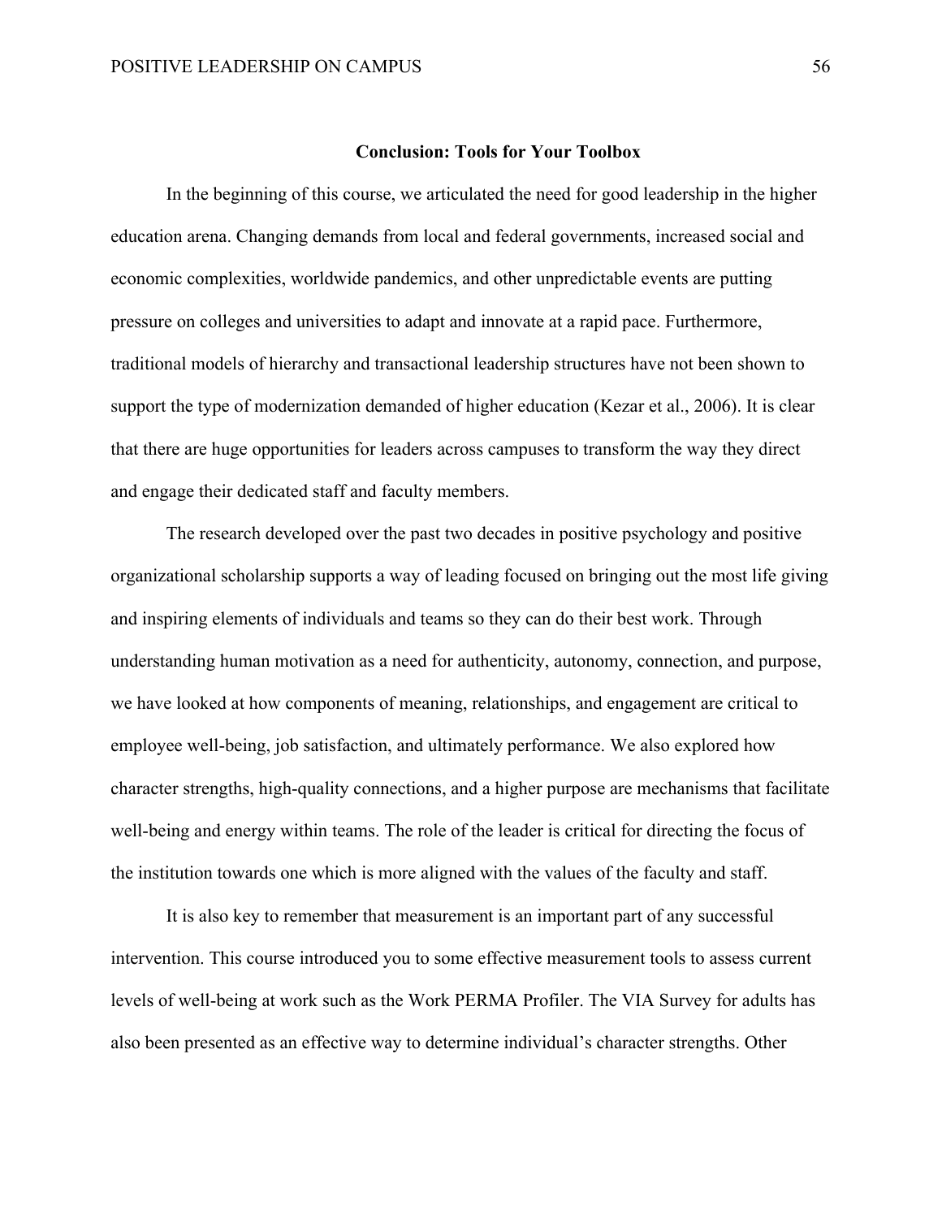## Conclusion: Tools for Your Toolbox

In the beginning of this course, we articulated the need for good leadership in the higher education arena. Changing demands from local and federal governments, increased social and economic complexities, worldwide pandemics, and other unpredictable events are putting pressure on colleges and universities to adapt and innovate at a rapid pace. Furthermore, traditional models of hierarchy and transactional leadership structures have not been shown to support the type of modernization demanded of higher education (Kezar et al., 2006). It is clear that there are huge opportunities for leaders across campuses to transform the way they direct and engage their dedicated staff and faculty members.

The research developed over the past two decades in positive psychology and positive organizational scholarship supports a way of leading focused on bringing out the most life giving and inspiring elements of individuals and teams so they can do their best work. Through understanding human motivation as a need for authenticity, autonomy, connection, and purpose, we have looked at how components of meaning, relationships, and engagement are critical to employee well-being, job satisfaction, and ultimately performance. We also explored how character strengths, high-quality connections, and a higher purpose are mechanisms that facilitate well-being and energy within teams. The role of the leader is critical for directing the focus of the institution towards one which is more aligned with the values of the faculty and staff.

It is also key to remember that measurement is an important part of any successful intervention. This course introduced you to some effective measurement tools to assess current levels of well-being at work such as the Work PERMA Profiler. The VIA Survey for adults has also been presented as an effective way to determine individual's character strengths. Other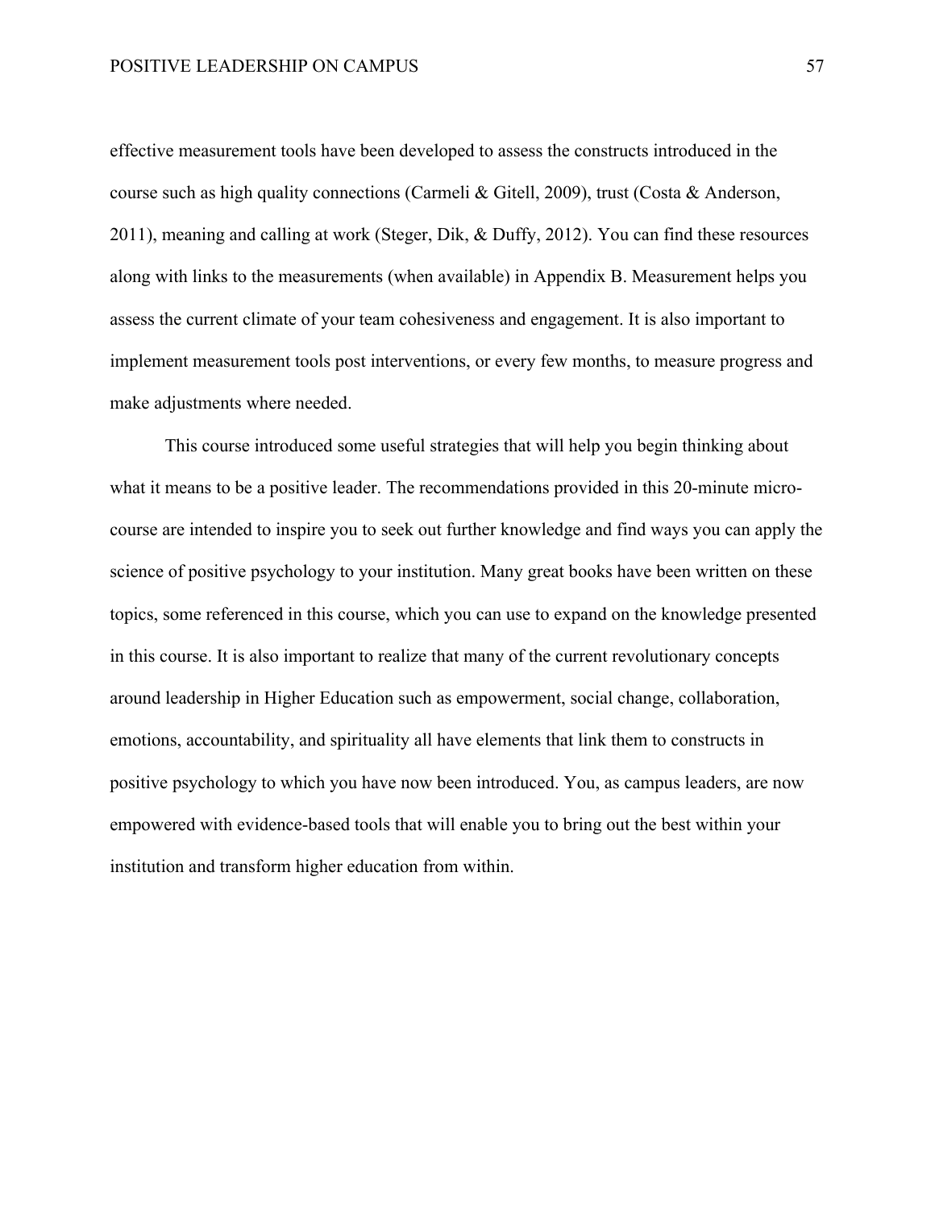effective measurement tools have been developed to assess the constructs introduced in the course such as high quality connections (Carmeli & Gitell, 2009), trust (Costa & Anderson, 2011), meaning and calling at work (Steger, Dik, & Duffy, 2012). You can find these resources along with links to the measurements (when available) in Appendix B. Measurement helps you assess the current climate of your team cohesiveness and engagement. It is also important to implement measurement tools post interventions, or every few months, to measure progress and make adjustments where needed.

This course introduced some useful strategies that will help you begin thinking about what it means to be a positive leader. The recommendations provided in this 20-minute micro-course are intended to inspire you to seek out further knowledge and find ways you can apply the science of positive psychology to your institution. Many great books have been written on these topics, some referenced in this course, which you can use to expand on the knowledge presented in this course. It is also important to realize that many of the current revolutionary concepts around leadership in Higher Education such as empowerment, social change, collaboration, emotions, accountability, and spirituality all have elements that link them to constructs in positive psychology to which you have now been introduced. You, as campus leaders, are now empowered with evidence-based tools that will enable you to bring out the best within your institution and transform higher education from within.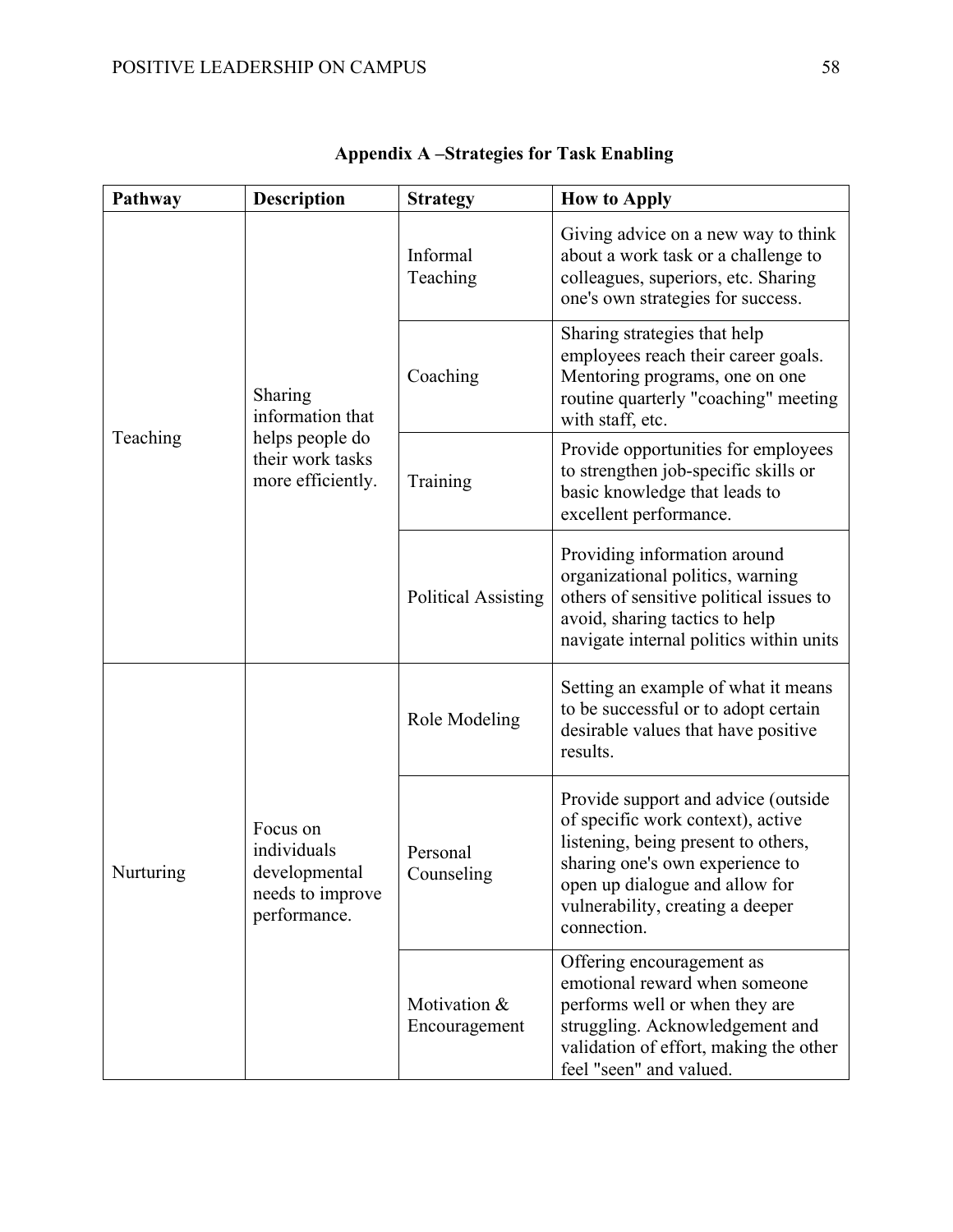## Appendix A –Strategies for Task Enabling

| Pathway | Description | Strategy | How to Apply |
|---|---|---|---|
| Teaching | Sharing information that helps people do their work tasks more efficiently. | Informal Teaching | Giving advice on a new way to think about a work task or a challenge to colleagues, superiors, etc. Sharing one's own strategies for success. |
| | | Coaching | Sharing strategies that help employees reach their career goals. Mentoring programs, one on one routine quarterly "coaching" meeting with staff, etc. |
| | | Training | Provide opportunities for employees to strengthen job-specific skills or basic knowledge that leads to excellent performance. |
| | | Political Assisting | Providing information around organizational politics, warning others of sensitive political issues to avoid, sharing tactics to help navigate internal politics within units |
| Nurturing | Focus on individuals developmental needs to improve performance. | Role Modeling | Setting an example of what it means to be successful or to adopt certain desirable values that have positive results. |
| | | Personal Counseling | Provide support and advice (outside of specific work context), active listening, being present to others, sharing one's own experience to open up dialogue and allow for vulnerability, creating a deeper connection. |
| | | Motivation & Encouragement | Offering encouragement as emotional reward when someone performs well or when they are struggling. Acknowledgement and validation of effort, making the other feel "seen" and valued. |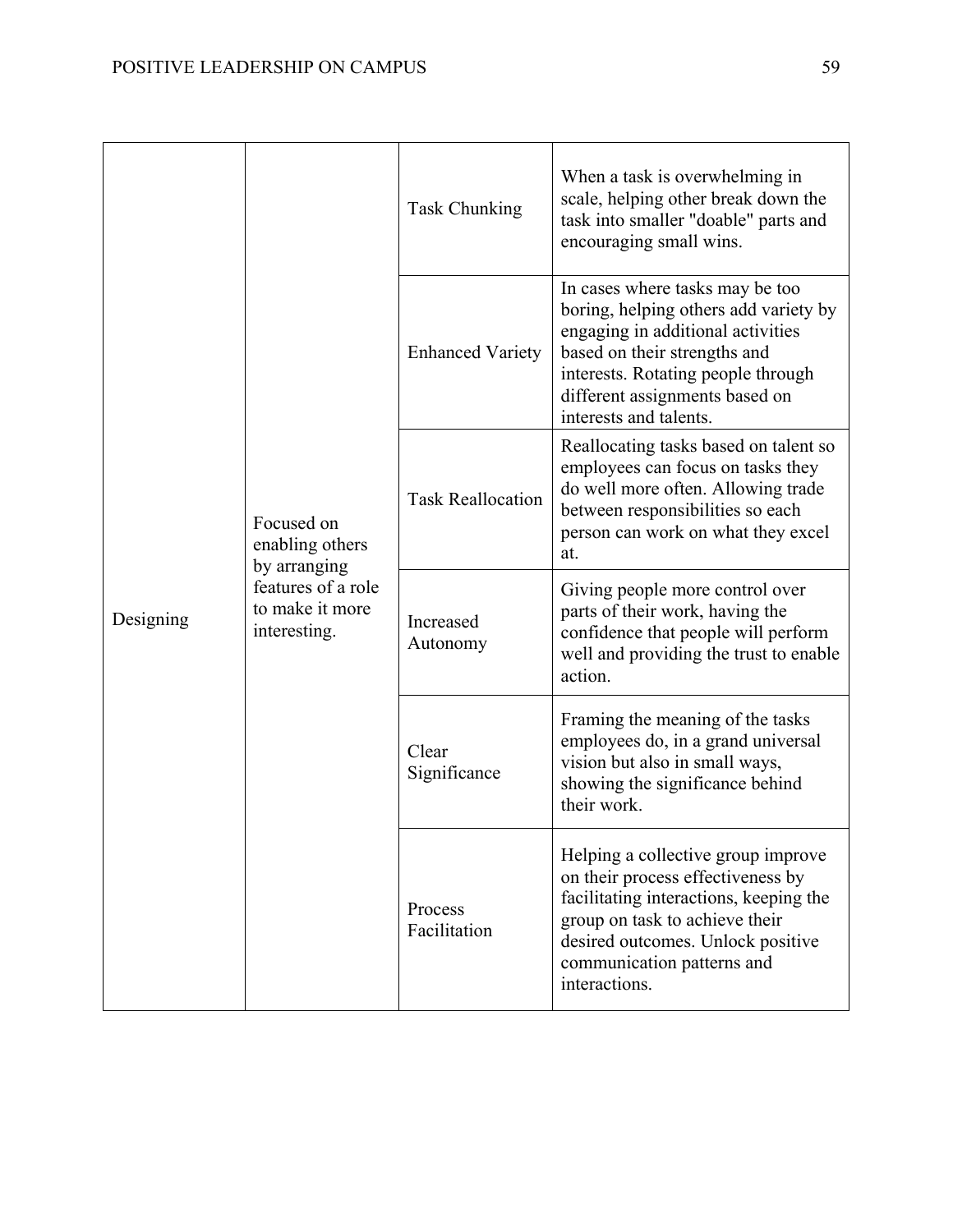| Designing | Focused on enabling others by arranging features of a role to make it more interesting. | Task Chunking | When a task is overwhelming in scale, helping other break down the task into smaller "doable" parts and encouraging small wins. |
|---|---|---|---|
| | | Enhanced Variety | In cases where tasks may be too boring, helping others add variety by engaging in additional activities based on their strengths and interests. Rotating people through different assignments based on interests and talents. |
| | | Task Reallocation | Reallocating tasks based on talent so employees can focus on tasks they do well more often. Allowing trade between responsibilities so each person can work on what they excel at. |
| | | Increased Autonomy | Giving people more control over parts of their work, having the confidence that people will perform well and providing the trust to enable action. |
| | | Clear Significance | Framing the meaning of the tasks employees do, in a grand universal vision but also in small ways, showing the significance behind their work. |
| | | Process Facilitation | Helping a collective group improve on their process effectiveness by facilitating interactions, keeping the group on task to achieve their desired outcomes. Unlock positive communication patterns and interactions. |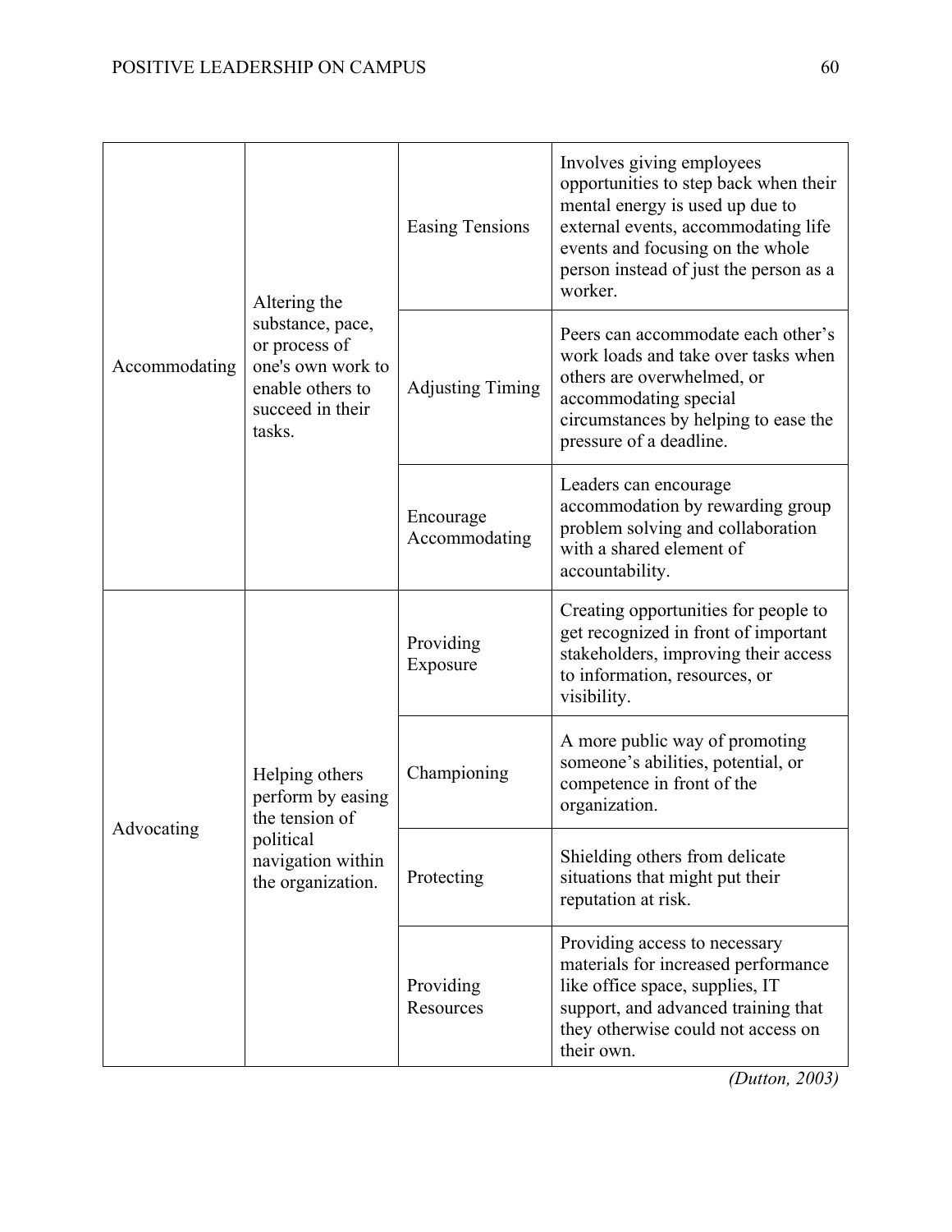| | | | |
|---|---|---|---|
| Accommodating | Altering the substance, pace, or process of one's own work to enable others to succeed in their tasks. | Easing Tensions | Involves giving employees opportunities to step back when their mental energy is used up due to external events, accommodating life events and focusing on the whole person instead of just the person as a worker. |
| | | Adjusting Timing | Peers can accommodate each other's work loads and take over tasks when others are overwhelmed, or accommodating special circumstances by helping to ease the pressure of a deadline. |
| | | Encourage Accommodating | Leaders can encourage accommodation by rewarding group problem solving and collaboration with a shared element of accountability. |
| Advocating | Helping others perform by easing the tension of political navigation within the organization. | Providing Exposure | Creating opportunities for people to get recognized in front of important stakeholders, improving their access to information, resources, or visibility. |
| | | Championing | A more public way of promoting someone's abilities, potential, or competence in front of the organization. |
| | | Protecting | Shielding others from delicate situations that might put their reputation at risk. |
| | | Providing Resources | Providing access to necessary materials for increased performance like office space, supplies, IT support, and advanced training that they otherwise could not access on their own. |

*(Dutton, 2003)*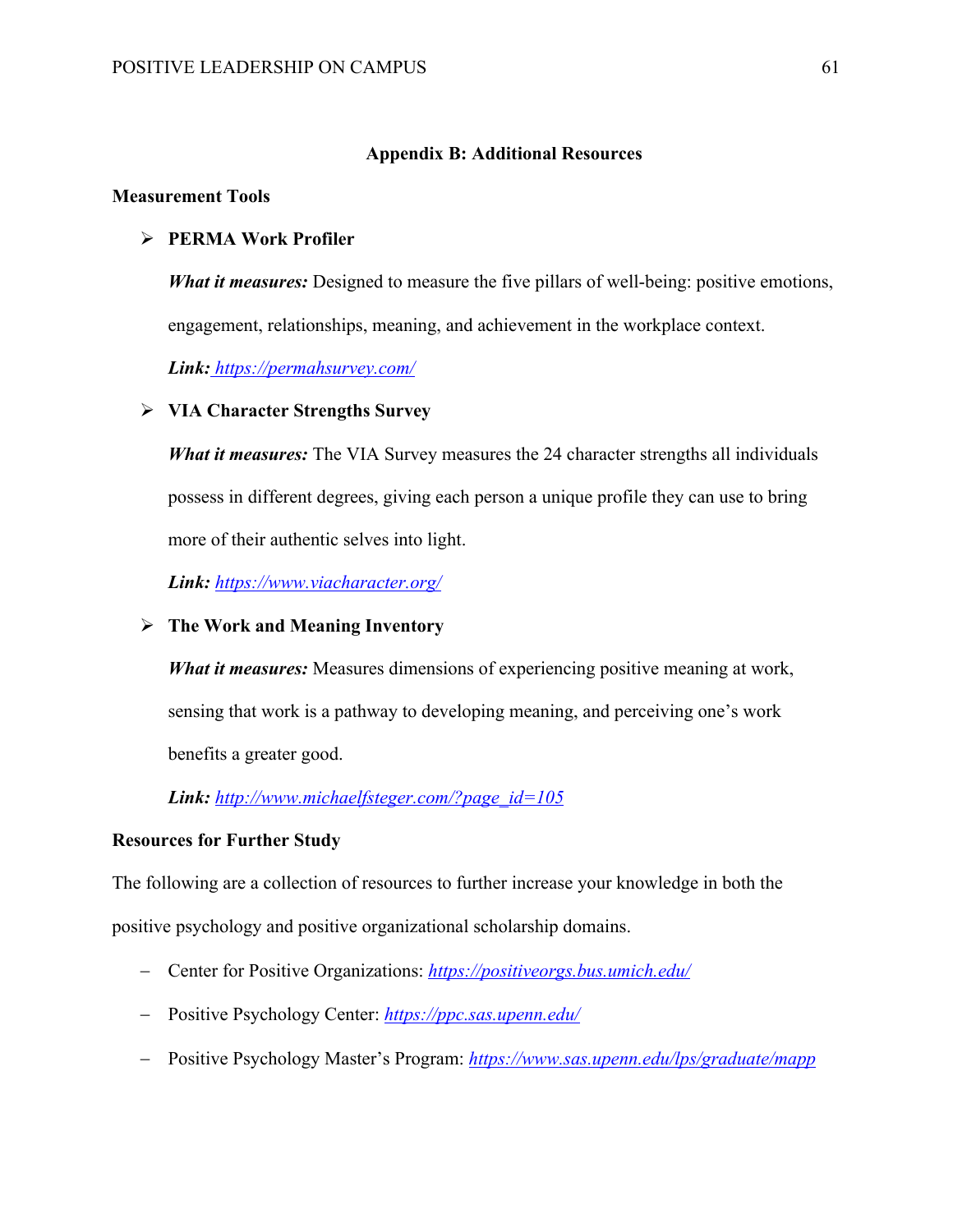## Appendix B: Additional Resources

### Measurement Tools

- **PERMA Work Profiler**

  ***What it measures:*** Designed to measure the five pillars of well-being: positive emotions, engagement, relationships, meaning, and achievement in the workplace context.

  ***Link:*** *https://permahsurvey.com/*

- **VIA Character Strengths Survey**

  ***What it measures:*** The VIA Survey measures the 24 character strengths all individuals possess in different degrees, giving each person a unique profile they can use to bring more of their authentic selves into light.

  ***Link:*** *https://www.viacharacter.org/*

- **The Work and Meaning Inventory**

  ***What it measures:*** Measures dimensions of experiencing positive meaning at work, sensing that work is a pathway to developing meaning, and perceiving one's work benefits a greater good.

  ***Link:*** *http://www.michaelfsteger.com/?page_id=105*

### Resources for Further Study

The following are a collection of resources to further increase your knowledge in both the positive psychology and positive organizational scholarship domains.

- Center for Positive Organizations: *https://positiveorgs.bus.umich.edu/*
- Positive Psychology Center: *https://ppc.sas.upenn.edu/*
- Positive Psychology Master's Program: *https://www.sas.upenn.edu/lps/graduate/mapp*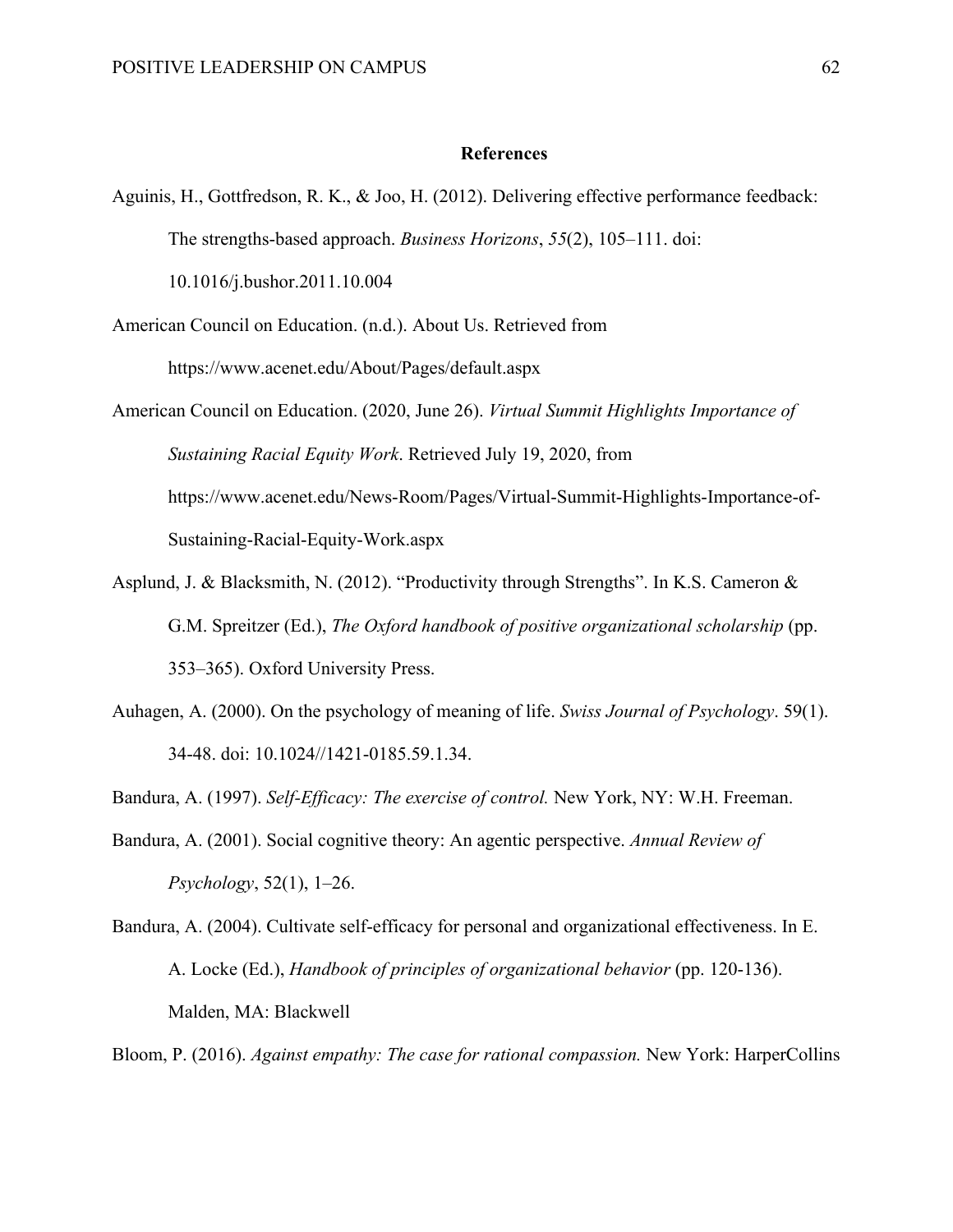## References

Aguinis, H., Gottfredson, R. K., & Joo, H. (2012). Delivering effective performance feedback: The strengths-based approach. *Business Horizons*, *55*(2), 105–111. doi: 10.1016/j.bushor.2011.10.004

American Council on Education. (n.d.). About Us. Retrieved from https://www.acenet.edu/About/Pages/default.aspx

American Council on Education. (2020, June 26). *Virtual Summit Highlights Importance of Sustaining Racial Equity Work*. Retrieved July 19, 2020, from https://www.acenet.edu/News-Room/Pages/Virtual-Summit-Highlights-Importance-of-Sustaining-Racial-Equity-Work.aspx

Asplund, J. & Blacksmith, N. (2012). "Productivity through Strengths". In K.S. Cameron & G.M. Spreitzer (Ed.), *The Oxford handbook of positive organizational scholarship* (pp. 353–365). Oxford University Press.

Auhagen, A. (2000). On the psychology of meaning of life. *Swiss Journal of Psychology*. 59(1). 34-48. doi: 10.1024//1421-0185.59.1.34.

Bandura, A. (1997). *Self-Efficacy: The exercise of control.* New York, NY: W.H. Freeman.

Bandura, A. (2001). Social cognitive theory: An agentic perspective. *Annual Review of Psychology*, 52(1), 1–26.

Bandura, A. (2004). Cultivate self-efficacy for personal and organizational effectiveness. In E. A. Locke (Ed.), *Handbook of principles of organizational behavior* (pp. 120-136). Malden, MA: Blackwell

Bloom, P. (2016). *Against empathy: The case for rational compassion.* New York: HarperCollins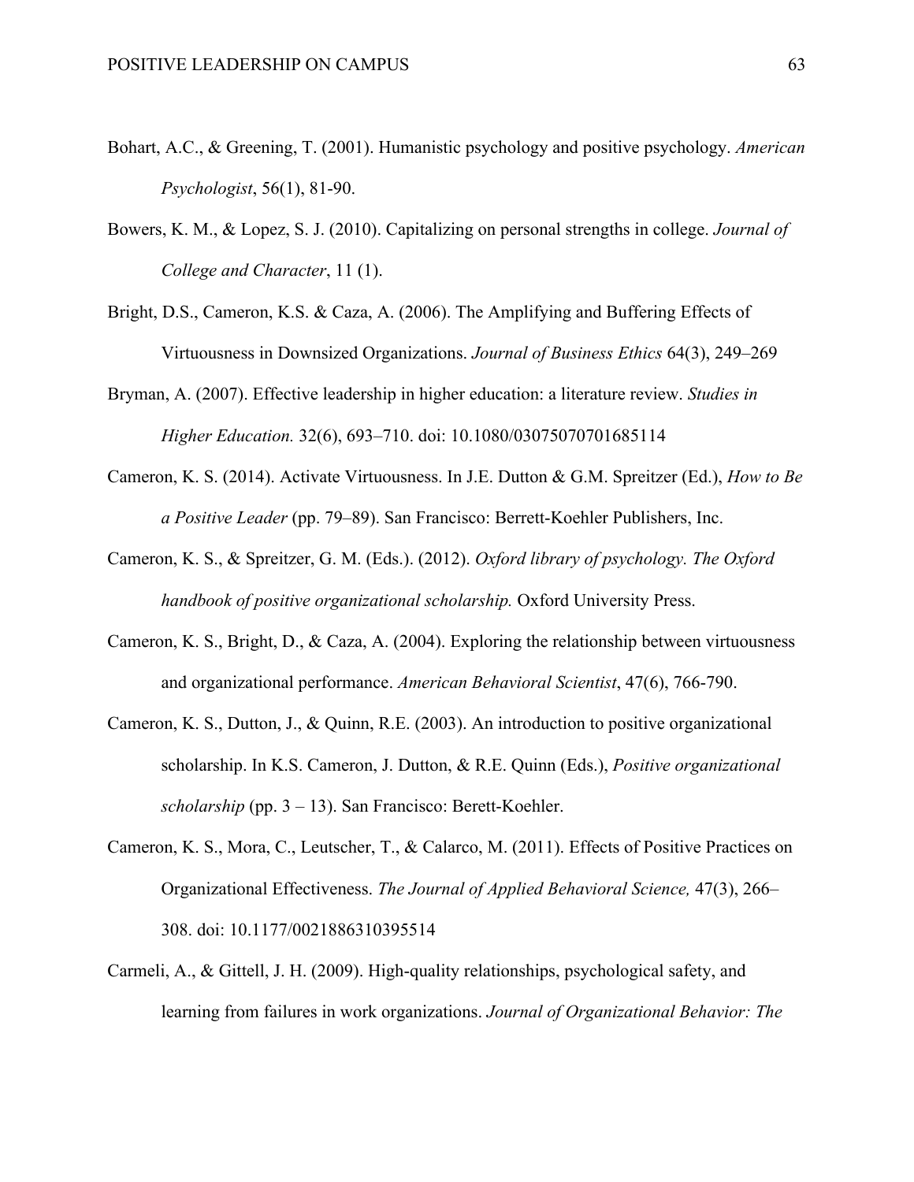Bohart, A.C., & Greening, T. (2001). Humanistic psychology and positive psychology. *American Psychologist*, 56(1), 81-90.

Bowers, K. M., & Lopez, S. J. (2010). Capitalizing on personal strengths in college. *Journal of College and Character*, 11 (1).

Bright, D.S., Cameron, K.S. & Caza, A. (2006). The Amplifying and Buffering Effects of Virtuousness in Downsized Organizations. *Journal of Business Ethics* 64(3), 249–269

Bryman, A. (2007). Effective leadership in higher education: a literature review. *Studies in Higher Education.* 32(6), 693–710. doi: 10.1080/03075070701685114

Cameron, K. S. (2014). Activate Virtuousness. In J.E. Dutton & G.M. Spreitzer (Ed.), *How to Be a Positive Leader* (pp. 79–89). San Francisco: Berrett-Koehler Publishers, Inc.

Cameron, K. S., & Spreitzer, G. M. (Eds.). (2012). *Oxford library of psychology. The Oxford handbook of positive organizational scholarship.* Oxford University Press.

Cameron, K. S., Bright, D., & Caza, A. (2004). Exploring the relationship between virtuousness and organizational performance. *American Behavioral Scientist*, 47(6), 766-790.

Cameron, K. S., Dutton, J., & Quinn, R.E. (2003). An introduction to positive organizational scholarship. In K.S. Cameron, J. Dutton, & R.E. Quinn (Eds.), *Positive organizational scholarship* (pp. 3 – 13). San Francisco: Berett-Koehler.

Cameron, K. S., Mora, C., Leutscher, T., & Calarco, M. (2011). Effects of Positive Practices on Organizational Effectiveness. *The Journal of Applied Behavioral Science,* 47(3), 266–308. doi: 10.1177/0021886310395514

Carmeli, A., & Gittell, J. H. (2009). High-quality relationships, psychological safety, and learning from failures in work organizations. *Journal of Organizational Behavior: The*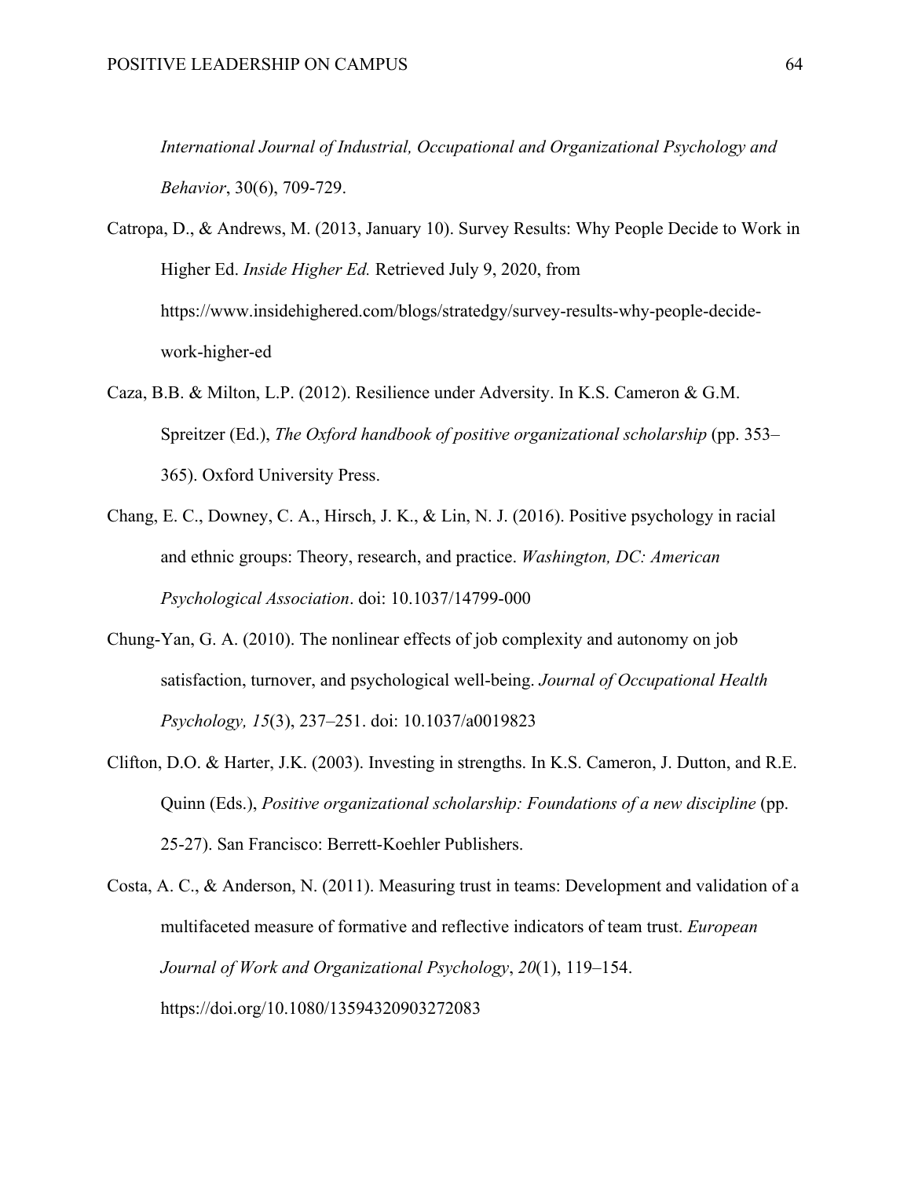*International Journal of Industrial, Occupational and Organizational Psychology and Behavior*, 30(6), 709-729.

Catropa, D., & Andrews, M. (2013, January 10). Survey Results: Why People Decide to Work in Higher Ed. *Inside Higher Ed.* Retrieved July 9, 2020, from https://www.insidehighered.com/blogs/stratedgy/survey-results-why-people-decide-work-higher-ed

Caza, B.B. & Milton, L.P. (2012). Resilience under Adversity. In K.S. Cameron & G.M. Spreitzer (Ed.), *The Oxford handbook of positive organizational scholarship* (pp. 353–365). Oxford University Press.

Chang, E. C., Downey, C. A., Hirsch, J. K., & Lin, N. J. (2016). Positive psychology in racial and ethnic groups: Theory, research, and practice. *Washington, DC: American Psychological Association*. doi: 10.1037/14799-000

Chung-Yan, G. A. (2010). The nonlinear effects of job complexity and autonomy on job satisfaction, turnover, and psychological well-being. *Journal of Occupational Health Psychology, 15*(3), 237–251. doi: 10.1037/a0019823

Clifton, D.O. & Harter, J.K. (2003). Investing in strengths. In K.S. Cameron, J. Dutton, and R.E. Quinn (Eds.), *Positive organizational scholarship: Foundations of a new discipline* (pp. 25-27). San Francisco: Berrett-Koehler Publishers.

Costa, A. C., & Anderson, N. (2011). Measuring trust in teams: Development and validation of a multifaceted measure of formative and reflective indicators of team trust. *European Journal of Work and Organizational Psychology*, *20*(1), 119–154. https://doi.org/10.1080/13594320903272083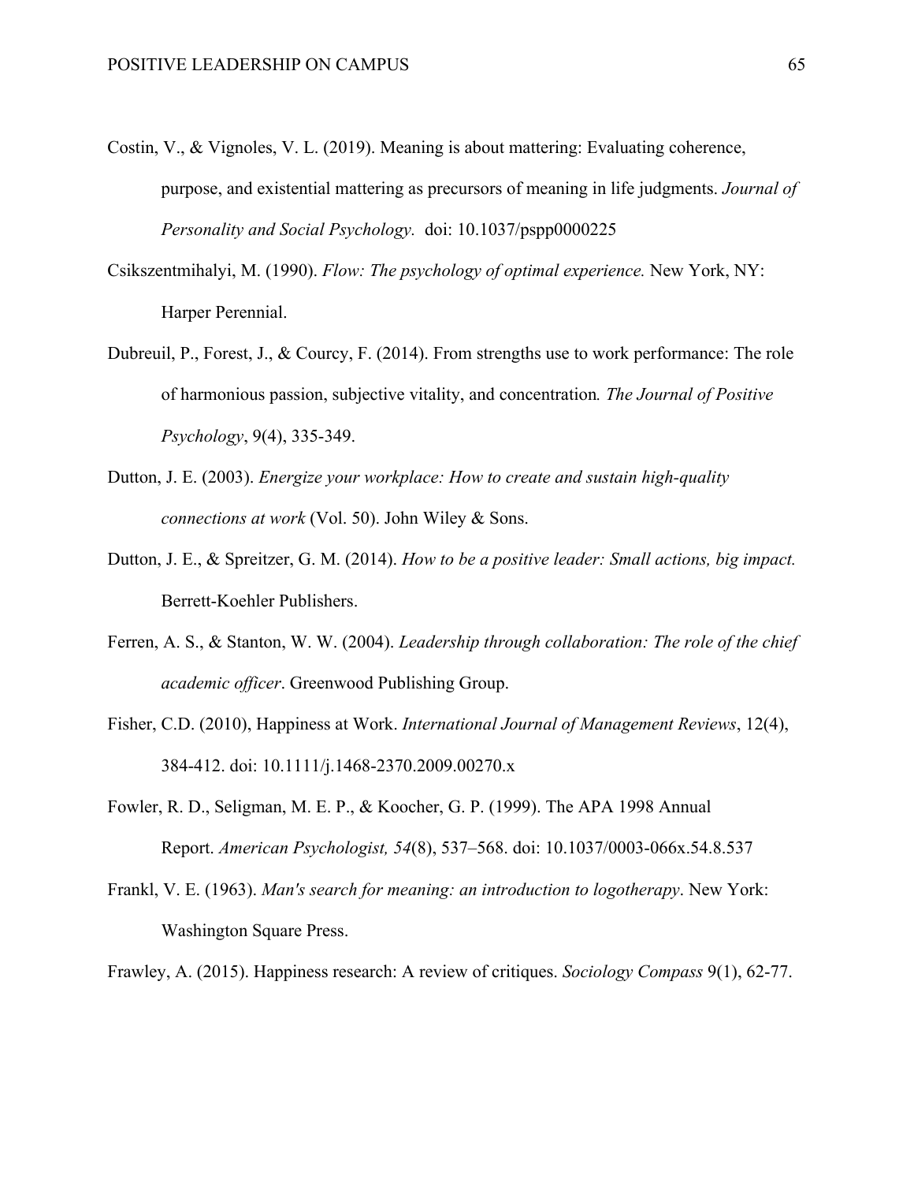Costin, V., & Vignoles, V. L. (2019). Meaning is about mattering: Evaluating coherence, purpose, and existential mattering as precursors of meaning in life judgments. *Journal of Personality and Social Psychology.* doi: 10.1037/pspp0000225

Csikszentmihalyi, M. (1990). *Flow: The psychology of optimal experience.* New York, NY: Harper Perennial.

Dubreuil, P., Forest, J., & Courcy, F. (2014). From strengths use to work performance: The role of harmonious passion, subjective vitality, and concentration*. The Journal of Positive Psychology*, 9(4), 335-349.

Dutton, J. E. (2003). *Energize your workplace: How to create and sustain high-quality connections at work* (Vol. 50). John Wiley & Sons.

Dutton, J. E., & Spreitzer, G. M. (2014). *How to be a positive leader: Small actions, big impact.* Berrett-Koehler Publishers.

Ferren, A. S., & Stanton, W. W. (2004). *Leadership through collaboration: The role of the chief academic officer*. Greenwood Publishing Group.

Fisher, C.D. (2010), Happiness at Work. *International Journal of Management Reviews*, 12(4), 384-412. doi: 10.1111/j.1468-2370.2009.00270.x

Fowler, R. D., Seligman, M. E. P., & Koocher, G. P. (1999). The APA 1998 Annual Report. *American Psychologist, 54*(8), 537–568. doi: 10.1037/0003-066x.54.8.537

Frankl, V. E. (1963). *Man's search for meaning: an introduction to logotherapy*. New York: Washington Square Press.

Frawley, A. (2015). Happiness research: A review of critiques. *Sociology Compass* 9(1), 62-77.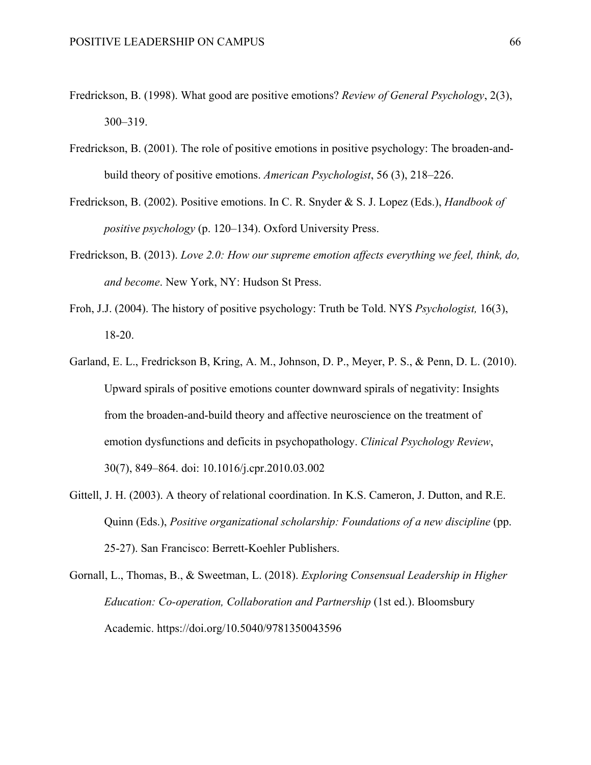Fredrickson, B. (1998). What good are positive emotions? *Review of General Psychology*, 2(3), 300–319.

Fredrickson, B. (2001). The role of positive emotions in positive psychology: The broaden-and-build theory of positive emotions. *American Psychologist*, 56 (3), 218–226.

Fredrickson, B. (2002). Positive emotions. In C. R. Snyder & S. J. Lopez (Eds.), *Handbook of positive psychology* (p. 120–134). Oxford University Press.

Fredrickson, B. (2013). *Love 2.0: How our supreme emotion affects everything we feel, think, do, and become*. New York, NY: Hudson St Press.

Froh, J.J. (2004). The history of positive psychology: Truth be Told. NYS *Psychologist,* 16(3), 18-20.

Garland, E. L., Fredrickson B, Kring, A. M., Johnson, D. P., Meyer, P. S., & Penn, D. L. (2010). Upward spirals of positive emotions counter downward spirals of negativity: Insights from the broaden-and-build theory and affective neuroscience on the treatment of emotion dysfunctions and deficits in psychopathology. *Clinical Psychology Review*, 30(7), 849–864. doi: 10.1016/j.cpr.2010.03.002

Gittell, J. H. (2003). A theory of relational coordination. In K.S. Cameron, J. Dutton, and R.E. Quinn (Eds.), *Positive organizational scholarship: Foundations of a new discipline* (pp. 25-27). San Francisco: Berrett-Koehler Publishers.

Gornall, L., Thomas, B., & Sweetman, L. (2018). *Exploring Consensual Leadership in Higher Education: Co-operation, Collaboration and Partnership* (1st ed.). Bloomsbury Academic. https://doi.org/10.5040/9781350043596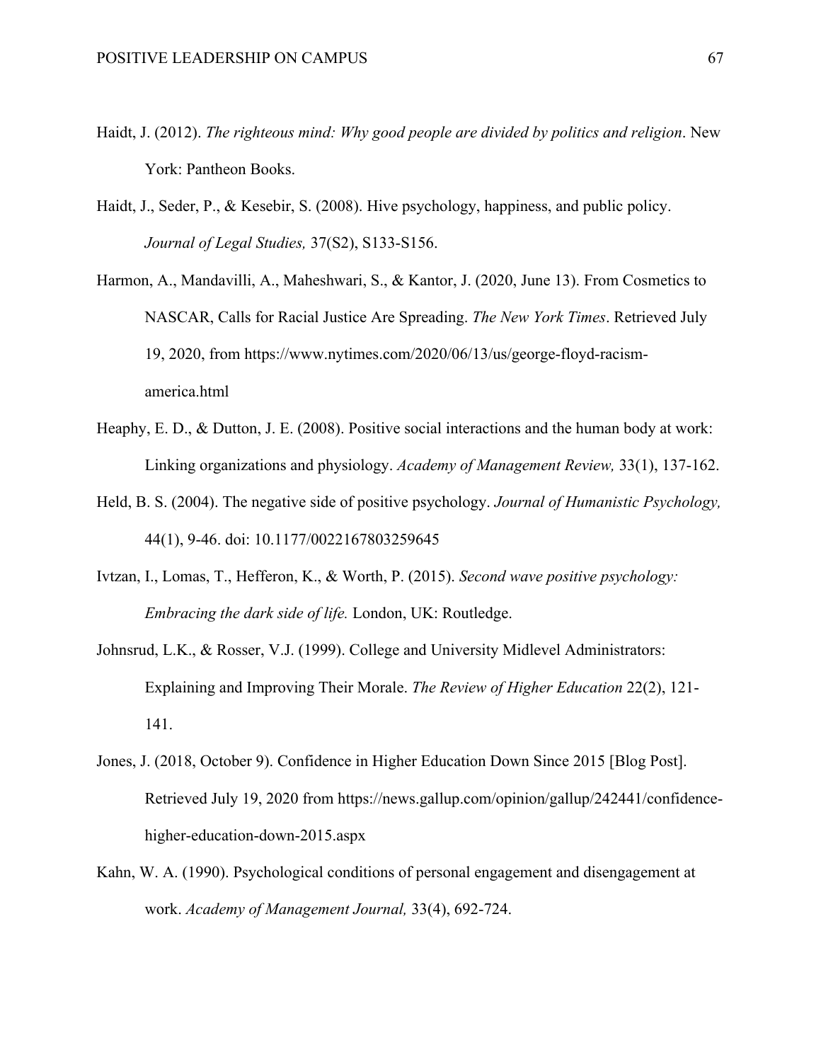Haidt, J. (2012). *The righteous mind: Why good people are divided by politics and religion*. New York: Pantheon Books.

Haidt, J., Seder, P., & Kesebir, S. (2008). Hive psychology, happiness, and public policy. *Journal of Legal Studies,* 37(S2), S133-S156.

Harmon, A., Mandavilli, A., Maheshwari, S., & Kantor, J. (2020, June 13). From Cosmetics to NASCAR, Calls for Racial Justice Are Spreading. *The New York Times*. Retrieved July 19, 2020, from https://www.nytimes.com/2020/06/13/us/george-floyd-racism-america.html

Heaphy, E. D., & Dutton, J. E. (2008). Positive social interactions and the human body at work: Linking organizations and physiology. *Academy of Management Review,* 33(1), 137-162.

Held, B. S. (2004). The negative side of positive psychology. *Journal of Humanistic Psychology,* 44(1), 9-46. doi: 10.1177/0022167803259645

Ivtzan, I., Lomas, T., Hefferon, K., & Worth, P. (2015). *Second wave positive psychology: Embracing the dark side of life.* London, UK: Routledge.

Johnsrud, L.K., & Rosser, V.J. (1999). College and University Midlevel Administrators: Explaining and Improving Their Morale. *The Review of Higher Education* 22(2), 121-141.

Jones, J. (2018, October 9). Confidence in Higher Education Down Since 2015 [Blog Post]. Retrieved July 19, 2020 from https://news.gallup.com/opinion/gallup/242441/confidence-higher-education-down-2015.aspx

Kahn, W. A. (1990). Psychological conditions of personal engagement and disengagement at work. *Academy of Management Journal,* 33(4), 692-724.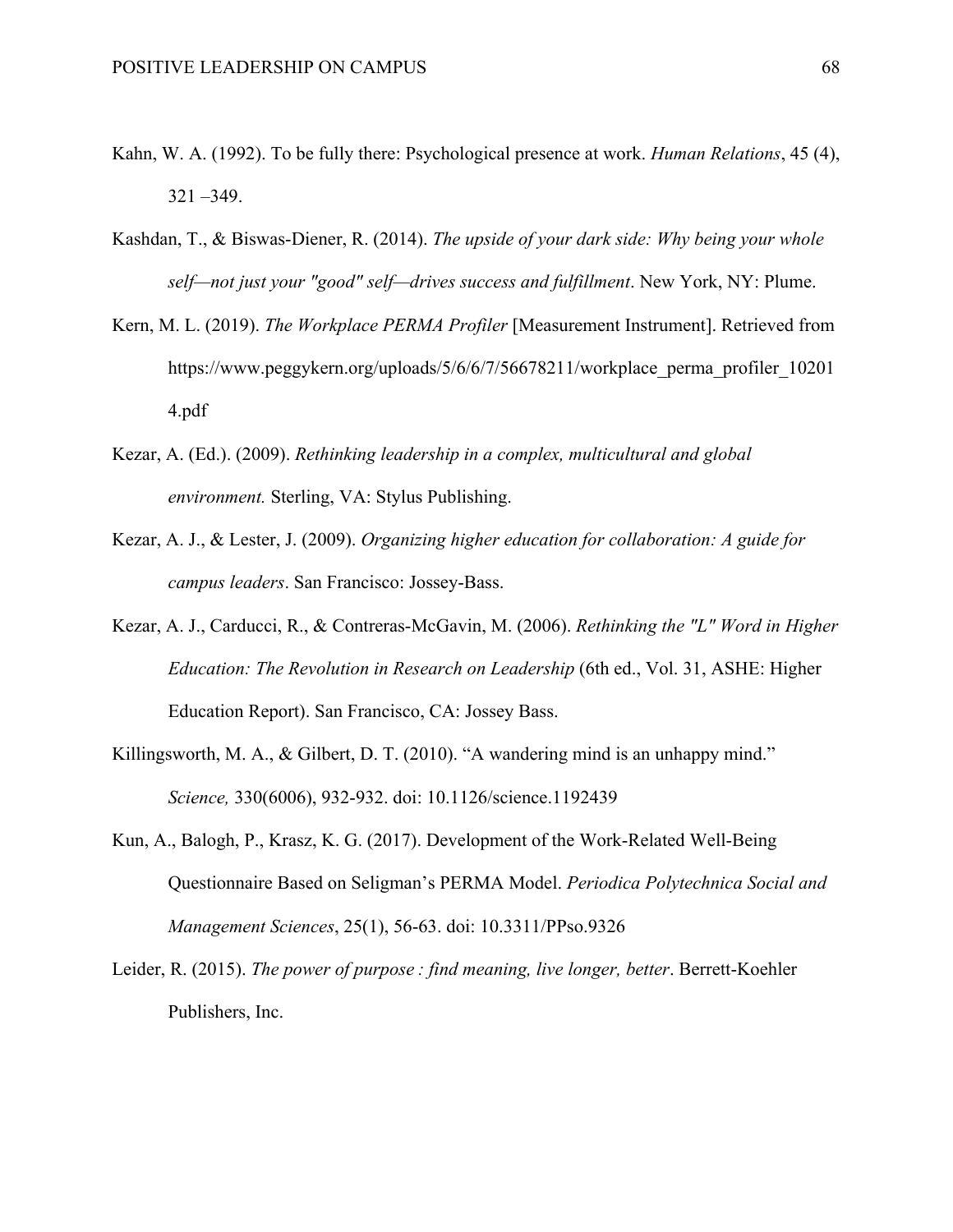Kahn, W. A. (1992). To be fully there: Psychological presence at work. *Human Relations*, 45 (4), 321 –349.

Kashdan, T., & Biswas-Diener, R. (2014). *The upside of your dark side: Why being your whole self—not just your "good" self—drives success and fulfillment*. New York, NY: Plume.

Kern, M. L. (2019). *The Workplace PERMA Profiler* [Measurement Instrument]. Retrieved from https://www.peggykern.org/uploads/5/6/6/7/56678211/workplace_perma_profiler_102014.pdf

Kezar, A. (Ed.). (2009). *Rethinking leadership in a complex, multicultural and global environment.* Sterling, VA: Stylus Publishing.

Kezar, A. J., & Lester, J. (2009). *Organizing higher education for collaboration: A guide for campus leaders*. San Francisco: Jossey-Bass.

Kezar, A. J., Carducci, R., & Contreras-McGavin, M. (2006). *Rethinking the "L" Word in Higher Education: The Revolution in Research on Leadership* (6th ed., Vol. 31, ASHE: Higher Education Report). San Francisco, CA: Jossey Bass.

Killingsworth, M. A., & Gilbert, D. T. (2010). "A wandering mind is an unhappy mind." *Science,* 330(6006), 932-932. doi: 10.1126/science.1192439

Kun, A., Balogh, P., Krasz, K. G. (2017). Development of the Work-Related Well-Being Questionnaire Based on Seligman's PERMA Model. *Periodica Polytechnica Social and Management Sciences*, 25(1), 56-63. doi: 10.3311/PPso.9326

Leider, R. (2015). *The power of purpose : find meaning, live longer, better*. Berrett-Koehler Publishers, Inc.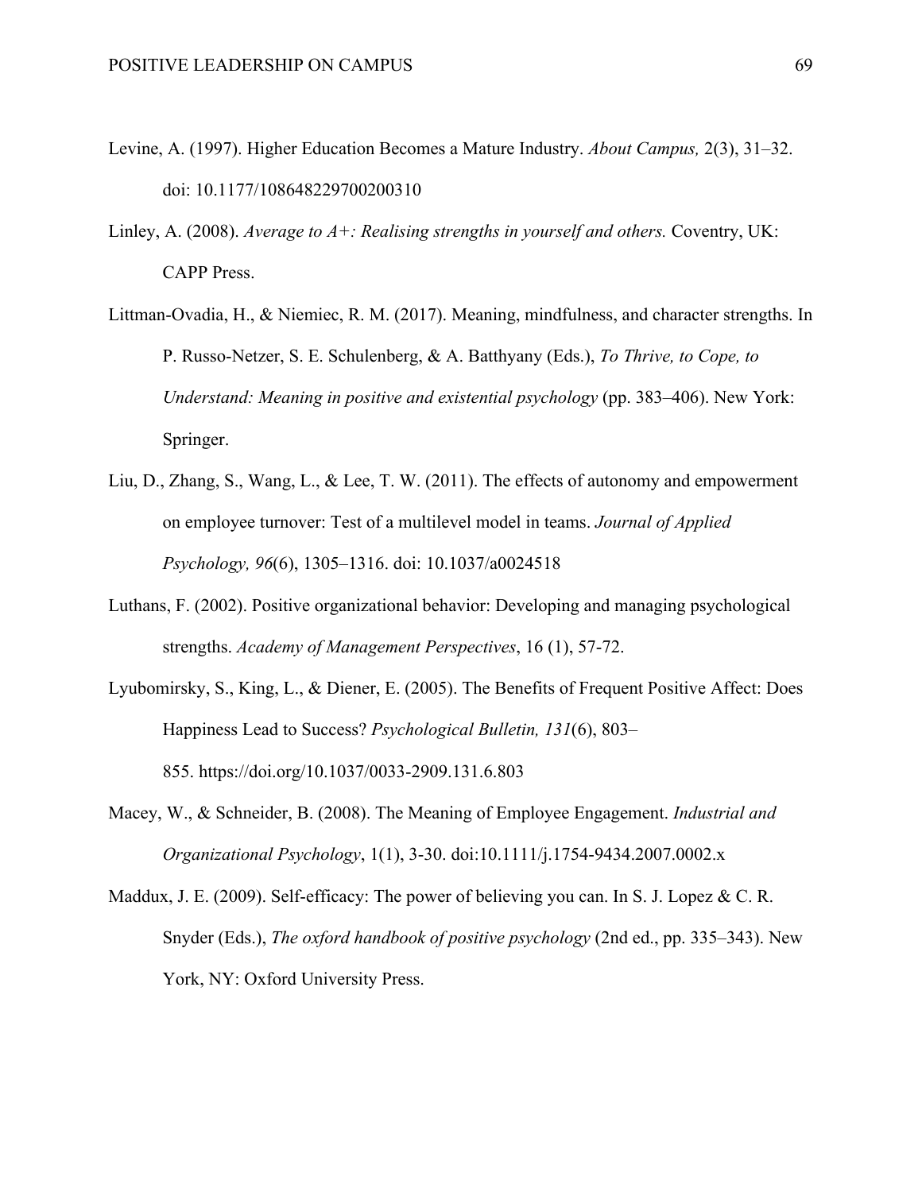Levine, A. (1997). Higher Education Becomes a Mature Industry. *About Campus,* 2(3), 31–32. doi: 10.1177/108648229700200310

Linley, A. (2008). *Average to A+: Realising strengths in yourself and others.* Coventry, UK: CAPP Press.

Littman-Ovadia, H., & Niemiec, R. M. (2017). Meaning, mindfulness, and character strengths. In P. Russo-Netzer, S. E. Schulenberg, & A. Batthyany (Eds.), *To Thrive, to Cope, to Understand: Meaning in positive and existential psychology* (pp. 383–406). New York: Springer.

Liu, D., Zhang, S., Wang, L., & Lee, T. W. (2011). The effects of autonomy and empowerment on employee turnover: Test of a multilevel model in teams. *Journal of Applied Psychology, 96*(6), 1305–1316. doi: 10.1037/a0024518

Luthans, F. (2002). Positive organizational behavior: Developing and managing psychological strengths. *Academy of Management Perspectives*, 16 (1), 57-72.

Lyubomirsky, S., King, L., & Diener, E. (2005). The Benefits of Frequent Positive Affect: Does Happiness Lead to Success? *Psychological Bulletin, 131*(6), 803–855. https://doi.org/10.1037/0033-2909.131.6.803

Macey, W., & Schneider, B. (2008). The Meaning of Employee Engagement. *Industrial and Organizational Psychology*, 1(1), 3-30. doi:10.1111/j.1754-9434.2007.0002.x

Maddux, J. E. (2009). Self-efficacy: The power of believing you can. In S. J. Lopez & C. R. Snyder (Eds.), *The oxford handbook of positive psychology* (2nd ed., pp. 335–343). New York, NY: Oxford University Press.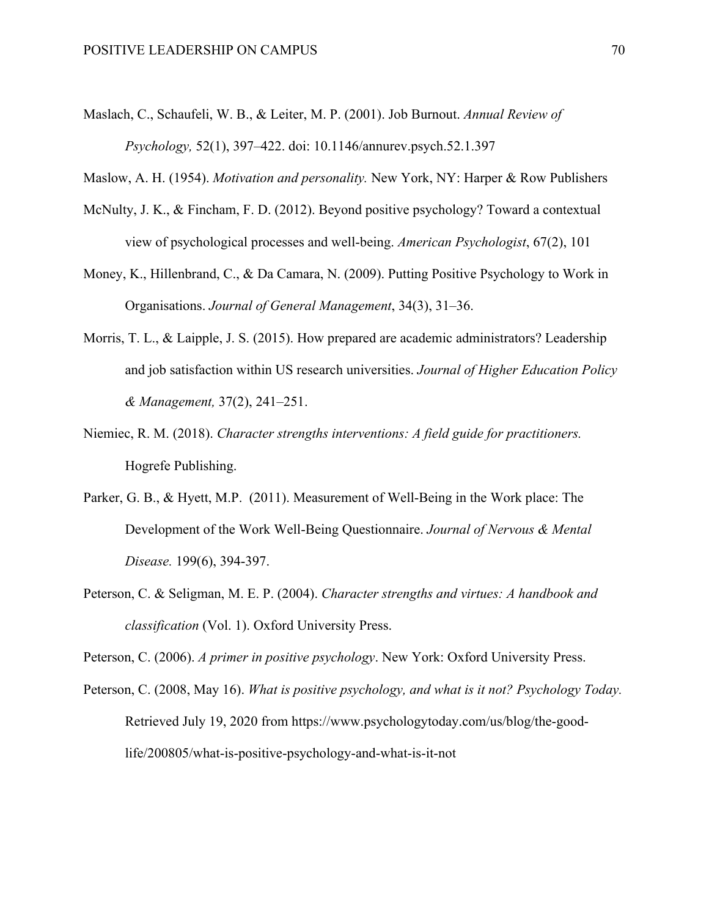Maslach, C., Schaufeli, W. B., & Leiter, M. P. (2001). Job Burnout. *Annual Review of Psychology,* 52(1), 397–422. doi: 10.1146/annurev.psych.52.1.397

Maslow, A. H. (1954). *Motivation and personality.* New York, NY: Harper & Row Publishers

McNulty, J. K., & Fincham, F. D. (2012). Beyond positive psychology? Toward a contextual view of psychological processes and well-being. *American Psychologist*, 67(2), 101

Money, K., Hillenbrand, C., & Da Camara, N. (2009). Putting Positive Psychology to Work in Organisations. *Journal of General Management*, 34(3), 31–36.

Morris, T. L., & Laipple, J. S. (2015). How prepared are academic administrators? Leadership and job satisfaction within US research universities. *Journal of Higher Education Policy & Management,* 37(2), 241–251.

Niemiec, R. M. (2018). *Character strengths interventions: A field guide for practitioners.* Hogrefe Publishing.

Parker, G. B., & Hyett, M.P. (2011). Measurement of Well-Being in the Work place: The Development of the Work Well-Being Questionnaire. *Journal of Nervous & Mental Disease.* 199(6), 394-397.

Peterson, C. & Seligman, M. E. P. (2004). *Character strengths and virtues: A handbook and classification* (Vol. 1). Oxford University Press.

Peterson, C. (2006). *A primer in positive psychology*. New York: Oxford University Press.

Peterson, C. (2008, May 16). *What is positive psychology, and what is it not? Psychology Today.* Retrieved July 19, 2020 from https://www.psychologytoday.com/us/blog/the-good-life/200805/what-is-positive-psychology-and-what-is-it-not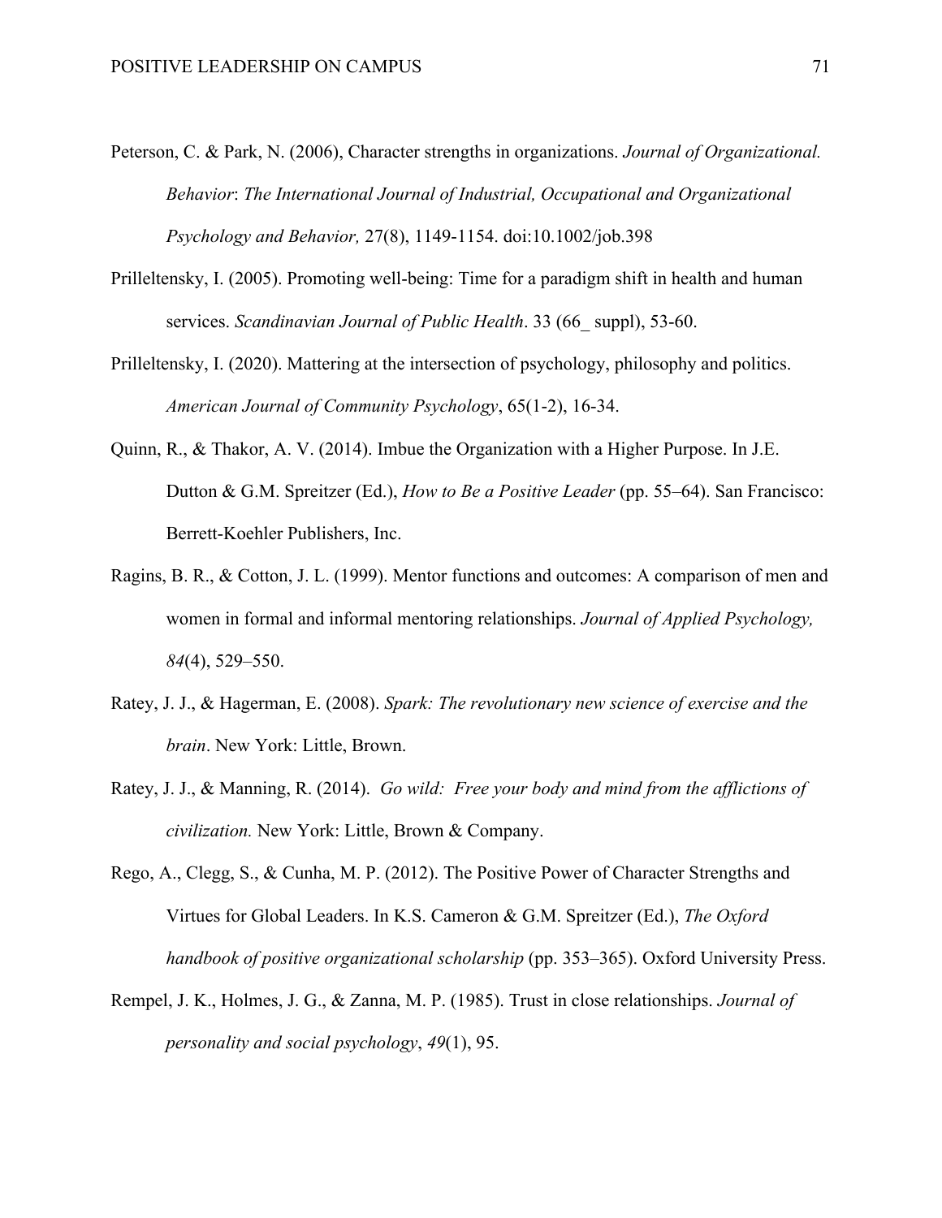Peterson, C. & Park, N. (2006), Character strengths in organizations. *Journal of Organizational. Behavior*: *The International Journal of Industrial, Occupational and Organizational Psychology and Behavior,* 27(8), 1149-1154. doi:10.1002/job.398

Prilleltensky, I. (2005). Promoting well-being: Time for a paradigm shift in health and human services. *Scandinavian Journal of Public Health*. 33 (66_ suppl), 53-60.

Prilleltensky, I. (2020). Mattering at the intersection of psychology, philosophy and politics. *American Journal of Community Psychology*, 65(1-2), 16-34.

Quinn, R., & Thakor, A. V. (2014). Imbue the Organization with a Higher Purpose. In J.E. Dutton & G.M. Spreitzer (Ed.), *How to Be a Positive Leader* (pp. 55–64). San Francisco: Berrett-Koehler Publishers, Inc.

Ragins, B. R., & Cotton, J. L. (1999). Mentor functions and outcomes: A comparison of men and women in formal and informal mentoring relationships. *Journal of Applied Psychology, 84*(4), 529–550.

Ratey, J. J., & Hagerman, E. (2008). *Spark: The revolutionary new science of exercise and the brain*. New York: Little, Brown.

Ratey, J. J., & Manning, R. (2014). *Go wild: Free your body and mind from the afflictions of civilization.* New York: Little, Brown & Company.

Rego, A., Clegg, S., & Cunha, M. P. (2012). The Positive Power of Character Strengths and Virtues for Global Leaders. In K.S. Cameron & G.M. Spreitzer (Ed.), *The Oxford handbook of positive organizational scholarship* (pp. 353–365). Oxford University Press.

Rempel, J. K., Holmes, J. G., & Zanna, M. P. (1985). Trust in close relationships. *Journal of personality and social psychology*, *49*(1), 95.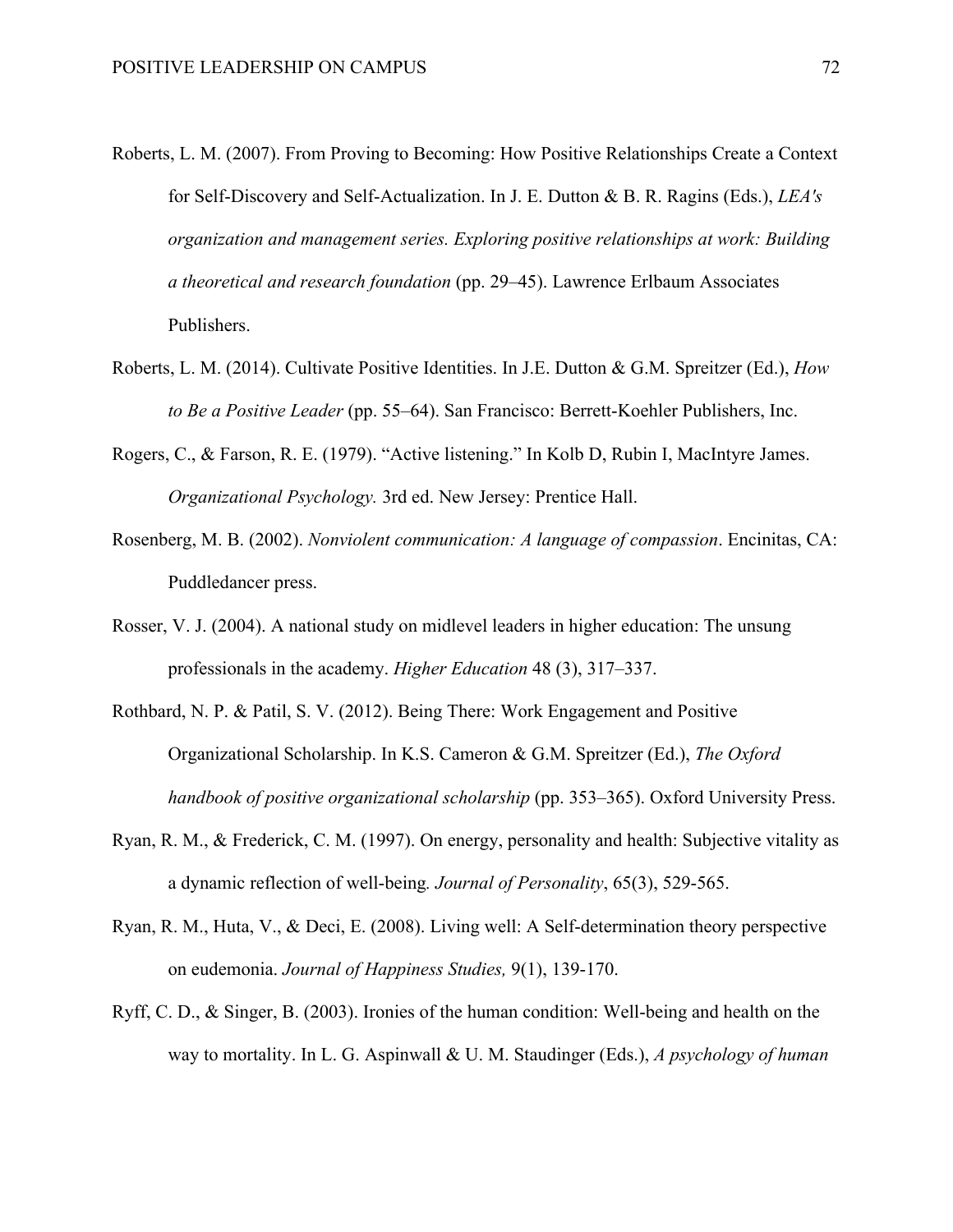Roberts, L. M. (2007). From Proving to Becoming: How Positive Relationships Create a Context for Self-Discovery and Self-Actualization. In J. E. Dutton & B. R. Ragins (Eds.), *LEA's organization and management series. Exploring positive relationships at work: Building a theoretical and research foundation* (pp. 29–45). Lawrence Erlbaum Associates Publishers.

Roberts, L. M. (2014). Cultivate Positive Identities. In J.E. Dutton & G.M. Spreitzer (Ed.), *How to Be a Positive Leader* (pp. 55–64). San Francisco: Berrett-Koehler Publishers, Inc.

Rogers, C., & Farson, R. E. (1979). "Active listening." In Kolb D, Rubin I, MacIntyre James. *Organizational Psychology.* 3rd ed. New Jersey: Prentice Hall.

Rosenberg, M. B. (2002). *Nonviolent communication: A language of compassion*. Encinitas, CA: Puddledancer press.

Rosser, V. J. (2004). A national study on midlevel leaders in higher education: The unsung professionals in the academy. *Higher Education* 48 (3), 317–337.

Rothbard, N. P. & Patil, S. V. (2012). Being There: Work Engagement and Positive Organizational Scholarship. In K.S. Cameron & G.M. Spreitzer (Ed.), *The Oxford handbook of positive organizational scholarship* (pp. 353–365). Oxford University Press.

Ryan, R. M., & Frederick, C. M. (1997). On energy, personality and health: Subjective vitality as a dynamic reflection of well-being*. Journal of Personality*, 65(3), 529-565.

Ryan, R. M., Huta, V., & Deci, E. (2008). Living well: A Self-determination theory perspective on eudemonia. *Journal of Happiness Studies,* 9(1), 139-170.

Ryff, C. D., & Singer, B. (2003). Ironies of the human condition: Well-being and health on the way to mortality. In L. G. Aspinwall & U. M. Staudinger (Eds.), *A psychology of human*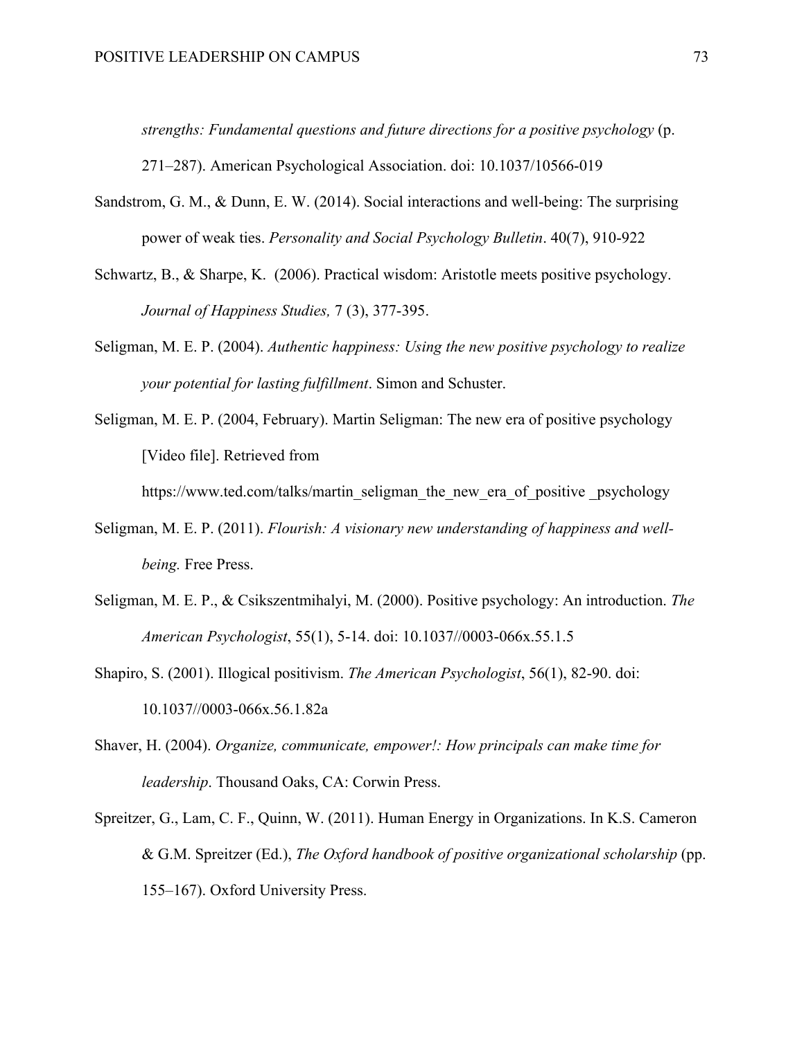*strengths: Fundamental questions and future directions for a positive psychology* (p. 271–287). American Psychological Association. doi: 10.1037/10566-019

Sandstrom, G. M., & Dunn, E. W. (2014). Social interactions and well-being: The surprising power of weak ties. *Personality and Social Psychology Bulletin*. 40(7), 910-922

Schwartz, B., & Sharpe, K. (2006). Practical wisdom: Aristotle meets positive psychology. *Journal of Happiness Studies,* 7 (3), 377-395.

Seligman, M. E. P. (2004). *Authentic happiness: Using the new positive psychology to realize your potential for lasting fulfillment*. Simon and Schuster.

Seligman, M. E. P. (2004, February). Martin Seligman: The new era of positive psychology [Video file]. Retrieved from https://www.ted.com/talks/martin_seligman_the_new_era_of_positive _psychology

Seligman, M. E. P. (2011). *Flourish: A visionary new understanding of happiness and well-being.* Free Press.

Seligman, M. E. P., & Csikszentmihalyi, M. (2000). Positive psychology: An introduction. *The American Psychologist*, 55(1), 5-14. doi: 10.1037//0003-066x.55.1.5

Shapiro, S. (2001). Illogical positivism. *The American Psychologist*, 56(1), 82-90. doi: 10.1037//0003-066x.56.1.82a

Shaver, H. (2004). *Organize, communicate, empower!: How principals can make time for leadership*. Thousand Oaks, CA: Corwin Press.

Spreitzer, G., Lam, C. F., Quinn, W. (2011). Human Energy in Organizations. In K.S. Cameron & G.M. Spreitzer (Ed.), *The Oxford handbook of positive organizational scholarship* (pp. 155–167). Oxford University Press.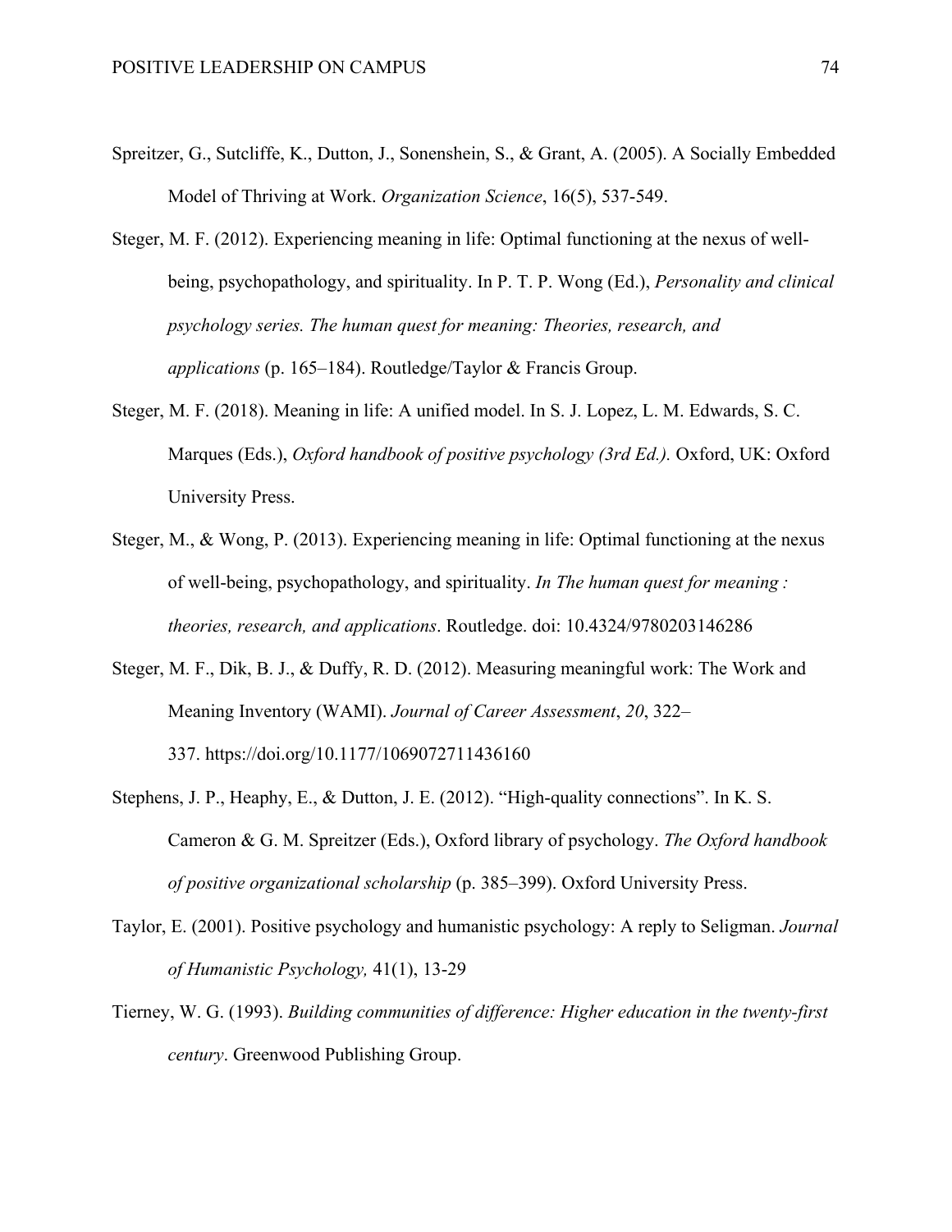Spreitzer, G., Sutcliffe, K., Dutton, J., Sonenshein, S., & Grant, A. (2005). A Socially Embedded Model of Thriving at Work. *Organization Science*, 16(5), 537-549.

Steger, M. F. (2012). Experiencing meaning in life: Optimal functioning at the nexus of well-being, psychopathology, and spirituality. In P. T. P. Wong (Ed.), *Personality and clinical psychology series. The human quest for meaning: Theories, research, and applications* (p. 165–184). Routledge/Taylor & Francis Group.

Steger, M. F. (2018). Meaning in life: A unified model. In S. J. Lopez, L. M. Edwards, S. C. Marques (Eds.), *Oxford handbook of positive psychology (3rd Ed.).* Oxford, UK: Oxford University Press.

Steger, M., & Wong, P. (2013). Experiencing meaning in life: Optimal functioning at the nexus of well-being, psychopathology, and spirituality. *In The human quest for meaning : theories, research, and applications*. Routledge. doi: 10.4324/9780203146286

Steger, M. F., Dik, B. J., & Duffy, R. D. (2012). Measuring meaningful work: The Work and Meaning Inventory (WAMI). *Journal of Career Assessment*, *20*, 322–337. https://doi.org/10.1177/1069072711436160

Stephens, J. P., Heaphy, E., & Dutton, J. E. (2012). "High-quality connections". In K. S. Cameron & G. M. Spreitzer (Eds.), Oxford library of psychology. *The Oxford handbook of positive organizational scholarship* (p. 385–399). Oxford University Press.

Taylor, E. (2001). Positive psychology and humanistic psychology: A reply to Seligman. *Journal of Humanistic Psychology,* 41(1), 13-29

Tierney, W. G. (1993). *Building communities of difference: Higher education in the twenty-first century*. Greenwood Publishing Group.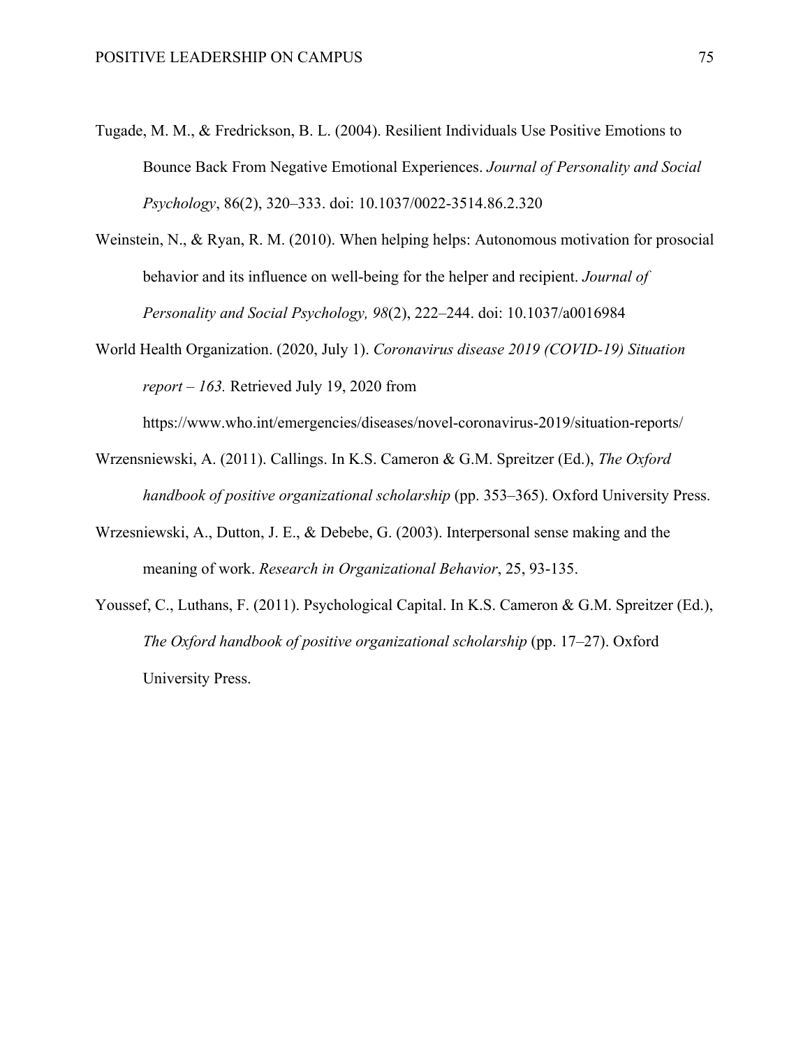Tugade, M. M., & Fredrickson, B. L. (2004). Resilient Individuals Use Positive Emotions to Bounce Back From Negative Emotional Experiences. *Journal of Personality and Social Psychology*, 86(2), 320–333. doi: 10.1037/0022-3514.86.2.320

Weinstein, N., & Ryan, R. M. (2010). When helping helps: Autonomous motivation for prosocial behavior and its influence on well-being for the helper and recipient. *Journal of Personality and Social Psychology, 98*(2), 222–244. doi: 10.1037/a0016984

World Health Organization. (2020, July 1). *Coronavirus disease 2019 (COVID-19) Situation report – 163.* Retrieved July 19, 2020 from https://www.who.int/emergencies/diseases/novel-coronavirus-2019/situation-reports/

Wrzensniewski, A. (2011). Callings. In K.S. Cameron & G.M. Spreitzer (Ed.), *The Oxford handbook of positive organizational scholarship* (pp. 353–365). Oxford University Press.

Wrzesniewski, A., Dutton, J. E., & Debebe, G. (2003). Interpersonal sense making and the meaning of work. *Research in Organizational Behavior*, 25, 93-135.

Youssef, C., Luthans, F. (2011). Psychological Capital. In K.S. Cameron & G.M. Spreitzer (Ed.), *The Oxford handbook of positive organizational scholarship* (pp. 17–27). Oxford University Press.